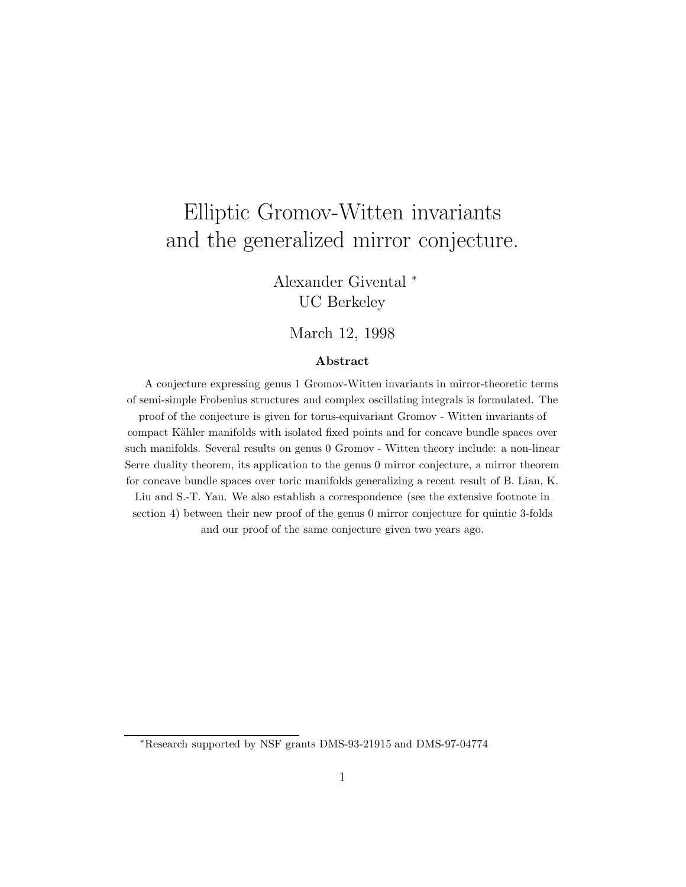# Elliptic Gromov-Witten invariants and the generalized mirror conjecture.

Alexander Givental [*]
UC Berkeley

March 12, 1998

**Abstract**

A conjecture expressing genus 1 Gromov-Witten invariants in mirror-theoretic terms of semi-simple Frobenius structures and complex oscillating integrals is formulated. The proof of the conjecture is given for torus-equivariant Gromov - Witten invariants of compact Kähler manifolds with isolated fixed points and for concave bundle spaces over such manifolds. Several results on genus 0 Gromov - Witten theory include: a non-linear Serre duality theorem, its application to the genus 0 mirror conjecture, a mirror theorem for concave bundle spaces over toric manifolds generalizing a recent result of B. Lian, K. Liu and S.-T. Yau. We also establish a correspondence (see the extensive footnote in section 4) between their new proof of the genus 0 mirror conjecture for quintic 3-folds and our proof of the same conjecture given two years ago.

[*] Research supported by NSF grants DMS-93-21915 and DMS-97-04774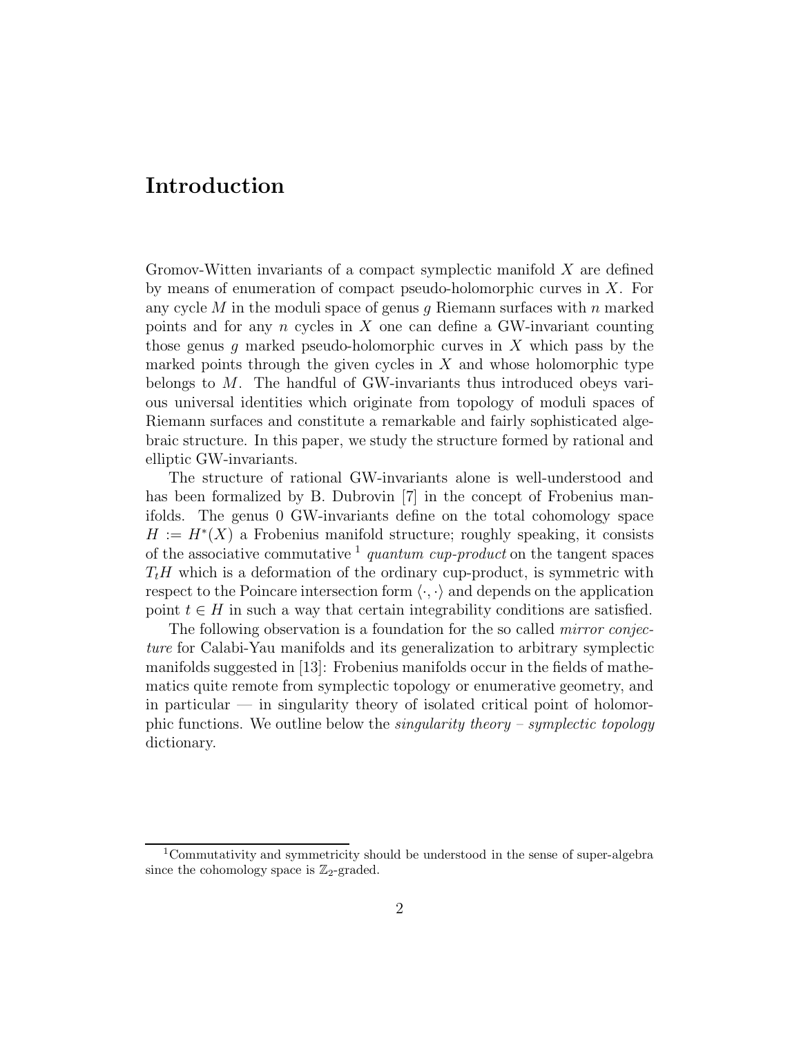# Introduction

Gromov-Witten invariants of a compact symplectic manifold $X$ are defined by means of enumeration of compact pseudo-holomorphic curves in $X$. For any cycle $M$ in the moduli space of genus $g$ Riemann surfaces with $n$ marked points and for any $n$ cycles in $X$ one can define a GW-invariant counting those genus $g$ marked pseudo-holomorphic curves in $X$ which pass by the marked points through the given cycles in $X$ and whose holomorphic type belongs to $M$. The handful of GW-invariants thus introduced obeys various universal identities which originate from topology of moduli spaces of Riemann surfaces and constitute a remarkable and fairly sophisticated algebraic structure. In this paper, we study the structure formed by rational and elliptic GW-invariants.

The structure of rational GW-invariants alone is well-understood and has been formalized by B. Dubrovin [7] in the concept of Frobenius manifolds. The genus 0 GW-invariants define on the total cohomology space $H := H^*(X)$ a Frobenius manifold structure; roughly speaking, it consists of the associative commutative [1] *quantum cup-product* on the tangent spaces $T_tH$ which is a deformation of the ordinary cup-product, is symmetric with respect to the Poincare intersection form $\langle \cdot, \cdot \rangle$ and depends on the application point $t \in H$ in such a way that certain integrability conditions are satisfied.

The following observation is a foundation for the so called *mirror conjecture* for Calabi-Yau manifolds and its generalization to arbitrary symplectic manifolds suggested in [13]: Frobenius manifolds occur in the fields of mathematics quite remote from symplectic topology or enumerative geometry, and in particular — in singularity theory of isolated critical point of holomorphic functions. We outline below the *singularity theory – symplectic topology* dictionary.

[1] Commutativity and symmetricity should be understood in the sense of super-algebra since the cohomology space is $\mathbb{Z}_2$-graded.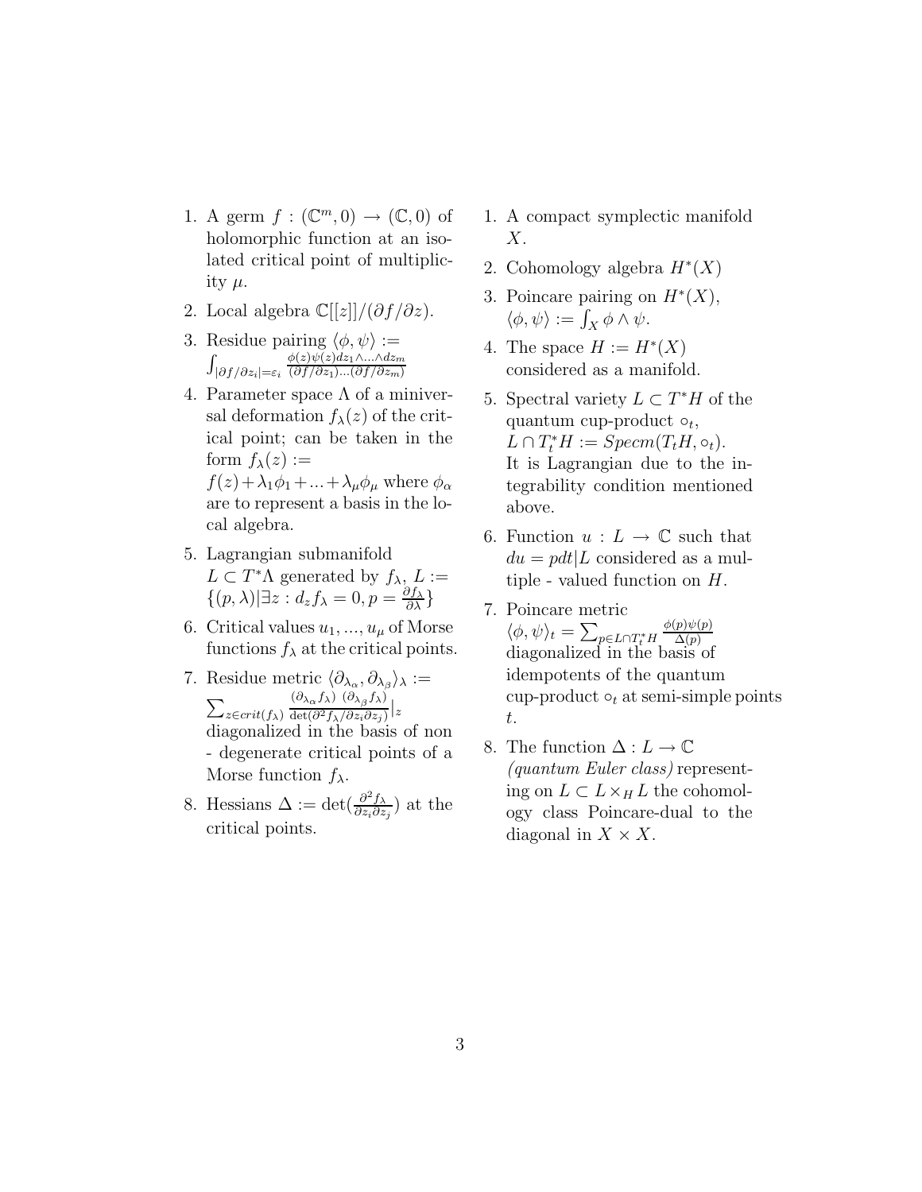1. A germ $f : (\mathbb{C}^m, 0) \to (\mathbb{C}, 0)$ of holomorphic function at an isolated critical point of multiplicity $\mu$.
2. Local algebra $\mathbb{C}[[z]]/(\partial f/\partial z)$.
3. Residue pairing $\langle \phi, \psi \rangle := \int_{|\partial f/\partial z_i|=\varepsilon_i} \frac{\phi(z)\psi(z)dz_1\wedge\ldots\wedge dz_m}{(\partial f/\partial z_1)\ldots(\partial f/\partial z_m)}$
4. Parameter space $\Lambda$ of a miniversal deformation $f_\lambda(z)$ of the critical point; can be taken in the form $f_\lambda(z) := f(z) + \lambda_1\phi_1 + \ldots + \lambda_\mu\phi_\mu$ where $\phi_\alpha$ are to represent a basis in the local algebra.
5. Lagrangian submanifold $L \subset T^*\Lambda$ generated by $f_\lambda$, $L := \{(p,\lambda) | \exists z : d_z f_\lambda = 0, p = \frac{\partial f_\lambda}{\partial \lambda}\}$
6. Critical values $u_1, \ldots, u_\mu$ of Morse functions $f_\lambda$ at the critical points.
7. Residue metric $\langle \partial_{\lambda_\alpha}, \partial_{\lambda_\beta} \rangle_\lambda := \sum_{z \in crit(f_\lambda)} \frac{(\partial_{\lambda_\alpha} f_\lambda)\ (\partial_{\lambda_\beta} f_\lambda)}{\det(\partial^2 f_\lambda/\partial z_i \partial z_j)}|_z$ diagonalized in the basis of non - degenerate critical points of a Morse function $f_\lambda$.
8. Hessians $\Delta := \det(\frac{\partial^2 f_\lambda}{\partial z_i \partial z_j})$ at the critical points.

1. A compact symplectic manifold $X$.
2. Cohomology algebra $H^*(X)$
3. Poincare pairing on $H^*(X)$, $\langle \phi, \psi \rangle := \int_X \phi \wedge \psi$.
4. The space $H := H^*(X)$ considered as a manifold.
5. Spectral variety $L \subset T^*H$ of the quantum cup-product $\circ_t$, $L \cap T_t^*H := Specm(T_tH, \circ_t)$. It is Lagrangian due to the integrability condition mentioned above.
6. Function $u : L \to \mathbb{C}$ such that $du = pdt|L$ considered as a multiple - valued function on $H$.
7. Poincare metric $\langle \phi, \psi \rangle_t = \sum_{p \in L \cap T_t^*H} \frac{\phi(p)\psi(p)}{\Delta(p)}$ diagonalized in the basis of idempotents of the quantum cup-product $\circ_t$ at semi-simple points $t$.
8. The function $\Delta : L \to \mathbb{C}$ *(quantum Euler class)* representing on $L \subset L \times_H L$ the cohomology class Poincare-dual to the diagonal in $X \times X$.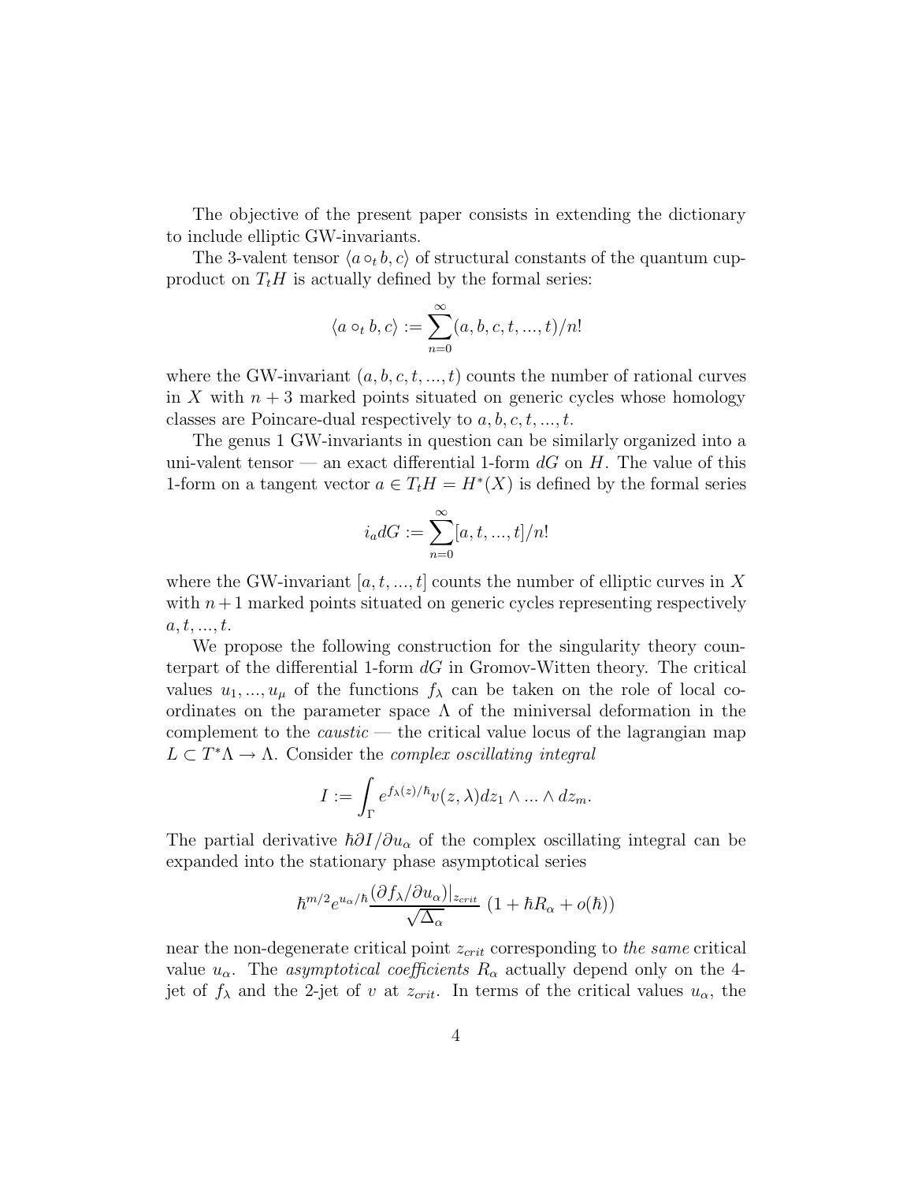The objective of the present paper consists in extending the dictionary to include elliptic GW-invariants.

The 3-valent tensor $\langle a \circ_t b, c\rangle$ of structural constants of the quantum cup-product on $T_t H$ is actually defined by the formal series:

$$\langle a \circ_t b, c\rangle := \sum_{n=0}^{\infty} (a, b, c, t, ..., t)/n!$$

where the GW-invariant $(a, b, c, t, ..., t)$ counts the number of rational curves in $X$ with $n+3$ marked points situated on generic cycles whose homology classes are Poincare-dual respectively to $a, b, c, t, ..., t$.

The genus 1 GW-invariants in question can be similarly organized into a uni-valent tensor — an exact differential 1-form $dG$ on $H$. The value of this 1-form on a tangent vector $a \in T_t H = H^*(X)$ is defined by the formal series

$$i_a dG := \sum_{n=0}^{\infty} [a, t, ..., t]/n!$$

where the GW-invariant $[a, t, ..., t]$ counts the number of elliptic curves in $X$ with $n+1$ marked points situated on generic cycles representing respectively $a, t, ..., t$.

We propose the following construction for the singularity theory counterpart of the differential 1-form $dG$ in Gromov-Witten theory. The critical values $u_1, ..., u_\mu$ of the functions $f_\lambda$ can be taken on the role of local coordinates on the parameter space $\Lambda$ of the miniversal deformation in the complement to the *caustic* — the critical value locus of the lagrangian map $L \subset T^*\Lambda \to \Lambda$. Consider the *complex oscillating integral*

$$I := \int_\Gamma e^{f_\lambda(z)/\hbar} v(z, \lambda) dz_1 \wedge ... \wedge dz_m.$$

The partial derivative $\hbar \partial I/\partial u_\alpha$ of the complex oscillating integral can be expanded into the stationary phase asymptotical series

$$\hbar^{m/2} e^{u_\alpha/\hbar} \frac{(\partial f_\lambda/\partial u_\alpha)|_{z_{crit}}}{\sqrt{\Delta_\alpha}} \, (1 + \hbar R_\alpha + o(\hbar))$$

near the non-degenerate critical point $z_{crit}$ corresponding to *the same* critical value $u_\alpha$. The *asymptotical coefficients* $R_\alpha$ actually depend only on the 4-jet of $f_\lambda$ and the 2-jet of $v$ at $z_{crit}$. In terms of the critical values $u_\alpha$, the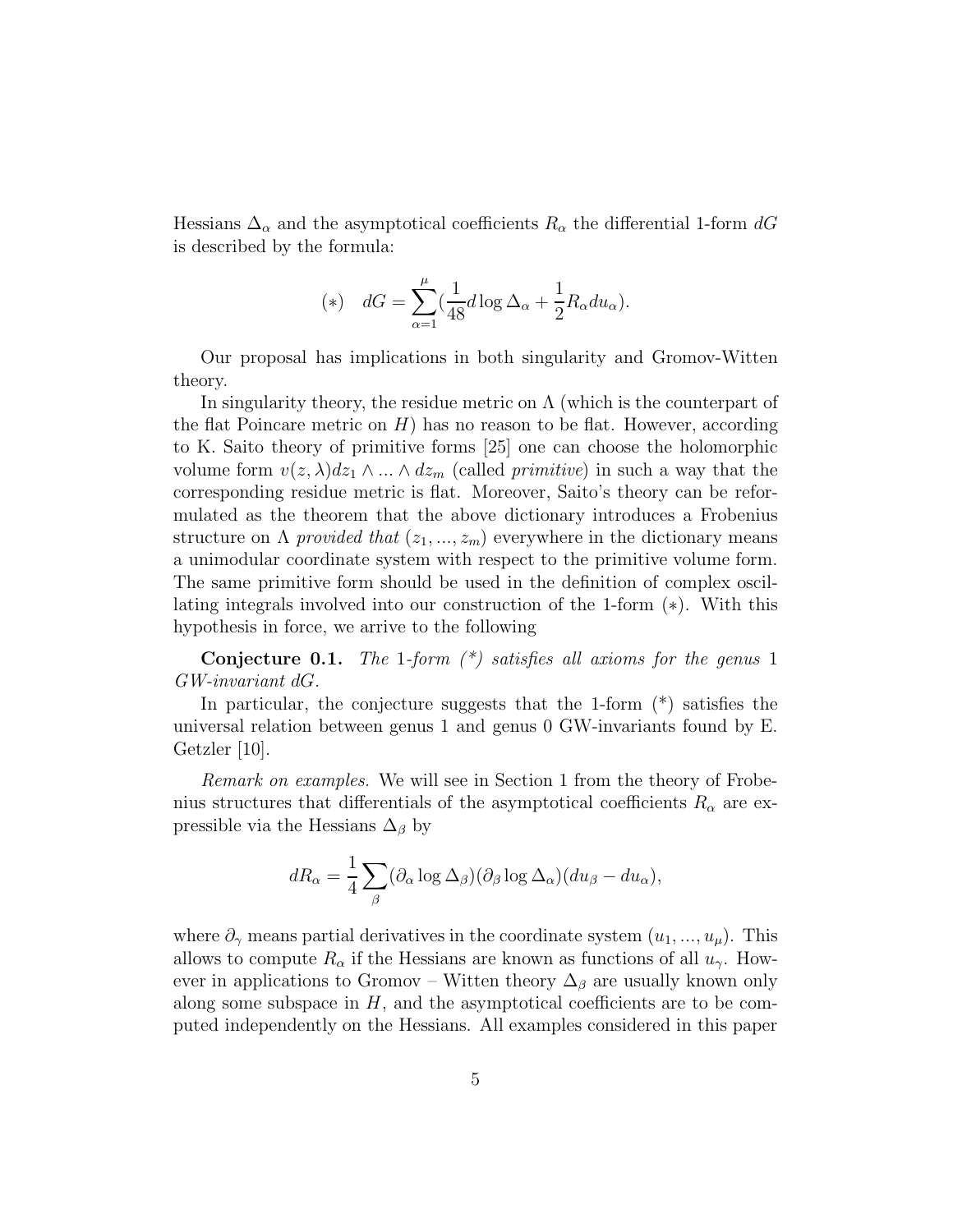Hessians $\Delta_\alpha$ and the asymptotical coefficients $R_\alpha$ the differential 1-form $dG$ is described by the formula:

$$(*) \quad dG = \sum_{\alpha=1}^{\mu} \left(\frac{1}{48} d\log\Delta_\alpha + \frac{1}{2} R_\alpha du_\alpha\right).$$

Our proposal has implications in both singularity and Gromov-Witten theory.

In singularity theory, the residue metric on $\Lambda$ (which is the counterpart of the flat Poincare metric on $H$) has no reason to be flat. However, according to K. Saito theory of primitive forms [25] one can choose the holomorphic volume form $v(z,\lambda)dz_1 \wedge ... \wedge dz_m$ (called *primitive*) in such a way that the corresponding residue metric is flat. Moreover, Saito's theory can be reformulated as the theorem that the above dictionary introduces a Frobenius structure on $\Lambda$ *provided that* $(z_1, ..., z_m)$ everywhere in the dictionary means a unimodular coordinate system with respect to the primitive volume form. The same primitive form should be used in the definition of complex oscillating integrals involved into our construction of the 1-form $(*)$. With this hypothesis in force, we arrive to the following

**Conjecture 0.1.** *The* 1*-form (\*) satisfies all axioms for the genus* 1 *GW-invariant dG.*

In particular, the conjecture suggests that the 1-form (*) satisfies the universal relation between genus 1 and genus 0 GW-invariants found by E. Getzler [10].

*Remark on examples.* We will see in Section 1 from the theory of Frobenius structures that differentials of the asymptotical coefficients $R_\alpha$ are expressible via the Hessians $\Delta_\beta$ by

$$dR_\alpha = \frac{1}{4}\sum_\beta (\partial_\alpha \log\Delta_\beta)(\partial_\beta \log\Delta_\alpha)(du_\beta - du_\alpha),$$

where $\partial_\gamma$ means partial derivatives in the coordinate system $(u_1, ..., u_\mu)$. This allows to compute $R_\alpha$ if the Hessians are known as functions of all $u_\gamma$. However in applications to Gromov – Witten theory $\Delta_\beta$ are usually known only along some subspace in $H$, and the asymptotical coefficients are to be computed independently on the Hessians. All examples considered in this paper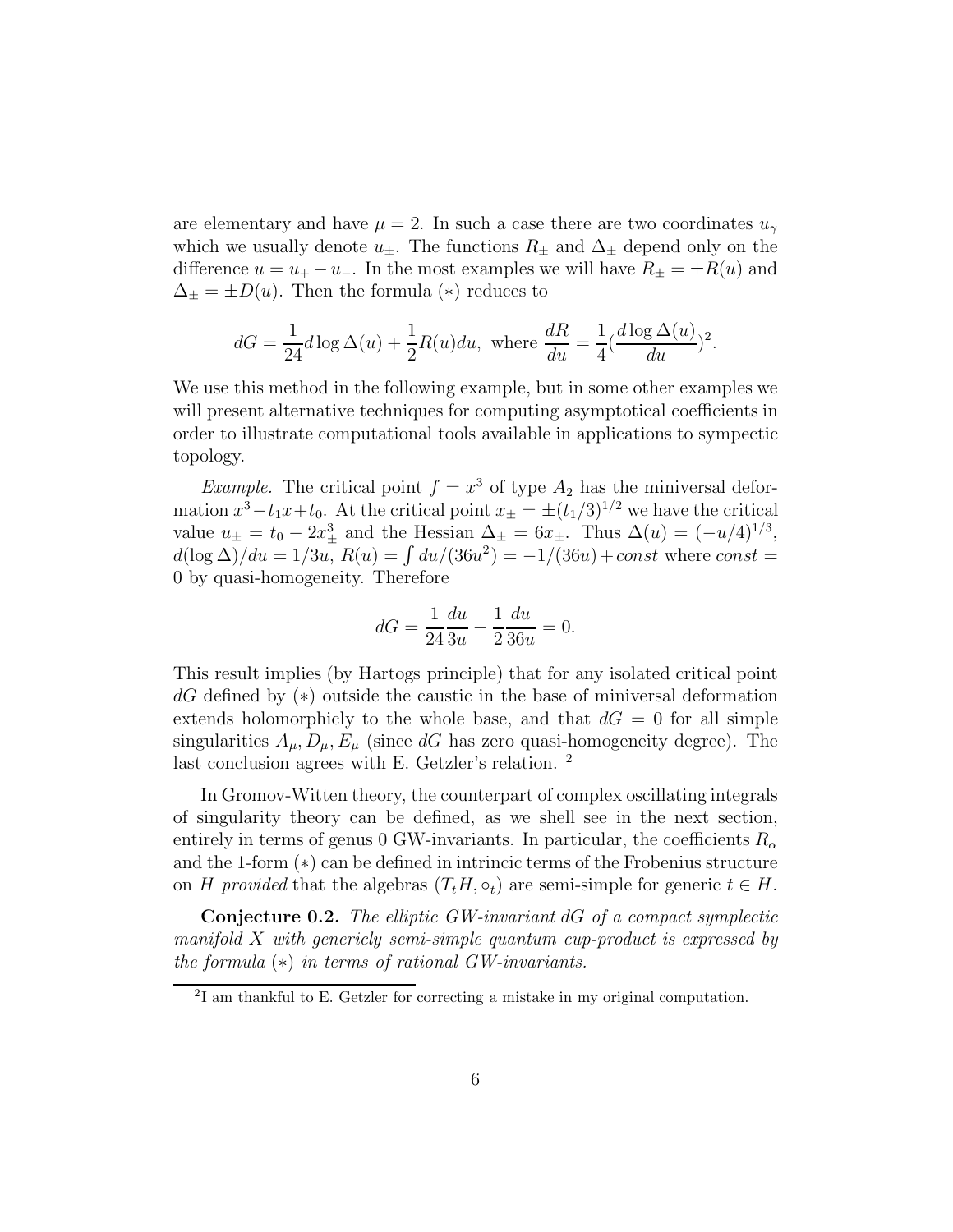are elementary and have $\mu = 2$. In such a case there are two coordinates $u_\gamma$ which we usually denote $u_\pm$. The functions $R_\pm$ and $\Delta_\pm$ depend only on the difference $u = u_+ - u_-$. In the most examples we will have $R_\pm = \pm R(u)$ and $\Delta_\pm = \pm D(u)$. Then the formula $(*)$ reduces to

$$dG = \frac{1}{24} d\log\Delta(u) + \frac{1}{2}R(u)du, \text{ where } \frac{dR}{du} = \frac{1}{4}(\frac{d\log\Delta(u)}{du})^2.$$

We use this method in the following example, but in some other examples we will present alternative techniques for computing asymptotical coefficients in order to illustrate computational tools available in applications to sympectic topology.

*Example.* The critical point $f = x^3$ of type $A_2$ has the miniversal deformation $x^3 - t_1 x + t_0$. At the critical point $x_\pm = \pm(t_1/3)^{1/2}$ we have the critical value $u_\pm = t_0 - 2x_\pm^3$ and the Hessian $\Delta_\pm = 6x_\pm$. Thus $\Delta(u) = (-u/4)^{1/3}$, $d(\log\Delta)/du = 1/3u$, $R(u) = \int du/(36u^2) = -1/(36u) + const$ where $const = 0$ by quasi-homogeneity. Therefore

$$dG = \frac{1}{24}\frac{du}{3u} - \frac{1}{2}\frac{du}{36u} = 0.$$

This result implies (by Hartogs principle) that for any isolated critical point $dG$ defined by $(*)$ outside the caustic in the base of miniversal deformation extends holomorphicly to the whole base, and that $dG = 0$ for all simple singularities $A_\mu, D_\mu, E_\mu$ (since $dG$ has zero quasi-homogeneity degree). The last conclusion agrees with E. Getzler's relation. [2]

In Gromov-Witten theory, the counterpart of complex oscillating integrals of singularity theory can be defined, as we shell see in the next section, entirely in terms of genus 0 GW-invariants. In particular, the coefficients $R_\alpha$ and the 1-form $(*)$ can be defined in intrincic terms of the Frobenius structure on $H$ *provided* that the algebras $(T_t H, \circ_t)$ are semi-simple for generic $t \in H$.

**Conjecture 0.2.** *The elliptic GW-invariant $dG$ of a compact symplectic manifold $X$ with genericly semi-simple quantum cup-product is expressed by the formula $(*)$ in terms of rational GW-invariants.*

[2] I am thankful to E. Getzler for correcting a mistake in my original computation.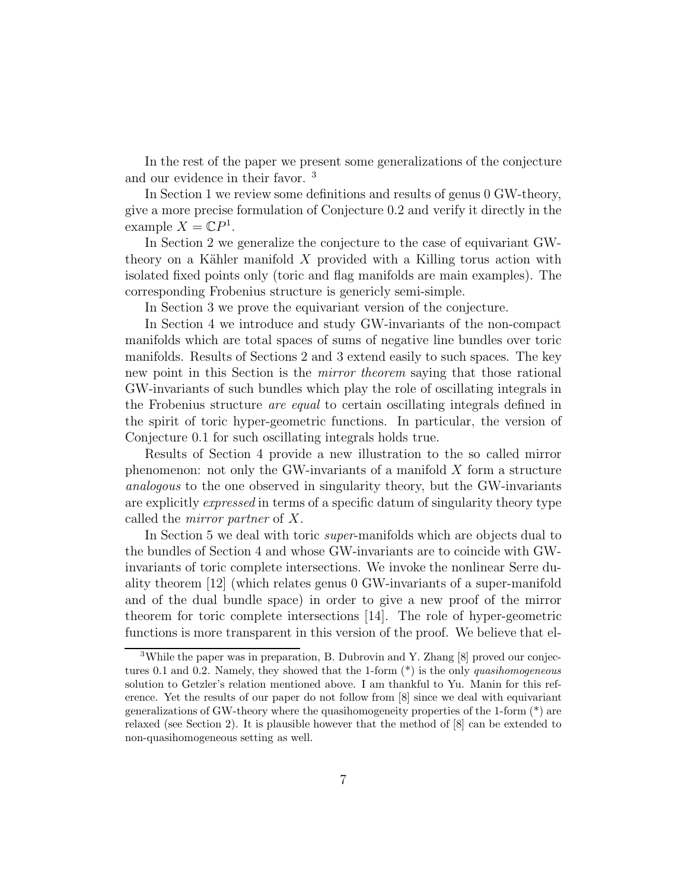In the rest of the paper we present some generalizations of the conjecture and our evidence in their favor. [3]

In Section 1 we review some definitions and results of genus 0 GW-theory, give a more precise formulation of Conjecture 0.2 and verify it directly in the example $X = \mathbb{C}P^1$.

In Section 2 we generalize the conjecture to the case of equivariant GW-theory on a Kähler manifold $X$ provided with a Killing torus action with isolated fixed points only (toric and flag manifolds are main examples). The corresponding Frobenius structure is genericly semi-simple.

In Section 3 we prove the equivariant version of the conjecture.

In Section 4 we introduce and study GW-invariants of the non-compact manifolds which are total spaces of sums of negative line bundles over toric manifolds. Results of Sections 2 and 3 extend easily to such spaces. The key new point in this Section is the *mirror theorem* saying that those rational GW-invariants of such bundles which play the role of oscillating integrals in the Frobenius structure *are equal* to certain oscillating integrals defined in the spirit of toric hyper-geometric functions. In particular, the version of Conjecture 0.1 for such oscillating integrals holds true.

Results of Section 4 provide a new illustration to the so called mirror phenomenon: not only the GW-invariants of a manifold $X$ form a structure *analogous* to the one observed in singularity theory, but the GW-invariants are explicitly *expressed* in terms of a specific datum of singularity theory type called the *mirror partner* of $X$.

In Section 5 we deal with toric *super*-manifolds which are objects dual to the bundles of Section 4 and whose GW-invariants are to coincide with GW-invariants of toric complete intersections. We invoke the nonlinear Serre duality theorem [12] (which relates genus 0 GW-invariants of a super-manifold and of the dual bundle space) in order to give a new proof of the mirror theorem for toric complete intersections [14]. The role of hyper-geometric functions is more transparent in this version of the proof. We believe that el-

[3] While the paper was in preparation, B. Dubrovin and Y. Zhang [8] proved our conjectures 0.1 and 0.2. Namely, they showed that the 1-form (*) is the only *quasihomogeneous* solution to Getzler's relation mentioned above. I am thankful to Yu. Manin for this reference. Yet the results of our paper do not follow from [8] since we deal with equivariant generalizations of GW-theory where the quasihomogeneity properties of the 1-form (*) are relaxed (see Section 2). It is plausible however that the method of [8] can be extended to non-quasihomogeneous setting as well.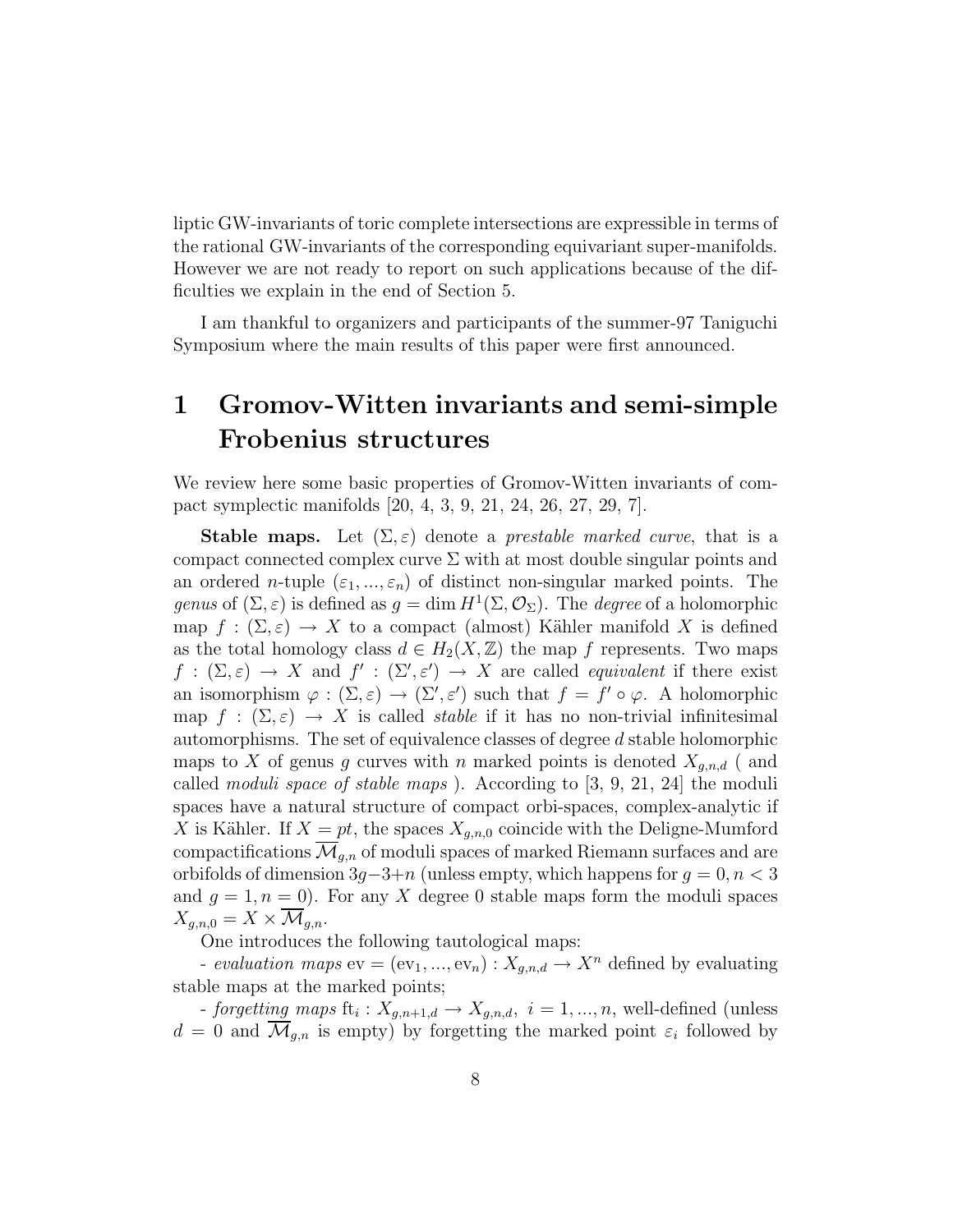liptic GW-invariants of toric complete intersections are expressible in terms of the rational GW-invariants of the corresponding equivariant super-manifolds. However we are not ready to report on such applications because of the difficulties we explain in the end of Section 5.

I am thankful to organizers and participants of the summer-97 Taniguchi Symposium where the main results of this paper were first announced.

# 1 Gromov-Witten invariants and semi-simple Frobenius structures

We review here some basic properties of Gromov-Witten invariants of compact symplectic manifolds [20, 4, 3, 9, 21, 24, 26, 27, 29, 7].

**Stable maps.** Let $(\Sigma, \varepsilon)$ denote a *prestable marked curve*, that is a compact connected complex curve $\Sigma$ with at most double singular points and an ordered $n$-tuple $(\varepsilon_1, ..., \varepsilon_n)$ of distinct non-singular marked points. The *genus* of $(\Sigma, \varepsilon)$ is defined as $g = \dim H^1(\Sigma, \mathcal{O}_\Sigma)$. The *degree* of a holomorphic map $f : (\Sigma, \varepsilon) \to X$ to a compact (almost) Kähler manifold $X$ is defined as the total homology class $d \in H_2(X, \mathbb{Z})$ the map $f$ represents. Two maps $f : (\Sigma, \varepsilon) \to X$ and $f' : (\Sigma', \varepsilon') \to X$ are called *equivalent* if there exist an isomorphism $\varphi : (\Sigma, \varepsilon) \to (\Sigma', \varepsilon')$ such that $f = f' \circ \varphi$. A holomorphic map $f : (\Sigma, \varepsilon) \to X$ is called *stable* if it has no non-trivial infinitesimal automorphisms. The set of equivalence classes of degree $d$ stable holomorphic maps to $X$ of genus $g$ curves with $n$ marked points is denoted $X_{g,n,d}$ ( and called *moduli space of stable maps* ). According to [3, 9, 21, 24] the moduli spaces have a natural structure of compact orbi-spaces, complex-analytic if $X$ is Kähler. If $X = pt$, the spaces $X_{g,n,0}$ coincide with the Deligne-Mumford compactifications $\overline{\mathcal{M}}_{g,n}$ of moduli spaces of marked Riemann surfaces and are orbifolds of dimension $3g-3+n$ (unless empty, which happens for $g = 0, n < 3$ and $g = 1, n = 0$). For any $X$ degree 0 stable maps form the moduli spaces $X_{g,n,0} = X \times \overline{\mathcal{M}}_{g,n}$.

One introduces the following tautological maps:

- *evaluation maps* $\mathrm{ev} = (\mathrm{ev}_1, ..., \mathrm{ev}_n) : X_{g,n,d} \to X^n$ defined by evaluating stable maps at the marked points;

- *forgetting maps* $\mathrm{ft}_i : X_{g,n+1,d} \to X_{g,n,d},\ i = 1, ..., n$, well-defined (unless $d = 0$ and $\overline{\mathcal{M}}_{g,n}$ is empty) by forgetting the marked point $\varepsilon_i$ followed by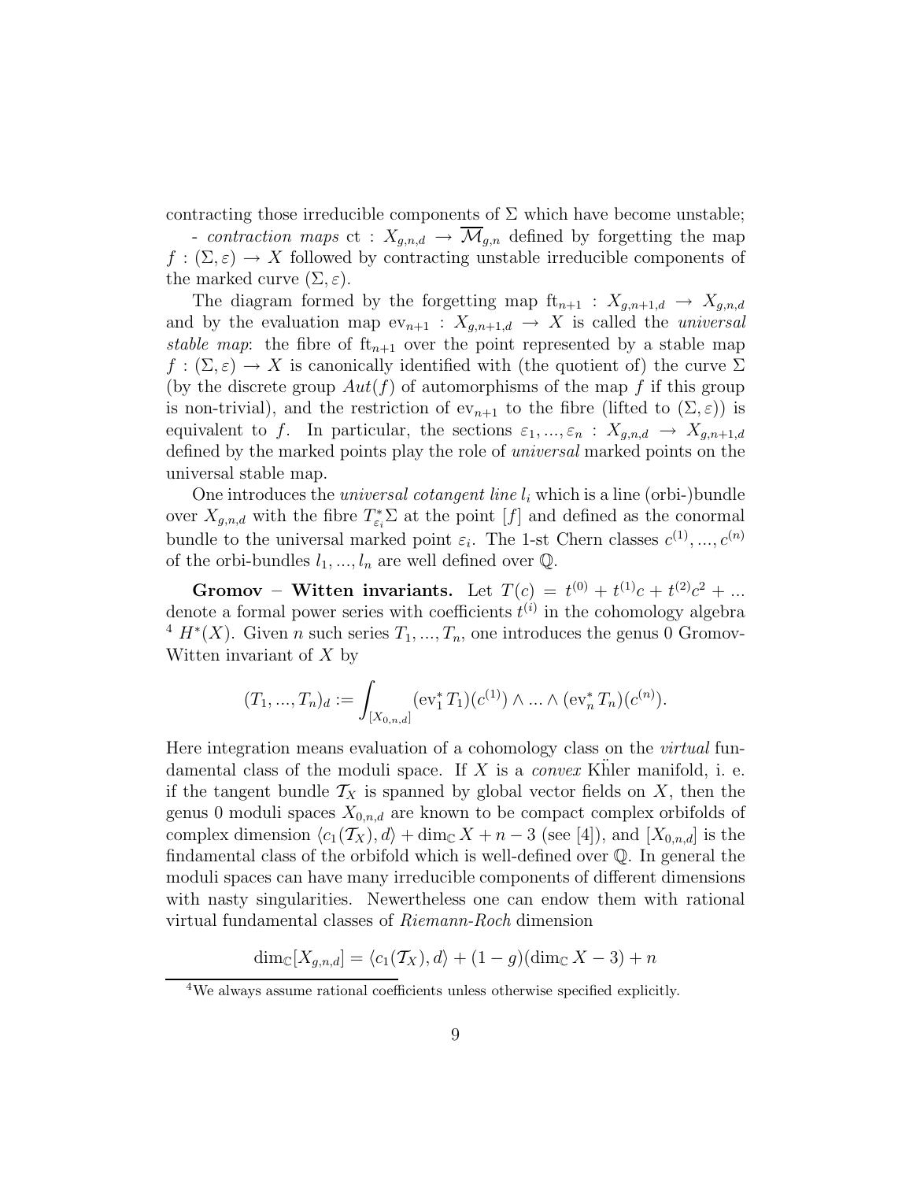contracting those irreducible components of $\Sigma$ which have become unstable;

- *contraction maps* ct : $X_{g,n,d} \to \overline{\mathcal{M}}_{g,n}$ defined by forgetting the map $f : (\Sigma, \varepsilon) \to X$ followed by contracting unstable irreducible components of the marked curve $(\Sigma, \varepsilon)$.

The diagram formed by the forgetting map $\mathrm{ft}_{n+1} : X_{g,n+1,d} \to X_{g,n,d}$ and by the evaluation map $\mathrm{ev}_{n+1} : X_{g,n+1,d} \to X$ is called the *universal stable map*: the fibre of $\mathrm{ft}_{n+1}$ over the point represented by a stable map $f : (\Sigma, \varepsilon) \to X$ is canonically identified with (the quotient of) the curve $\Sigma$ (by the discrete group $Aut(f)$ of automorphisms of the map $f$ if this group is non-trivial), and the restriction of $\mathrm{ev}_{n+1}$ to the fibre (lifted to $(\Sigma, \varepsilon)$) is equivalent to $f$. In particular, the sections $\varepsilon_1, ..., \varepsilon_n : X_{g,n,d} \to X_{g,n+1,d}$ defined by the marked points play the role of *universal* marked points on the universal stable map.

One introduces the *universal cotangent line* $l_i$ which is a line (orbi-)bundle over $X_{g,n,d}$ with the fibre $T^*_{\varepsilon_i}\Sigma$ at the point $[f]$ and defined as the conormal bundle to the universal marked point $\varepsilon_i$. The 1-st Chern classes $c^{(1)}, ..., c^{(n)}$ of the orbi-bundles $l_1, ..., l_n$ are well defined over $\mathbb{Q}$.

**Gromov – Witten invariants.** Let $T(c) = t^{(0)} + t^{(1)}c + t^{(2)}c^2 + ...$ denote a formal power series with coefficients $t^{(i)}$ in the cohomology algebra [4] $H^*(X)$. Given $n$ such series $T_1, ..., T_n$, one introduces the genus 0 Gromov-Witten invariant of $X$ by

$$(T_1, ..., T_n)_d := \int_{[X_{0,n,d}]} (\mathrm{ev}_1^* T_1)(c^{(1)}) \wedge ... \wedge (\mathrm{ev}_n^* T_n)(c^{(n)}).$$

Here integration means evaluation of a cohomology class on the *virtual* fundamental class of the moduli space. If $X$ is a *convex* Kähler manifold, i. e. if the tangent bundle $\mathcal{T}_X$ is spanned by global vector fields on $X$, then the genus 0 moduli spaces $X_{0,n,d}$ are known to be compact complex orbifolds of complex dimension $\langle c_1(\mathcal{T}_X), d\rangle + \dim_{\mathbb{C}} X + n - 3$ (see [4]), and $[X_{0,n,d}]$ is the findamental class of the orbifold which is well-defined over $\mathbb{Q}$. In general the moduli spaces can have many irreducible components of different dimensions with nasty singularities. Newertheless one can endow them with rational virtual fundamental classes of *Riemann-Roch* dimension

$$\dim_{\mathbb{C}}[X_{g,n,d}] = \langle c_1(\mathcal{T}_X), d\rangle + (1-g)(\dim_{\mathbb{C}} X - 3) + n$$

[4] We always assume rational coefficients unless otherwise specified explicitly.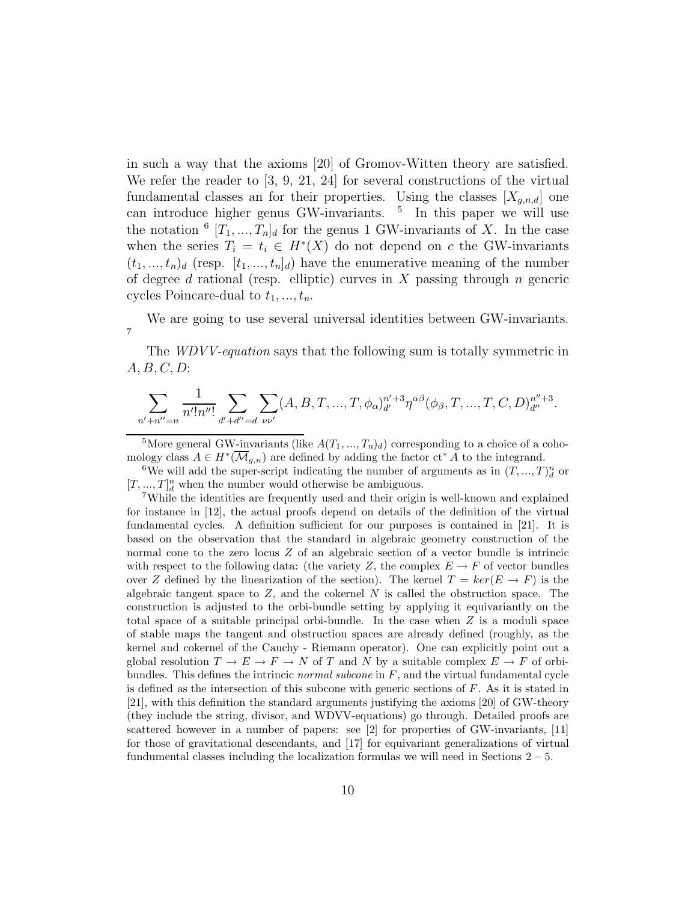in such a way that the axioms [20] of Gromov-Witten theory are satisfied. We refer the reader to [3, 9, 21, 24] for several constructions of the virtual fundamental classes an for their properties. Using the classes $[X_{g,n,d}]$ one can introduce higher genus GW-invariants. [5] In this paper we will use the notation [6] $[T_1, ..., T_n]_d$ for the genus 1 GW-invariants of $X$. In the case when the series $T_i = t_i \in H^*(X)$ do not depend on $c$ the GW-invariants $(t_1, ..., t_n)_d$ (resp. $[t_1, ..., t_n]_d$) have the enumerative meaning of the number of degree $d$ rational (resp. elliptic) curves in $X$ passing through $n$ generic cycles Poincare-dual to $t_1, ..., t_n$.

We are going to use several universal identities between GW-invariants. [7]

The *WDVV-equation* says that the following sum is totally symmetric in $A, B, C, D$:

$$\sum_{n'+n''=n} \frac{1}{n'!n''!} \sum_{d'+d''=d} \sum_{\nu\nu'} (A, B, T, ..., T, \phi_\alpha)^{n'+3}_{d'} \eta^{\alpha\beta} (\phi_\beta, T, ..., T, C, D)^{n''+3}_{d''}.$$

---

[5] More general GW-invariants (like $A(T_1, ..., T_n)_d$) corresponding to a choice of a cohomology class $A \in H^*(\overline{\mathcal{M}}_{g,n})$ are defined by adding the factor $\mathrm{ct}^* A$ to the integrand.

[6] We will add the super-script indicating the number of arguments as in $(T, ..., T)^n_d$ or $[T, ..., T]^n_d$ when the number would otherwise be ambiguous.

[7] While the identities are frequently used and their origin is well-known and explained for instance in [12], the actual proofs depend on details of the definition of the virtual fundamental cycles. A definition sufficient for our purposes is contained in [21]. It is based on the observation that the standard in algebraic geometry construction of the normal cone to the zero locus $Z$ of an algebraic section of a vector bundle is intrincic with respect to the following data: (the variety $Z$, the complex $E \to F$ of vector bundles over $Z$ defined by the linearization of the section). The kernel $T = ker(E \to F)$ is the algebraic tangent space to $Z$, and the cokernel $N$ is called the obstruction space. The construction is adjusted to the orbi-bundle setting by applying it equivariantly on the total space of a suitable principal orbi-bundle. In the case when $Z$ is a moduli space of stable maps the tangent and obstruction spaces are already defined (roughly, as the kernel and cokernel of the Cauchy - Riemann operator). One can explicitly point out a global resolution $T \to E \to F \to N$ of $T$ and $N$ by a suitable complex $E \to F$ of orbi-bundles. This defines the intrincic *normal subcone* in $F$, and the virtual fundamental cycle is defined as the intersection of this subcone with generic sections of $F$. As it is stated in [21], with this definition the standard arguments justifying the axioms [20] of GW-theory (they include the string, divisor, and WDVV-equations) go through. Detailed proofs are scattered however in a number of papers: see [2] for properties of GW-invariants, [11] for those of gravitational descendants, and [17] for equivariant generalizations of virtual fundumental classes including the localization formulas we will need in Sections 2 – 5.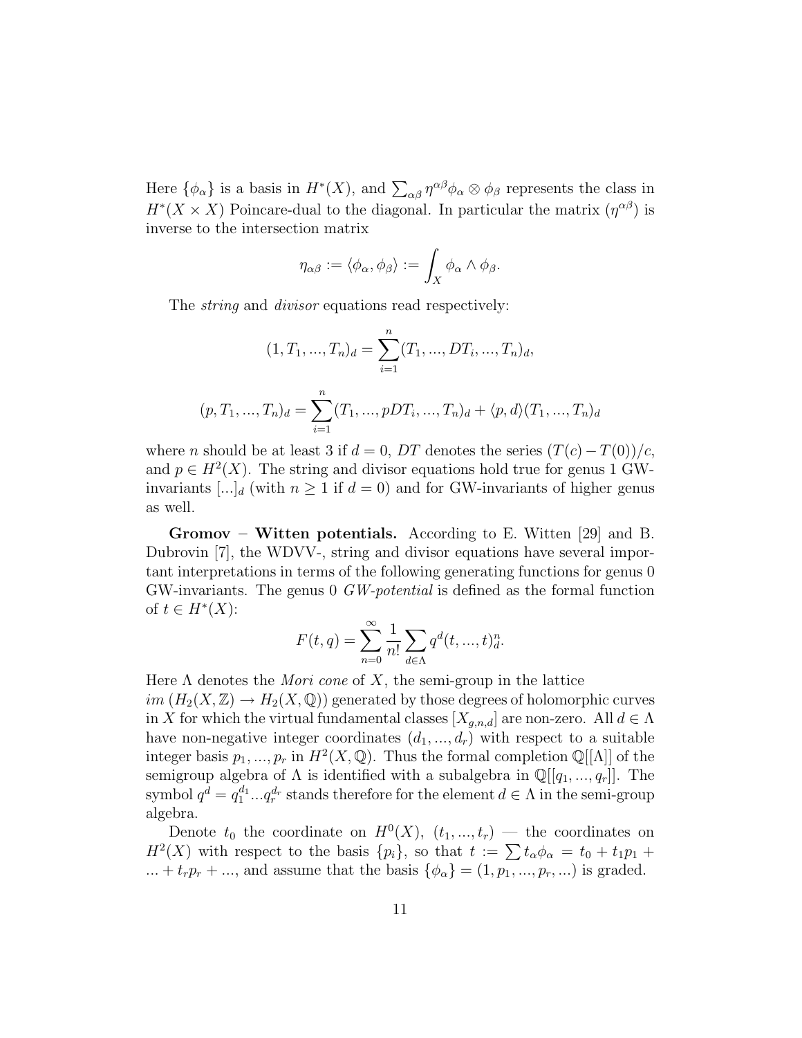Here $\{\phi_\alpha\}$ is a basis in $H^*(X)$, and $\sum_{\alpha\beta} \eta^{\alpha\beta}\phi_\alpha \otimes \phi_\beta$ represents the class in $H^*(X \times X)$ Poincare-dual to the diagonal. In particular the matrix $(\eta^{\alpha\beta})$ is inverse to the intersection matrix

$$\eta_{\alpha\beta} := \langle \phi_\alpha, \phi_\beta \rangle := \int_X \phi_\alpha \wedge \phi_\beta.$$

The *string* and *divisor* equations read respectively:

$$(1, T_1, ..., T_n)_d = \sum_{i=1}^n (T_1, ..., DT_i, ..., T_n)_d,$$

$$(p, T_1, ..., T_n)_d = \sum_{i=1}^n (T_1, ..., pDT_i, ..., T_n)_d + \langle p, d\rangle (T_1, ..., T_n)_d$$

where $n$ should be at least 3 if $d = 0$, $DT$ denotes the series $(T(c) - T(0))/c$, and $p \in H^2(X)$. The string and divisor equations hold true for genus 1 GW-invariants $[...]_d$ (with $n \geq 1$ if $d = 0$) and for GW-invariants of higher genus as well.

**Gromov – Witten potentials.** According to E. Witten [29] and B. Dubrovin [7], the WDVV-, string and divisor equations have several important interpretations in terms of the following generating functions for genus 0 GW-invariants. The genus 0 *GW-potential* is defined as the formal function of $t \in H^*(X)$:

$$F(t, q) = \sum_{n=0}^{\infty} \frac{1}{n!} \sum_{d \in \Lambda} q^d (t, ..., t)_d^n.$$

Here $\Lambda$ denotes the *Mori cone* of $X$, the semi-group in the lattice $im\,(H_2(X, \mathbb{Z}) \to H_2(X, \mathbb{Q}))$ generated by those degrees of holomorphic curves in $X$ for which the virtual fundamental classes $[X_{g,n,d}]$ are non-zero. All $d \in \Lambda$ have non-negative integer coordinates $(d_1, ..., d_r)$ with respect to a suitable integer basis $p_1, ..., p_r$ in $H^2(X, \mathbb{Q})$. Thus the formal completion $\mathbb{Q}[[\Lambda]]$ of the semigroup algebra of $\Lambda$ is identified with a subalgebra in $\mathbb{Q}[[q_1, ..., q_r]]$. The symbol $q^d = q_1^{d_1} ... q_r^{d_r}$ stands therefore for the element $d \in \Lambda$ in the semi-group algebra.

Denote $t_0$ the coordinate on $H^0(X)$, $(t_1, ..., t_r)$ — the coordinates on $H^2(X)$ with respect to the basis $\{p_i\}$, so that $t := \sum t_\alpha \phi_\alpha = t_0 + t_1 p_1 + ... + t_r p_r + ...$, and assume that the basis $\{\phi_\alpha\} = (1, p_1, ..., p_r, ...)$ is graded.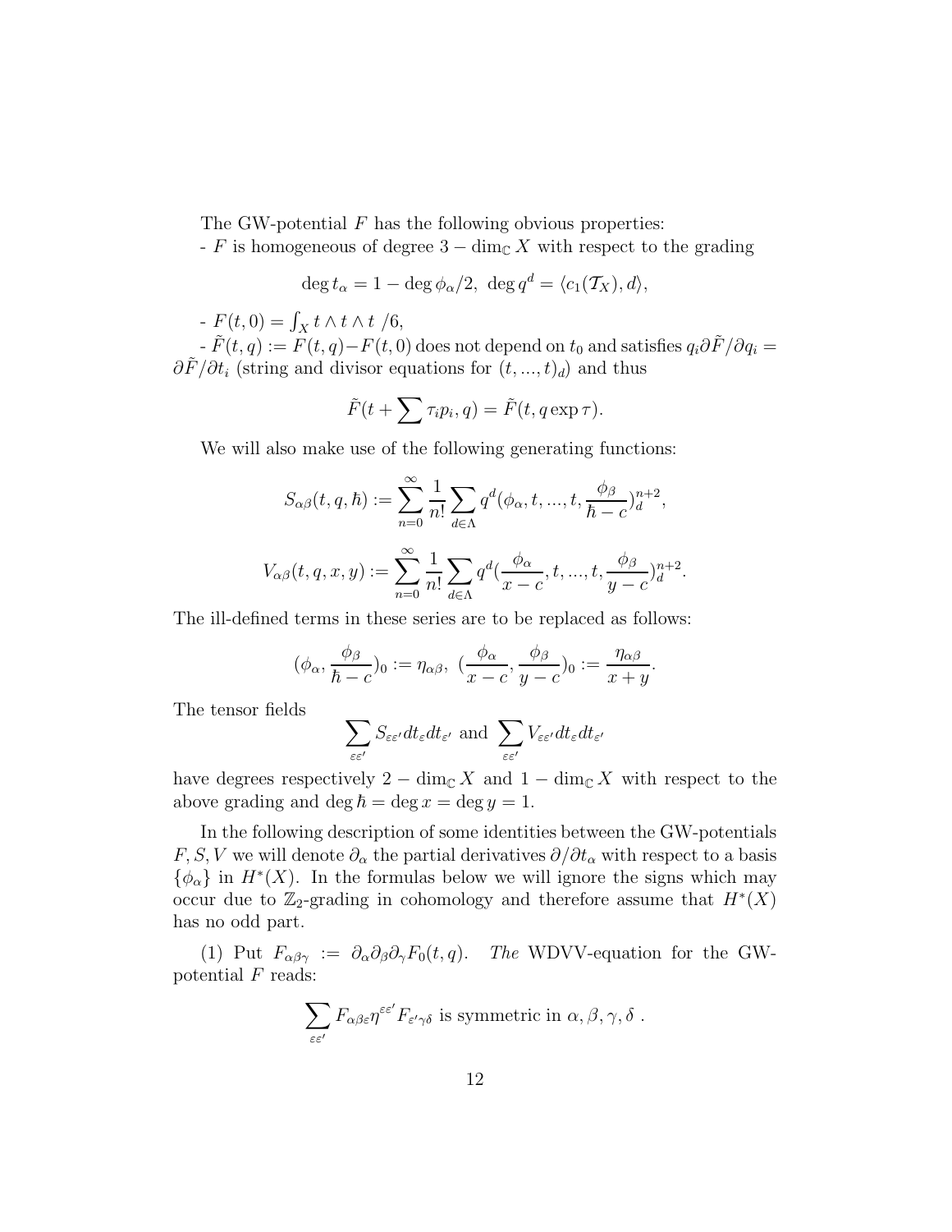The GW-potential $F$ has the following obvious properties:

- $F$ is homogeneous of degree $3 - \dim_{\mathbb{C}} X$ with respect to the grading

$$\deg t_\alpha = 1 - \deg \phi_\alpha/2, \ \deg q^d = \langle c_1(\mathcal{T}_X), d \rangle,$$

- $F(t,0) = \int_X t \wedge t \wedge t \ /6$,

- $\tilde{F}(t,q) := F(t,q) - F(t,0)$ does not depend on $t_0$ and satisfies $q_i \partial \tilde{F}/\partial q_i = \partial \tilde{F}/\partial t_i$ (string and divisor equations for $(t,...,t)_d$) and thus

$$\tilde{F}(t + \sum \tau_i p_i, q) = \tilde{F}(t, q \exp \tau).$$

We will also make use of the following generating functions:

$$S_{\alpha\beta}(t,q,\hbar) := \sum_{n=0}^{\infty} \frac{1}{n!} \sum_{d \in \Lambda} q^d (\phi_\alpha, t, ..., t, \frac{\phi_\beta}{\hbar - c})_d^{n+2},$$

$$V_{\alpha\beta}(t,q,x,y) := \sum_{n=0}^{\infty} \frac{1}{n!} \sum_{d \in \Lambda} q^d (\frac{\phi_\alpha}{x - c}, t, ..., t, \frac{\phi_\beta}{y - c})_d^{n+2}.$$

The ill-defined terms in these series are to be replaced as follows:

$$(\phi_\alpha, \frac{\phi_\beta}{\hbar - c})_0 := \eta_{\alpha\beta}, \ (\frac{\phi_\alpha}{x - c}, \frac{\phi_\beta}{y - c})_0 := \frac{\eta_{\alpha\beta}}{x + y}.$$

The tensor fields

$$\sum_{\varepsilon\varepsilon'} S_{\varepsilon\varepsilon'} dt_\varepsilon dt_{\varepsilon'} \text{ and } \sum_{\varepsilon\varepsilon'} V_{\varepsilon\varepsilon'} dt_\varepsilon dt_{\varepsilon'}$$

have degrees respectively $2 - \dim_{\mathbb{C}} X$ and $1 - \dim_{\mathbb{C}} X$ with respect to the above grading and $\deg \hbar = \deg x = \deg y = 1$.

In the following description of some identities between the GW-potentials $F, S, V$ we will denote $\partial_\alpha$ the partial derivatives $\partial/\partial t_\alpha$ with respect to a basis $\{\phi_\alpha\}$ in $H^*(X)$. In the formulas below we will ignore the signs which may occur due to $\mathbb{Z}_2$-grading in cohomology and therefore assume that $H^*(X)$ has no odd part.

(1) Put $F_{\alpha\beta\gamma} := \partial_\alpha \partial_\beta \partial_\gamma F_0(t,q)$. *The* WDVV-equation for the GW-potential $F$ reads:

$$\sum_{\varepsilon\varepsilon'} F_{\alpha\beta\varepsilon} \eta^{\varepsilon\varepsilon'} F_{\varepsilon'\gamma\delta} \text{ is symmetric in } \alpha, \beta, \gamma, \delta \ .$$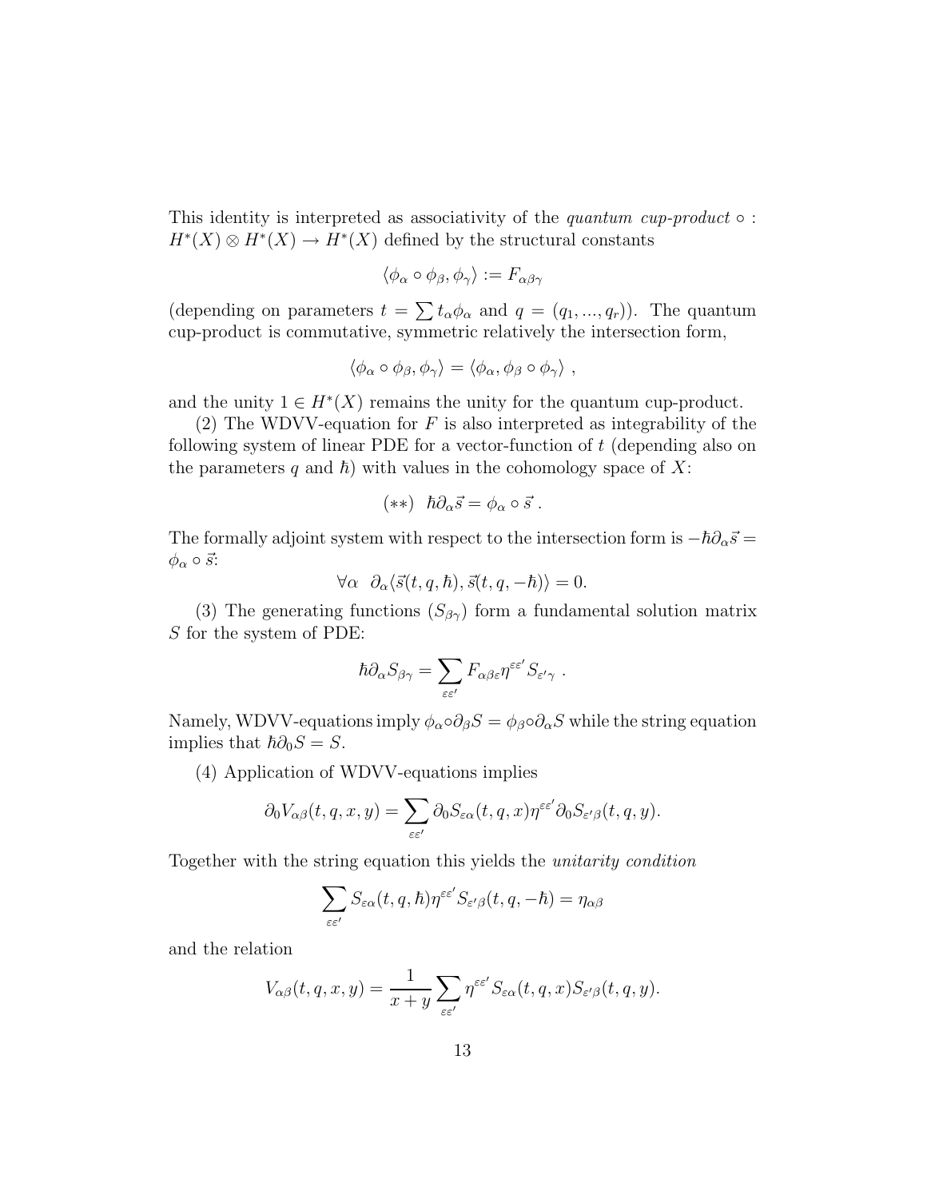This identity is interpreted as associativity of the *quantum cup-product* $\circ$ : $H^*(X) \otimes H^*(X) \to H^*(X)$ defined by the structural constants

$$\langle \phi_\alpha \circ \phi_\beta, \phi_\gamma \rangle := F_{\alpha\beta\gamma}$$

(depending on parameters $t = \sum t_\alpha \phi_\alpha$ and $q = (q_1, ..., q_r)$). The quantum cup-product is commutative, symmetric relatively the intersection form,

$$\langle \phi_\alpha \circ \phi_\beta, \phi_\gamma \rangle = \langle \phi_\alpha, \phi_\beta \circ \phi_\gamma \rangle \ ,$$

and the unity $1 \in H^*(X)$ remains the unity for the quantum cup-product.

(2) The WDVV-equation for $F$ is also interpreted as integrability of the following system of linear PDE for a vector-function of $t$ (depending also on the parameters $q$ and $\hbar$) with values in the cohomology space of $X$:

$$(**) \ \ \hbar \partial_\alpha \vec{s} = \phi_\alpha \circ \vec{s} \ .$$

The formally adjoint system with respect to the intersection form is $-\hbar\partial_\alpha \vec{s} = \phi_\alpha \circ \vec{s}$:

$$\forall \alpha \ \ \partial_\alpha \langle \vec{s}(t, q, \hbar), \vec{s}(t, q, -\hbar) \rangle = 0.$$

(3) The generating functions $(S_{\beta\gamma})$ form a fundamental solution matrix $S$ for the system of PDE:

$$\hbar \partial_\alpha S_{\beta\gamma} = \sum_{\varepsilon\varepsilon'} F_{\alpha\beta\varepsilon} \eta^{\varepsilon\varepsilon'} S_{\varepsilon'\gamma} \ .$$

Namely, WDVV-equations imply $\phi_\alpha \circ \partial_\beta S = \phi_\beta \circ \partial_\alpha S$ while the string equation implies that $\hbar \partial_0 S = S$.

(4) Application of WDVV-equations implies

$$\partial_0 V_{\alpha\beta}(t, q, x, y) = \sum_{\varepsilon\varepsilon'} \partial_0 S_{\varepsilon\alpha}(t, q, x) \eta^{\varepsilon\varepsilon'} \partial_0 S_{\varepsilon'\beta}(t, q, y).$$

Together with the string equation this yields the *unitarity condition*

$$\sum_{\varepsilon\varepsilon'} S_{\varepsilon\alpha}(t, q, \hbar) \eta^{\varepsilon\varepsilon'} S_{\varepsilon'\beta}(t, q, -\hbar) = \eta_{\alpha\beta}$$

and the relation

$$V_{\alpha\beta}(t, q, x, y) = \frac{1}{x+y} \sum_{\varepsilon\varepsilon'} \eta^{\varepsilon\varepsilon'} S_{\varepsilon\alpha}(t, q, x) S_{\varepsilon'\beta}(t, q, y).$$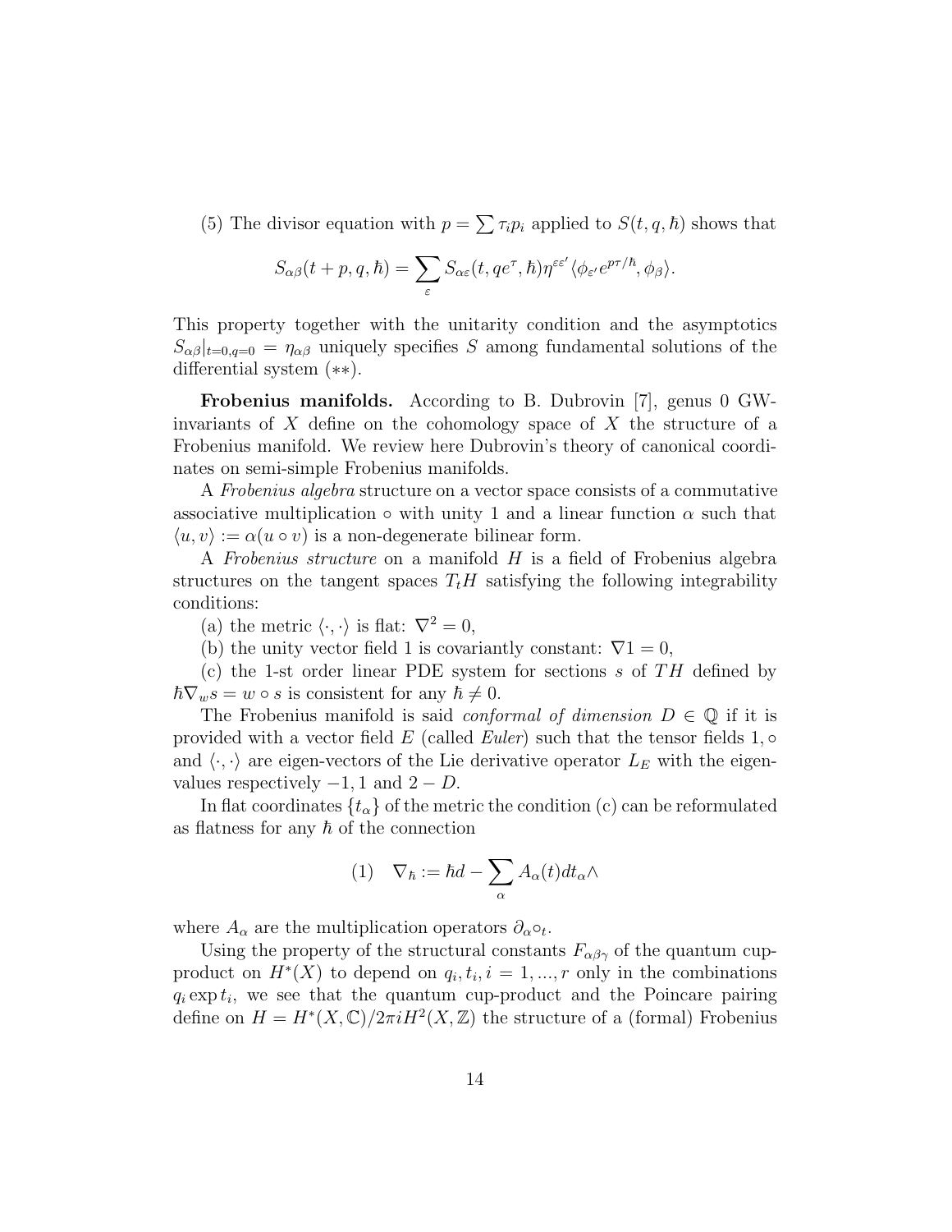(5) The divisor equation with $p = \sum \tau_i p_i$ applied to $S(t, q, \hbar)$ shows that

$$S_{\alpha\beta}(t + p, q, \hbar) = \sum_{\varepsilon} S_{\alpha\varepsilon}(t, qe^{\tau}, \hbar)\eta^{\varepsilon\varepsilon'}\langle\phi_{\varepsilon'}e^{p\tau/\hbar}, \phi_\beta\rangle.$$

This property together with the unitarity condition and the asymptotics $S_{\alpha\beta}|_{t=0,q=0} = \eta_{\alpha\beta}$ uniquely specifies $S$ among fundamental solutions of the differential system $(**)$.

**Frobenius manifolds.** According to B. Dubrovin [7], genus 0 GW-invariants of $X$ define on the cohomology space of $X$ the structure of a Frobenius manifold. We review here Dubrovin's theory of canonical coordinates on semi-simple Frobenius manifolds.

A *Frobenius algebra* structure on a vector space consists of a commutative associative multiplication $\circ$ with unity $1$ and a linear function $\alpha$ such that $\langle u, v\rangle := \alpha(u \circ v)$ is a non-degenerate bilinear form.

A *Frobenius structure* on a manifold $H$ is a field of Frobenius algebra structures on the tangent spaces $T_t H$ satisfying the following integrability conditions:

(a) the metric $\langle\cdot,\cdot\rangle$ is flat: $\nabla^2 = 0$,

(b) the unity vector field $1$ is covariantly constant: $\nabla 1 = 0$,

(c) the 1-st order linear PDE system for sections $s$ of $TH$ defined by $\hbar\nabla_w s = w \circ s$ is consistent for any $\hbar \neq 0$.

The Frobenius manifold is said *conformal of dimension* $D \in \mathbb{Q}$ if it is provided with a vector field $E$ (called *Euler*) such that the tensor fields $1, \circ$ and $\langle\cdot,\cdot\rangle$ are eigen-vectors of the Lie derivative operator $L_E$ with the eigenvalues respectively $-1, 1$ and $2 - D$.

In flat coordinates $\{t_\alpha\}$ of the metric the condition (c) can be reformulated as flatness for any $\hbar$ of the connection

$$(1) \quad \nabla_\hbar := \hbar d - \sum_\alpha A_\alpha(t) dt_\alpha \wedge$$

where $A_\alpha$ are the multiplication operators $\partial_\alpha \circ_t$.

Using the property of the structural constants $F_{\alpha\beta\gamma}$ of the quantum cup-product on $H^*(X)$ to depend on $q_i, t_i, i = 1, ..., r$ only in the combinations $q_i \exp t_i$, we see that the quantum cup-product and the Poincare pairing define on $H = H^*(X, \mathbb{C})/2\pi i H^2(X, \mathbb{Z})$ the structure of a (formal) Frobenius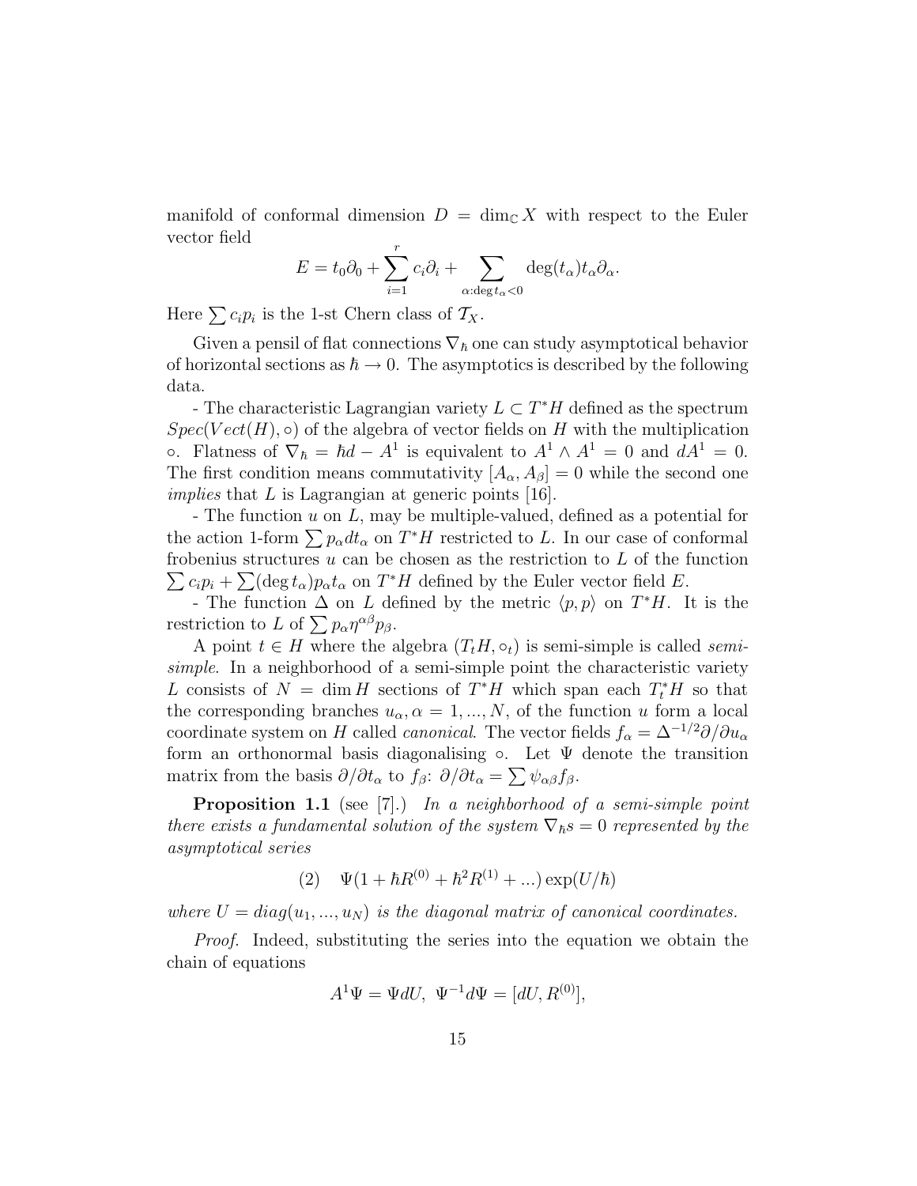manifold of conformal dimension $D = \dim_{\mathbb{C}} X$ with respect to the Euler vector field

$$E = t_0\partial_0 + \sum_{i=1}^{r} c_i \partial_i + \sum_{\alpha:\deg t_\alpha < 0} \deg(t_\alpha) t_\alpha \partial_\alpha.$$

Here $\sum c_i p_i$ is the 1-st Chern class of $\mathcal{T}_X$.

Given a pensil of flat connections $\nabla_\hbar$ one can study asymptotical behavior of horizontal sections as $\hbar \to 0$. The asymptotics is described by the following data.

- The characteristic Lagrangian variety $L \subset T^*H$ defined as the spectrum $Spec(Vect(H), \circ)$ of the algebra of vector fields on $H$ with the multiplication $\circ$. Flatness of $\nabla_\hbar = \hbar d - A^1$ is equivalent to $A^1 \wedge A^1 = 0$ and $dA^1 = 0$. The first condition means commutativity $[A_\alpha, A_\beta] = 0$ while the second one *implies* that $L$ is Lagrangian at generic points [16].

- The function $u$ on $L$, may be multiple-valued, defined as a potential for the action 1-form $\sum p_\alpha dt_\alpha$ on $T^*H$ restricted to $L$. In our case of conformal frobenius structures $u$ can be chosen as the restriction to $L$ of the function $\sum c_i p_i + \sum (\deg t_\alpha) p_\alpha t_\alpha$ on $T^*H$ defined by the Euler vector field $E$.

- The function $\Delta$ on $L$ defined by the metric $\langle p, p \rangle$ on $T^*H$. It is the restriction to $L$ of $\sum p_\alpha \eta^{\alpha\beta} p_\beta$.

A point $t \in H$ where the algebra $(T_t H, \circ_t)$ is semi-simple is called *semi-simple*. In a neighborhood of a semi-simple point the characteristic variety $L$ consists of $N = \dim H$ sections of $T^*H$ which span each $T_t^*H$ so that the corresponding branches $u_\alpha, \alpha = 1, ..., N$, of the function $u$ form a local coordinate system on $H$ called *canonical*. The vector fields $f_\alpha = \Delta^{-1/2}\partial/\partial u_\alpha$ form an orthonormal basis diagonalising $\circ$. Let $\Psi$ denote the transition matrix from the basis $\partial/\partial t_\alpha$ to $f_\beta$: $\partial/\partial t_\alpha = \sum \psi_{\alpha\beta} f_\beta$.

**Proposition 1.1** (see [7].) *In a neighborhood of a semi-simple point there exists a fundamental solution of the system $\nabla_\hbar s = 0$ represented by the asymptotical series*

$$(2) \quad \Psi(1 + \hbar R^{(0)} + \hbar^2 R^{(1)} + ...) \exp(U/\hbar)$$

*where $U = diag(u_1, ..., u_N)$ is the diagonal matrix of canonical coordinates.*

*Proof.* Indeed, substituting the series into the equation we obtain the chain of equations

$$A^1\Psi = \Psi dU, \;\; \Psi^{-1} d\Psi = [dU, R^{(0)}],$$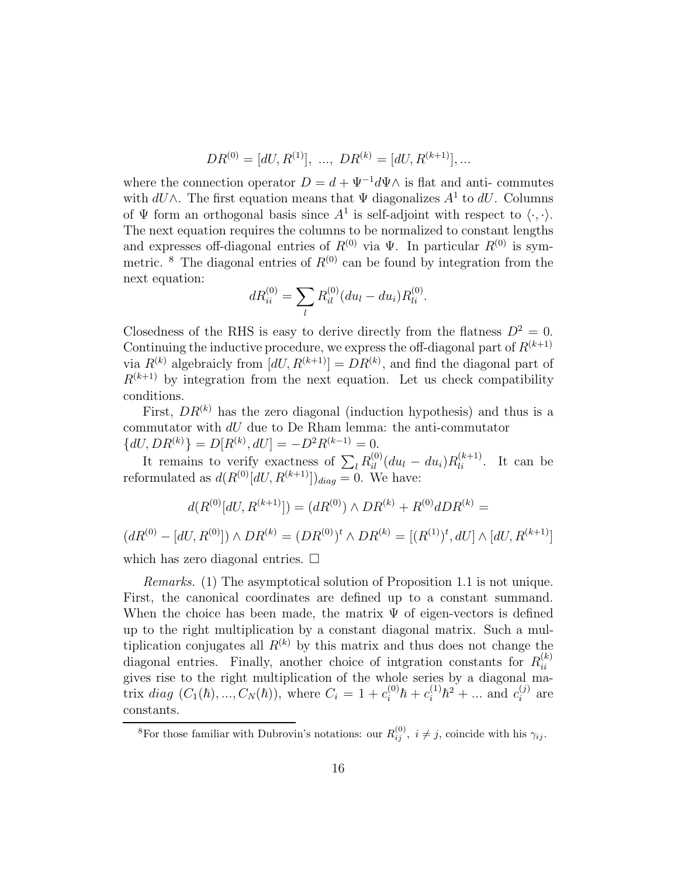$$DR^{(0)} = [dU, R^{(1)}],\ ...,\ DR^{(k)} = [dU, R^{(k+1)}], ...$$

where the connection operator $D = d + \Psi^{-1}d\Psi\wedge$ is flat and anti- commutes with $dU\wedge$. The first equation means that $\Psi$ diagonalizes $A^1$ to $dU$. Columns of $\Psi$ form an orthogonal basis since $A^1$ is self-adjoint with respect to $\langle\cdot,\cdot\rangle$. The next equation requires the columns to be normalized to constant lengths and expresses off-diagonal entries of $R^{(0)}$ via $\Psi$. In particular $R^{(0)}$ is symmetric. [8] The diagonal entries of $R^{(0)}$ can be found by integration from the next equation:

$$dR^{(0)}_{ii} = \sum_l R^{(0)}_{il}(du_l - du_i)R^{(0)}_{li}.$$

Closedness of the RHS is easy to derive directly from the flatness $D^2 = 0$. Continuing the inductive procedure, we express the off-diagonal part of $R^{(k+1)}$ via $R^{(k)}$ algebraicly from $[dU, R^{(k+1)}] = DR^{(k)}$, and find the diagonal part of $R^{(k+1)}$ by integration from the next equation. Let us check compatibility conditions.

First, $DR^{(k)}$ has the zero diagonal (induction hypothesis) and thus is a commutator with $dU$ due to De Rham lemma: the anti-commutator $\{dU, DR^{(k)}\} = D[R^{(k)}, dU] = -D^2R^{(k-1)} = 0$.

It remains to verify exactness of $\sum_l R^{(0)}_{il}(du_l - du_i)R^{(k+1)}_{li}$. It can be reformulated as $d(R^{(0)}[dU, R^{(k+1)}])_{diag} = 0$. We have:

$$d(R^{(0)}[dU, R^{(k+1)}]) = (dR^{(0)}) \wedge DR^{(k)} + R^{(0)}dDR^{(k)} =$$

$$(dR^{(0)} - [dU, R^{(0)}]) \wedge DR^{(k)} = (DR^{(0)})^t \wedge DR^{(k)} = [(R^{(1)})^t, dU] \wedge [dU, R^{(k+1)}]$$

which has zero diagonal entries. $\square$

*Remarks.* (1) The asymptotical solution of Proposition 1.1 is not unique. First, the canonical coordinates are defined up to a constant summand. When the choice has been made, the matrix $\Psi$ of eigen-vectors is defined up to the right multiplication by a constant diagonal matrix. Such a multiplication conjugates all $R^{(k)}$ by this matrix and thus does not change the diagonal entries. Finally, another choice of intgration constants for $R^{(k)}_{ii}$ gives rise to the right multiplication of the whole series by a diagonal matrix *diag* $(C_1(\hbar), ..., C_N(\hbar))$, where $C_i = 1 + c^{(0)}_i\hbar + c^{(1)}_i\hbar^2 + ...$ and $c^{(j)}_i$ are constants.

---

[8] For those familiar with Dubrovin's notations: our $R^{(0)}_{ij},\ i \neq j$, coincide with his $\gamma_{ij}$.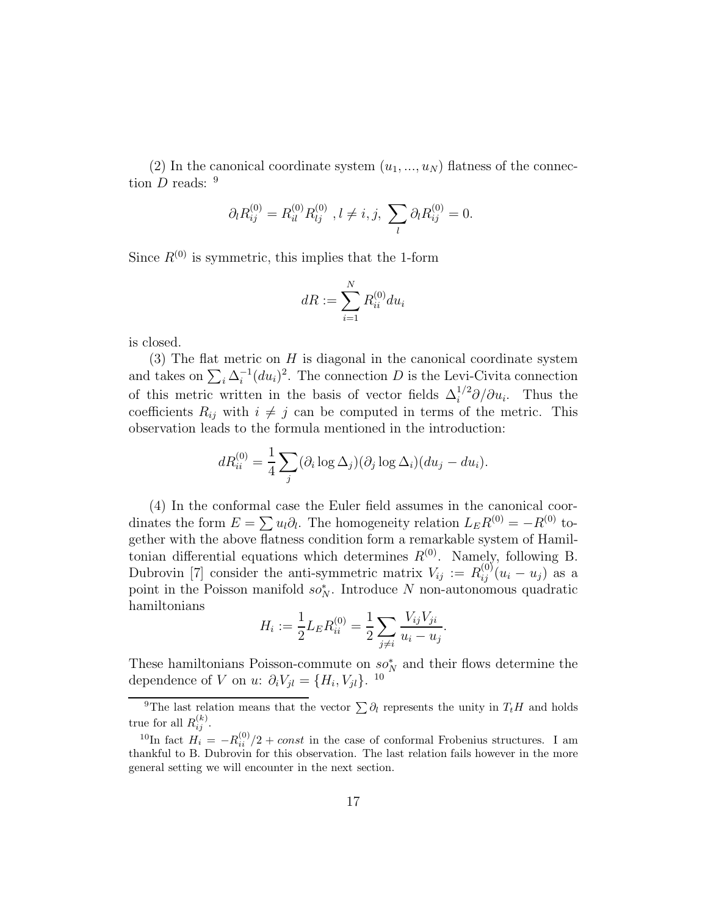(2) In the canonical coordinate system $(u_1, ..., u_N)$ flatness of the connection $D$ reads: [9]

$$\partial_l R^{(0)}_{ij} = R^{(0)}_{il} R^{(0)}_{lj} \ , l \neq i, j, \ \sum_l \partial_l R^{(0)}_{ij} = 0.$$

Since $R^{(0)}$ is symmetric, this implies that the 1-form

$$dR := \sum_{i=1}^{N} R^{(0)}_{ii} du_i$$

is closed.

(3) The flat metric on $H$ is diagonal in the canonical coordinate system and takes on $\sum_i \Delta_i^{-1}(du_i)^2$. The connection $D$ is the Levi-Civita connection of this metric written in the basis of vector fields $\Delta_i^{1/2}\partial/\partial u_i$. Thus the coefficients $R_{ij}$ with $i \neq j$ can be computed in terms of the metric. This observation leads to the formula mentioned in the introduction:

$$dR^{(0)}_{ii} = \frac{1}{4} \sum_j (\partial_i \log \Delta_j)(\partial_j \log \Delta_i)(du_j - du_i).$$

(4) In the conformal case the Euler field assumes in the canonical coordinates the form $E = \sum u_l \partial_l$. The homogeneity relation $L_E R^{(0)} = -R^{(0)}$ together with the above flatness condition form a remarkable system of Hamiltonian differential equations which determines $R^{(0)}$. Namely, following B. Dubrovin [7] consider the anti-symmetric matrix $V_{ij} := R^{(0)}_{ij}(u_i - u_j)$ as a point in the Poisson manifold $so_N^*$. Introduce $N$ non-autonomous quadratic hamiltonians

$$H_i := \frac{1}{2} L_E R^{(0)}_{ii} = \frac{1}{2} \sum_{j \neq i} \frac{V_{ij} V_{ji}}{u_i - u_j}.$$

These hamiltonians Poisson-commute on $so_N^*$ and their flows determine the dependence of $V$ on $u$: $\partial_i V_{jl} = \{H_i, V_{jl}\}$. [10]

---

[9] The last relation means that the vector $\sum \partial_l$ represents the unity in $T_t H$ and holds true for all $R^{(k)}_{ij}$.

[10] In fact $H_i = -R^{(0)}_{ii}/2 + const$ in the case of conformal Frobenius structures. I am thankful to B. Dubrovin for this observation. The last relation fails however in the more general setting we will encounter in the next section.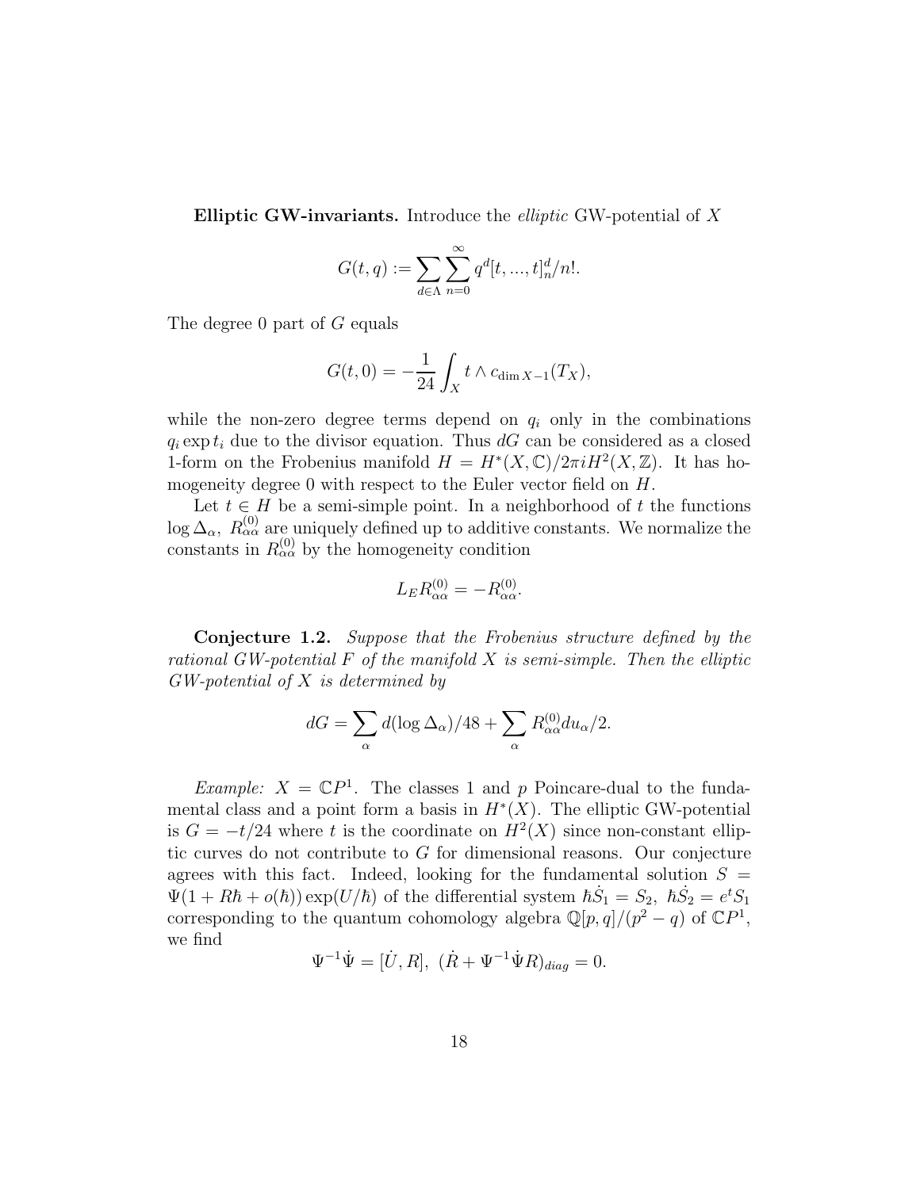**Elliptic GW-invariants.** Introduce the *elliptic* GW-potential of $X$

$$G(t,q) := \sum_{d\in\Lambda}\sum_{n=0}^{\infty} q^d [t,...,t]_n^d / n!.$$

The degree 0 part of $G$ equals

$$G(t,0) = -\frac{1}{24}\int_X t \wedge c_{\dim X - 1}(T_X),$$

while the non-zero degree terms depend on $q_i$ only in the combinations $q_i \exp t_i$ due to the divisor equation. Thus $dG$ can be considered as a closed 1-form on the Frobenius manifold $H = H^*(X,\mathbb{C})/2\pi i H^2(X,\mathbb{Z})$. It has homogeneity degree 0 with respect to the Euler vector field on $H$.

Let $t \in H$ be a semi-simple point. In a neighborhood of $t$ the functions $\log \Delta_\alpha,\ R^{(0)}_{\alpha\alpha}$ are uniquely defined up to additive constants. We normalize the constants in $R^{(0)}_{\alpha\alpha}$ by the homogeneity condition

$$L_E R^{(0)}_{\alpha\alpha} = -R^{(0)}_{\alpha\alpha}.$$

**Conjecture 1.2.** *Suppose that the Frobenius structure defined by the rational GW-potential $F$ of the manifold $X$ is semi-simple. Then the elliptic GW-potential of $X$ is determined by*

$$dG = \sum_\alpha d(\log \Delta_\alpha)/48 + \sum_\alpha R^{(0)}_{\alpha\alpha} du_\alpha / 2.$$

*Example:* $X = \mathbb{C}P^1$. The classes 1 and $p$ Poincare-dual to the fundamental class and a point form a basis in $H^*(X)$. The elliptic GW-potential is $G = -t/24$ where $t$ is the coordinate on $H^2(X)$ since non-constant elliptic curves do not contribute to $G$ for dimensional reasons. Our conjecture agrees with this fact. Indeed, looking for the fundamental solution $S = \Psi(1 + R\hbar + o(\hbar))\exp(U/\hbar)$ of the differential system $\hbar\dot{S}_1 = S_2,\ \hbar\dot{S}_2 = e^t S_1$ corresponding to the quantum cohomology algebra $\mathbb{Q}[p,q]/(p^2 - q)$ of $\mathbb{C}P^1$, we find

$$\Psi^{-1}\dot{\Psi} = [\dot{U}, R],\ (\dot{R} + \Psi^{-1}\dot{\Psi}R)_{diag} = 0.$$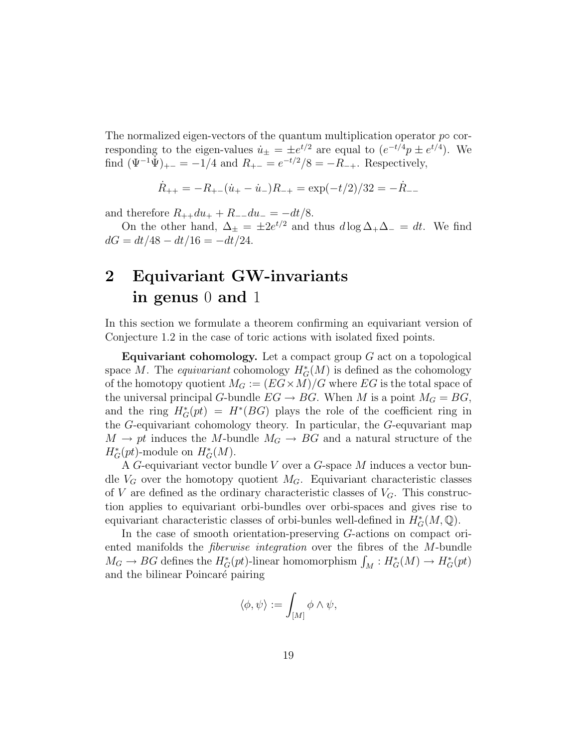The normalized eigen-vectors of the quantum multiplication operator $p\circ$ corresponding to the eigen-values $\dot{u}_\pm = \pm e^{t/2}$ are equal to $(e^{-t/4}p \pm e^{t/4})$. We find $(\Psi^{-1}\dot{\Psi})_{+-} = -1/4$ and $R_{+-} = e^{-t/2}/8 = -R_{-+}$. Respectively,

$$\dot{R}_{++} = -R_{+-}(\dot{u}_+ - \dot{u}_-)R_{-+} = \exp(-t/2)/32 = -\dot{R}_{--}$$

and therefore $R_{++}du_+ + R_{--}du_- = -dt/8$.

On the other hand, $\Delta_\pm = \pm 2e^{t/2}$ and thus $d\log \Delta_+\Delta_- = dt$. We find $dG = dt/48 - dt/16 = -dt/24$.

# 2 Equivariant GW-invariants in genus 0 and 1

In this section we formulate a theorem confirming an equivariant version of Conjecture 1.2 in the case of toric actions with isolated fixed points.

**Equivariant cohomology.** Let a compact group $G$ act on a topological space $M$. The *equivariant* cohomology $H^*_G(M)$ is defined as the cohomology of the homotopy quotient $M_G := (EG \times M)/G$ where $EG$ is the total space of the universal principal $G$-bundle $EG \to BG$. When $M$ is a point $M_G = BG$, and the ring $H^*_G(pt) = H^*(BG)$ plays the role of the coefficient ring in the $G$-equivariant cohomology theory. In particular, the $G$-equvariant map $M \to pt$ induces the $M$-bundle $M_G \to BG$ and a natural structure of the $H^*_G(pt)$-module on $H^*_G(M)$.

A $G$-equivariant vector bundle $V$ over a $G$-space $M$ induces a vector bundle $V_G$ over the homotopy quotient $M_G$. Equivariant characteristic classes of $V$ are defined as the ordinary characteristic classes of $V_G$. This construction applies to equivariant orbi-bundles over orbi-spaces and gives rise to equivariant characteristic classes of orbi-bunles well-defined in $H^*_G(M, \mathbb{Q})$.

In the case of smooth orientation-preserving $G$-actions on compact oriented manifolds the *fiberwise integration* over the fibres of the $M$-bundle $M_G \to BG$ defines the $H^*_G(pt)$-linear homomorphism $\int_M : H^*_G(M) \to H^*_G(pt)$ and the bilinear Poincaré pairing

$$\langle \phi, \psi \rangle := \int_{[M]} \phi \wedge \psi,$$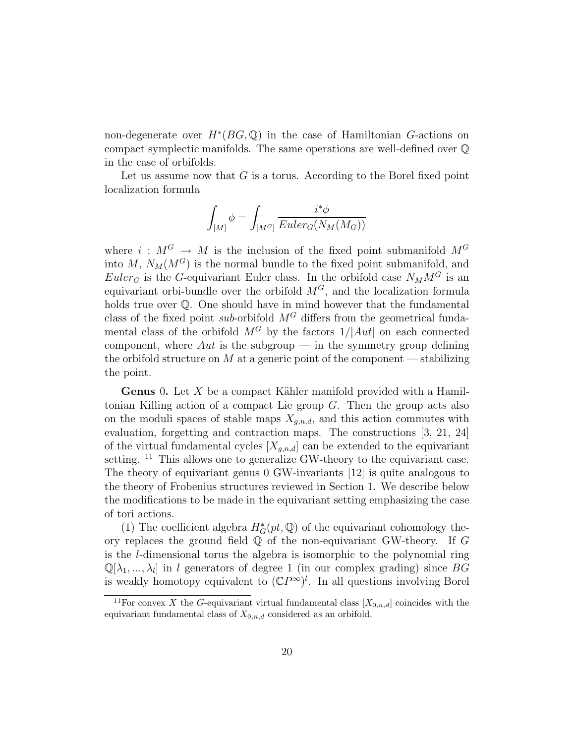non-degenerate over $H^*(BG, \mathbb{Q})$ in the case of Hamiltonian $G$-actions on compact symplectic manifolds. The same operations are well-defined over $\mathbb{Q}$ in the case of orbifolds.

Let us assume now that $G$ is a torus. According to the Borel fixed point localization formula

$$\int_{[M]} \phi = \int_{[M^G]} \frac{i^*\phi}{Euler_G(N_M(M_G))}$$

where $i : M^G \to M$ is the inclusion of the fixed point submanifold $M^G$ into $M$, $N_M(M^G)$ is the normal bundle to the fixed point submanifold, and $Euler_G$ is the $G$-equivariant Euler class. In the orbifold case $N_M M^G$ is an equivariant orbi-bundle over the orbifold $M^G$, and the localization formula holds true over $\mathbb{Q}$. One should have in mind however that the fundamental class of the fixed point *sub*-orbifold $M^G$ differs from the geometrical fundamental class of the orbifold $M^G$ by the factors $1/|Aut|$ on each connected component, where $Aut$ is the subgroup — in the symmetry group defining the orbifold structure on $M$ at a generic point of the component — stabilizing the point.

**Genus** 0**.** Let $X$ be a compact Kähler manifold provided with a Hamiltonian Killing action of a compact Lie group $G$. Then the group acts also on the moduli spaces of stable maps $X_{g,n,d}$, and this action commutes with evaluation, forgetting and contraction maps. The constructions [3, 21, 24] of the virtual fundamental cycles $[X_{g,n,d}]$ can be extended to the equivariant setting. [11] This allows one to generalize GW-theory to the equivariant case. The theory of equivariant genus 0 GW-invariants [12] is quite analogous to the theory of Frobenius structures reviewed in Section 1. We describe below the modifications to be made in the equivariant setting emphasizing the case of tori actions.

(1) The coefficient algebra $H^*_G(pt, \mathbb{Q})$ of the equivariant cohomology theory replaces the ground field $\mathbb{Q}$ of the non-equivariant GW-theory. If $G$ is the $l$-dimensional torus the algebra is isomorphic to the polynomial ring $\mathbb{Q}[\lambda_1, ..., \lambda_l]$ in $l$ generators of degree 1 (in our complex grading) since $BG$ is weakly homotopy equivalent to $(\mathbb{C}P^\infty)^l$. In all questions involving Borel

[11]For convex $X$ the $G$-equivariant virtual fundamental class $[X_{0,n,d}]$ coincides with the equivariant fundamental class of $X_{0,n,d}$ considered as an orbifold.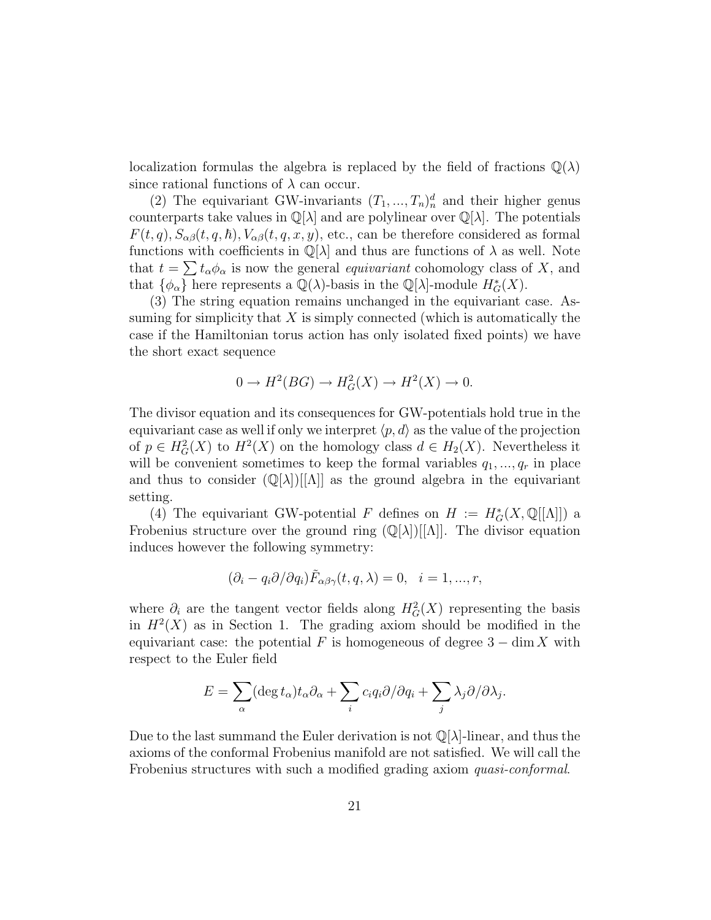localization formulas the algebra is replaced by the field of fractions $\mathbb{Q}(\lambda)$ since rational functions of $\lambda$ can occur.

(2) The equivariant GW-invariants $(T_1, ..., T_n)_n^d$ and their higher genus counterparts take values in $\mathbb{Q}[\lambda]$ and are polylinear over $\mathbb{Q}[\lambda]$. The potentials $F(t, q), S_{\alpha\beta}(t, q, \hbar), V_{\alpha\beta}(t, q, x, y)$, etc., can be therefore considered as formal functions with coefficients in $\mathbb{Q}[\lambda]$ and thus are functions of $\lambda$ as well. Note that $t = \sum t_\alpha \phi_\alpha$ is now the general *equivariant* cohomology class of $X$, and that $\{\phi_\alpha\}$ here represents a $\mathbb{Q}(\lambda)$-basis in the $\mathbb{Q}[\lambda]$-module $H_G^*(X)$.

(3) The string equation remains unchanged in the equivariant case. Assuming for simplicity that $X$ is simply connected (which is automatically the case if the Hamiltonian torus action has only isolated fixed points) we have the short exact sequence

$$0 \to H^2(BG) \to H_G^2(X) \to H^2(X) \to 0.$$

The divisor equation and its consequences for GW-potentials hold true in the equivariant case as well if only we interpret $\langle p, d\rangle$ as the value of the projection of $p \in H_G^2(X)$ to $H^2(X)$ on the homology class $d \in H_2(X)$. Nevertheless it will be convenient sometimes to keep the formal variables $q_1, ..., q_r$ in place and thus to consider $(\mathbb{Q}[\lambda])[[\Lambda]]$ as the ground algebra in the equivariant setting.

(4) The equivariant GW-potential $F$ defines on $H := H_G^*(X, \mathbb{Q}[[\Lambda]])$ a Frobenius structure over the ground ring $(\mathbb{Q}[\lambda])[[\Lambda]]$. The divisor equation induces however the following symmetry:

$$(\partial_i - q_i \partial / \partial q_i) \tilde{F}_{\alpha\beta\gamma}(t, q, \lambda) = 0, \quad i = 1, ..., r,$$

where $\partial_i$ are the tangent vector fields along $H_G^2(X)$ representing the basis in $H^2(X)$ as in Section 1. The grading axiom should be modified in the equivariant case: the potential $F$ is homogeneous of degree $3 - \dim X$ with respect to the Euler field

$$E = \sum_\alpha (\deg t_\alpha) t_\alpha \partial_\alpha + \sum_i c_i q_i \partial / \partial q_i + \sum_j \lambda_j \partial / \partial \lambda_j.$$

Due to the last summand the Euler derivation is not $\mathbb{Q}[\lambda]$-linear, and thus the axioms of the conformal Frobenius manifold are not satisfied. We will call the Frobenius structures with such a modified grading axiom *quasi-conformal*.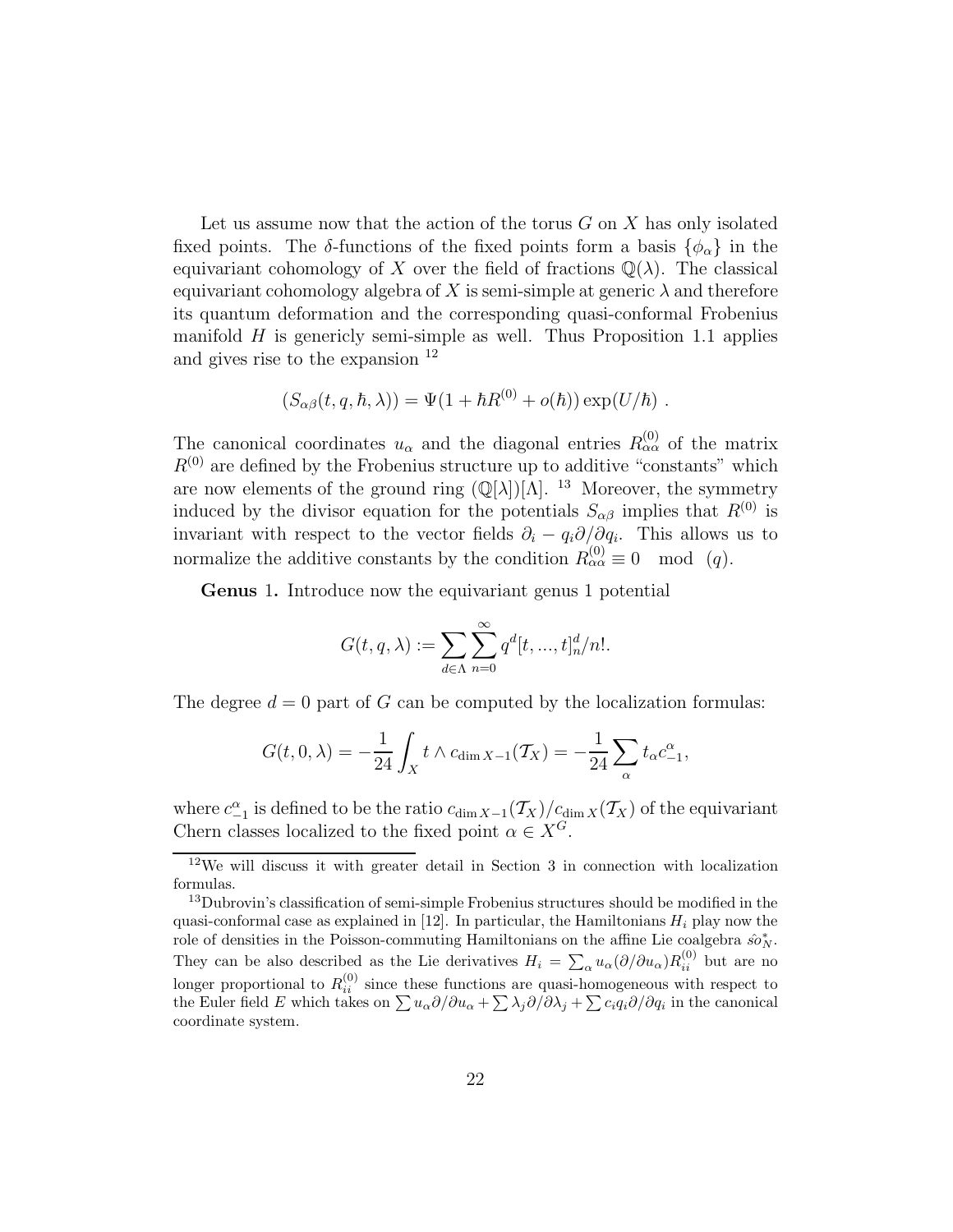Let us assume now that the action of the torus $G$ on $X$ has only isolated fixed points. The $\delta$-functions of the fixed points form a basis $\{\phi_\alpha\}$ in the equivariant cohomology of $X$ over the field of fractions $\mathbb{Q}(\lambda)$. The classical equivariant cohomology algebra of $X$ is semi-simple at generic $\lambda$ and therefore its quantum deformation and the corresponding quasi-conformal Frobenius manifold $H$ is genericly semi-simple as well. Thus Proposition 1.1 applies and gives rise to the expansion [12]

$$(S_{\alpha\beta}(t, q, \hbar, \lambda)) = \Psi(1 + \hbar R^{(0)} + o(\hbar)) \exp(U/\hbar) \; .$$

The canonical coordinates $u_\alpha$ and the diagonal entries $R^{(0)}_{\alpha\alpha}$ of the matrix $R^{(0)}$ are defined by the Frobenius structure up to additive "constants" which are now elements of the ground ring $(\mathbb{Q}[\lambda])[\Lambda]$. [13] Moreover, the symmetry induced by the divisor equation for the potentials $S_{\alpha\beta}$ implies that $R^{(0)}$ is invariant with respect to the vector fields $\partial_i - q_i \partial/\partial q_i$. This allows us to normalize the additive constants by the condition $R^{(0)}_{\alpha\alpha} \equiv 0 \mod (q)$.

**Genus 1.** Introduce now the equivariant genus 1 potential

$$G(t, q, \lambda) := \sum_{d \in \Lambda} \sum_{n=0}^{\infty} q^d [t, ..., t]^d_n / n!.$$

The degree $d = 0$ part of $G$ can be computed by the localization formulas:

$$G(t, 0, \lambda) = -\frac{1}{24} \int_X t \wedge c_{\dim X - 1}(\mathcal{T}_X) = -\frac{1}{24} \sum_\alpha t_\alpha c^\alpha_{-1},$$

where $c^\alpha_{-1}$ is defined to be the ratio $c_{\dim X-1}(\mathcal{T}_X)/c_{\dim X}(\mathcal{T}_X)$ of the equivariant Chern classes localized to the fixed point $\alpha \in X^G$.

---

[12] We will discuss it with greater detail in Section 3 in connection with localization formulas.

[13] Dubrovin's classification of semi-simple Frobenius structures should be modified in the quasi-conformal case as explained in [12]. In particular, the Hamiltonians $H_i$ play now the role of densities in the Poisson-commuting Hamiltonians on the affine Lie coalgebra $\hat{so}^*_N$. They can be also described as the Lie derivatives $H_i = \sum_\alpha u_\alpha (\partial/\partial u_\alpha) R^{(0)}_{ii}$ but are no longer proportional to $R^{(0)}_{ii}$ since these functions are quasi-homogeneous with respect to the Euler field $E$ which takes on $\sum u_\alpha \partial/\partial u_\alpha + \sum \lambda_j \partial/\partial \lambda_j + \sum c_i q_i \partial/\partial q_i$ in the canonical coordinate system.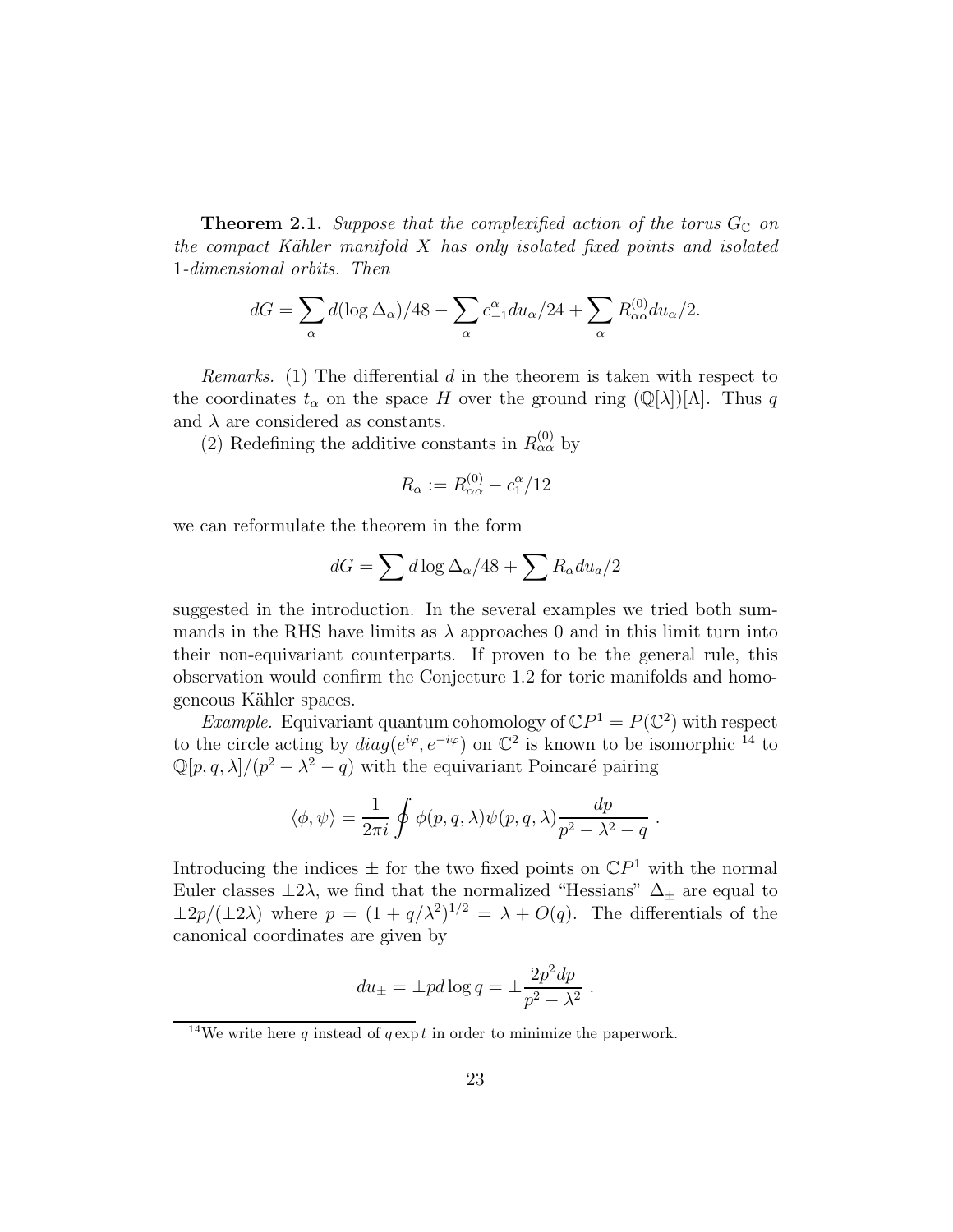**Theorem 2.1.** *Suppose that the complexified action of the torus $G_{\mathbb{C}}$ on the compact Kähler manifold $X$ has only isolated fixed points and isolated 1-dimensional orbits. Then*

$$dG = \sum_\alpha d(\log \Delta_\alpha)/48 - \sum_\alpha c_{-1}^\alpha du_\alpha/24 + \sum_\alpha R_{\alpha\alpha}^{(0)} du_\alpha/2.$$

*Remarks.* (1) The differential $d$ in the theorem is taken with respect to the coordinates $t_\alpha$ on the space $H$ over the ground ring $(\mathbb{Q}[\lambda])[\Lambda]$. Thus $q$ and $\lambda$ are considered as constants.

(2) Redefining the additive constants in $R_{\alpha\alpha}^{(0)}$ by

$$R_\alpha := R_{\alpha\alpha}^{(0)} - c_1^\alpha/12$$

we can reformulate the theorem in the form

$$dG = \sum d\log \Delta_\alpha/48 + \sum R_\alpha du_a/2$$

suggested in the introduction. In the several examples we tried both summands in the RHS have limits as $\lambda$ approaches 0 and in this limit turn into their non-equivariant counterparts. If proven to be the general rule, this observation would confirm the Conjecture 1.2 for toric manifolds and homogeneous Kähler spaces.

*Example.* Equivariant quantum cohomology of $\mathbb{C}P^1 = P(\mathbb{C}^2)$ with respect to the circle acting by $diag(e^{i\varphi}, e^{-i\varphi})$ on $\mathbb{C}^2$ is known to be isomorphic [14] to $\mathbb{Q}[p, q, \lambda]/(p^2 - \lambda^2 - q)$ with the equivariant Poincaré pairing

$$\langle \phi, \psi \rangle = \frac{1}{2\pi i} \oint \phi(p, q, \lambda)\psi(p, q, \lambda) \frac{dp}{p^2 - \lambda^2 - q} .$$

Introducing the indices $\pm$ for the two fixed points on $\mathbb{C}P^1$ with the normal Euler classes $\pm 2\lambda$, we find that the normalized "Hessians" $\Delta_\pm$ are equal to $\pm 2p/(\pm 2\lambda)$ where $p = (1 + q/\lambda^2)^{1/2} = \lambda + O(q)$. The differentials of the canonical coordinates are given by

$$du_\pm = \pm p d\log q = \pm \frac{2p^2 dp}{p^2 - \lambda^2} .$$

[14] We write here $q$ instead of $q \exp t$ in order to minimize the paperwork.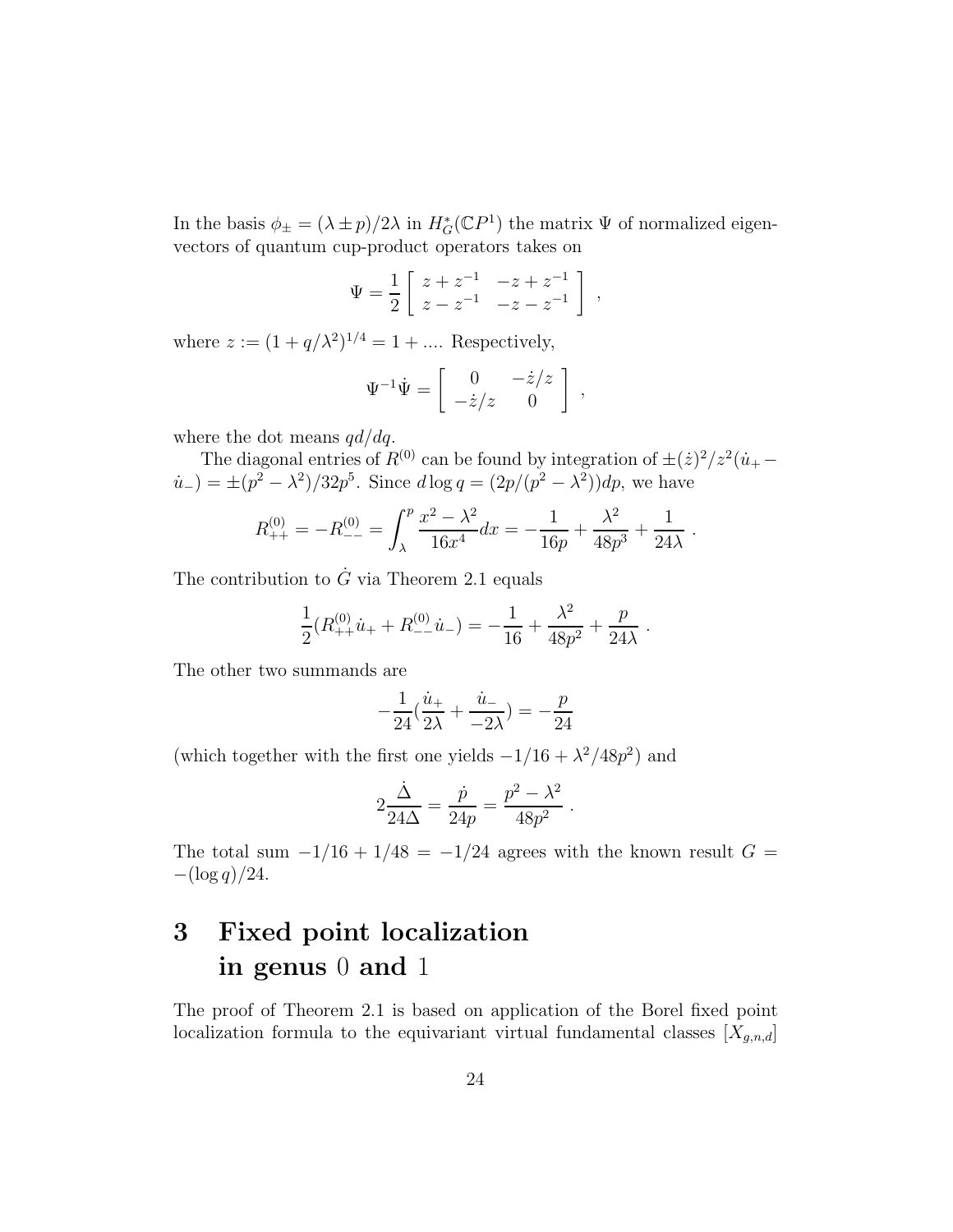In the basis $\phi_\pm = (\lambda \pm p)/2\lambda$ in $H^*_G(\mathbb{C}P^1)$ the matrix $\Psi$ of normalized eigenvectors of quantum cup-product operators takes on

$$\Psi = \frac{1}{2}\left[\begin{array}{cc} z+z^{-1} & -z+z^{-1} \\ z-z^{-1} & -z-z^{-1} \end{array}\right] ,$$

where $z := (1+q/\lambda^2)^{1/4} = 1 + ....$ Respectively,

$$\Psi^{-1}\dot{\Psi} = \left[\begin{array}{cc} 0 & -\dot{z}/z \\ -\dot{z}/z & 0 \end{array}\right] ,$$

where the dot means $q d/dq$.

The diagonal entries of $R^{(0)}$ can be found by integration of $\pm(\dot{z})^2/z^2(\dot{u}_+ - \dot{u}_-) = \pm(p^2-\lambda^2)/32p^5$. Since $d\log q = (2p/(p^2-\lambda^2))dp$, we have

$$R^{(0)}_{++} = -R^{(0)}_{--} = \int_\lambda^p \frac{x^2-\lambda^2}{16x^4}dx = -\frac{1}{16p} + \frac{\lambda^2}{48p^3} + \frac{1}{24\lambda} .$$

The contribution to $\dot{G}$ via Theorem 2.1 equals

$$\frac{1}{2}(R^{(0)}_{++}\dot{u}_+ + R^{(0)}_{--}\dot{u}_-) = -\frac{1}{16} + \frac{\lambda^2}{48p^2} + \frac{p}{24\lambda} .$$

The other two summands are

$$-\frac{1}{24}(\frac{\dot{u}_+}{2\lambda} + \frac{\dot{u}_-}{-2\lambda}) = -\frac{p}{24}$$

(which together with the first one yields $-1/16 + \lambda^2/48p^2$) and

$$2\frac{\dot{\Delta}}{24\Delta} = \frac{\dot{p}}{24p} = \frac{p^2-\lambda^2}{48p^2} .$$

The total sum $-1/16 + 1/48 = -1/24$ agrees with the known result $G = -(\log q)/24$.

# 3 Fixed point localization in genus 0 and 1

The proof of Theorem 2.1 is based on application of the Borel fixed point localization formula to the equivariant virtual fundamental classes $[X_{g,n,d}]$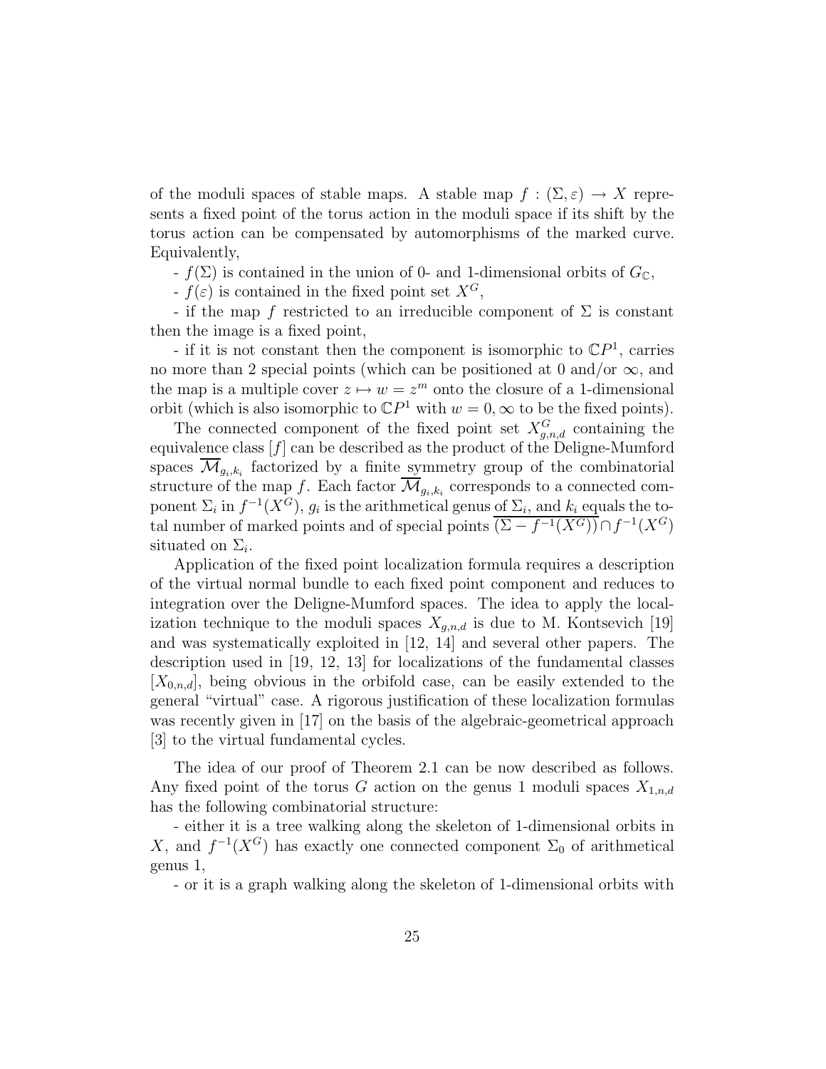of the moduli spaces of stable maps. A stable map $f : (\Sigma, \varepsilon) \to X$ represents a fixed point of the torus action in the moduli space if its shift by the torus action can be compensated by automorphisms of the marked curve. Equivalently,

- $f(\Sigma)$ is contained in the union of 0- and 1-dimensional orbits of $G_{\mathbb{C}}$,

- $f(\varepsilon)$ is contained in the fixed point set $X^G$,

- if the map $f$ restricted to an irreducible component of $\Sigma$ is constant then the image is a fixed point,

- if it is not constant then the component is isomorphic to $\mathbb{C}P^1$, carries no more than 2 special points (which can be positioned at 0 and/or $\infty$, and the map is a multiple cover $z \mapsto w = z^m$ onto the closure of a 1-dimensional orbit (which is also isomorphic to $\mathbb{C}P^1$ with $w = 0, \infty$ to be the fixed points).

The connected component of the fixed point set $X^G_{g,n,d}$ containing the equivalence class $[f]$ can be described as the product of the Deligne-Mumford spaces $\overline{\mathcal{M}}_{g_i,k_i}$ factorized by a finite symmetry group of the combinatorial structure of the map $f$. Each factor $\overline{\mathcal{M}}_{g_i,k_i}$ corresponds to a connected component $\Sigma_i$ in $f^{-1}(X^G)$, $g_i$ is the arithmetical genus of $\Sigma_i$, and $k_i$ equals the total number of marked points and of special points $\overline{(\Sigma - f^{-1}(X^G))} \cap f^{-1}(X^G)$ situated on $\Sigma_i$.

Application of the fixed point localization formula requires a description of the virtual normal bundle to each fixed point component and reduces to integration over the Deligne-Mumford spaces. The idea to apply the localization technique to the moduli spaces $X_{g,n,d}$ is due to M. Kontsevich [19] and was systematically exploited in [12, 14] and several other papers. The description used in [19, 12, 13] for localizations of the fundamental classes $[X_{0,n,d}]$, being obvious in the orbifold case, can be easily extended to the general "virtual" case. A rigorous justification of these localization formulas was recently given in [17] on the basis of the algebraic-geometrical approach [3] to the virtual fundamental cycles.

The idea of our proof of Theorem 2.1 can be now described as follows. Any fixed point of the torus $G$ action on the genus 1 moduli spaces $X_{1,n,d}$ has the following combinatorial structure:

- either it is a tree walking along the skeleton of 1-dimensional orbits in $X$, and $f^{-1}(X^G)$ has exactly one connected component $\Sigma_0$ of arithmetical genus 1,

- or it is a graph walking along the skeleton of 1-dimensional orbits with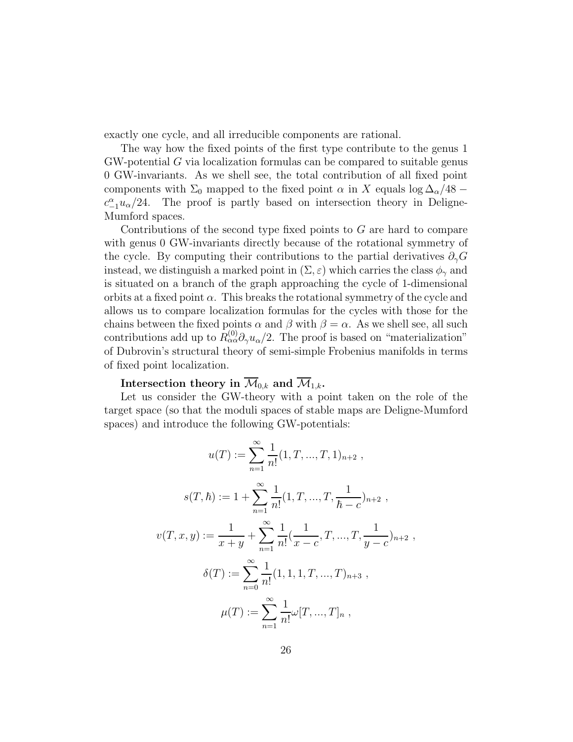exactly one cycle, and all irreducible components are rational.

The way how the fixed points of the first type contribute to the genus 1 GW-potential $G$ via localization formulas can be compared to suitable genus 0 GW-invariants. As we shell see, the total contribution of all fixed point components with $\Sigma_0$ mapped to the fixed point $\alpha$ in $X$ equals $\log \Delta_\alpha/48 - c_{-1}^\alpha u_\alpha/24$. The proof is partly based on intersection theory in Deligne-Mumford spaces.

Contributions of the second type fixed points to $G$ are hard to compare with genus 0 GW-invariants directly because of the rotational symmetry of the cycle. By computing their contributions to the partial derivatives $\partial_\gamma G$ instead, we distinguish a marked point in $(\Sigma, \varepsilon)$ which carries the class $\phi_\gamma$ and is situated on a branch of the graph approaching the cycle of 1-dimensional orbits at a fixed point $\alpha$. This breaks the rotational symmetry of the cycle and allows us to compare localization formulas for the cycles with those for the chains between the fixed points $\alpha$ and $\beta$ with $\beta = \alpha$. As we shell see, all such contributions add up to $R^{(0)}_{\alpha\alpha}\partial_\gamma u_\alpha/2$. The proof is based on "materialization" of Dubrovin's structural theory of semi-simple Frobenius manifolds in terms of fixed point localization.

**Intersection theory in $\overline{\mathcal{M}}_{0,k}$ and $\overline{\mathcal{M}}_{1,k}$.**

Let us consider the GW-theory with a point taken on the role of the target space (so that the moduli spaces of stable maps are Deligne-Mumford spaces) and introduce the following GW-potentials:

$$u(T) := \sum_{n=1}^{\infty} \frac{1}{n!}(1, T, ..., T, 1)_{n+2} \ ,$$

$$s(T, \hbar) := 1 + \sum_{n=1}^{\infty} \frac{1}{n!}(1, T, ..., T, \frac{1}{\hbar - c})_{n+2} \ ,$$

$$v(T, x, y) := \frac{1}{x+y} + \sum_{n=1}^{\infty} \frac{1}{n!}(\frac{1}{x-c}, T, ..., T, \frac{1}{y-c})_{n+2} \ ,$$

$$\delta(T) := \sum_{n=0}^{\infty} \frac{1}{n!}(1, 1, 1, T, ..., T)_{n+3} \ ,$$

$$\mu(T) := \sum_{n=1}^{\infty} \frac{1}{n!}\omega[T, ..., T]_n \ ,$$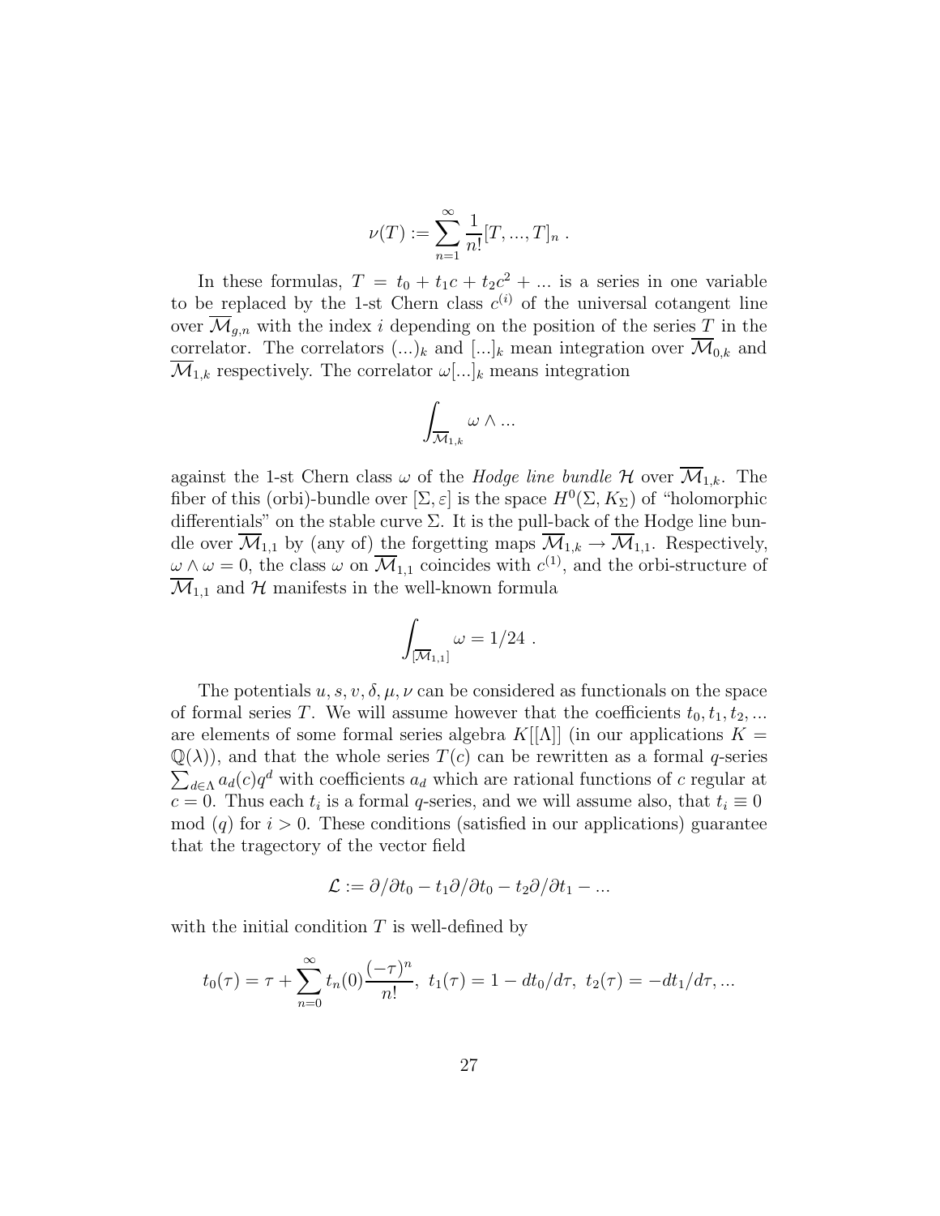$$\nu(T) := \sum_{n=1}^{\infty} \frac{1}{n!} [T, ..., T]_n \ .$$

In these formulas, $T = t_0 + t_1 c + t_2 c^2 + ...$ is a series in one variable to be replaced by the 1-st Chern class $c^{(i)}$ of the universal cotangent line over $\overline{\mathcal{M}}_{g,n}$ with the index $i$ depending on the position of the series $T$ in the correlator. The correlators $(...)_k$ and $[...]_k$ mean integration over $\overline{\mathcal{M}}_{0,k}$ and $\overline{\mathcal{M}}_{1,k}$ respectively. The correlator $\omega[...]_k$ means integration

$$\int_{\overline{\mathcal{M}}_{1,k}} \omega \wedge ...$$

against the 1-st Chern class $\omega$ of the *Hodge line bundle* $\mathcal{H}$ over $\overline{\mathcal{M}}_{1,k}$. The fiber of this (orbi)-bundle over $[\Sigma, \varepsilon]$ is the space $H^0(\Sigma, K_\Sigma)$ of "holomorphic differentials" on the stable curve $\Sigma$. It is the pull-back of the Hodge line bundle over $\overline{\mathcal{M}}_{1,1}$ by (any of) the forgetting maps $\overline{\mathcal{M}}_{1,k} \to \overline{\mathcal{M}}_{1,1}$. Respectively, $\omega \wedge \omega = 0$, the class $\omega$ on $\overline{\mathcal{M}}_{1,1}$ coincides with $c^{(1)}$, and the orbi-structure of $\overline{\mathcal{M}}_{1,1}$ and $\mathcal{H}$ manifests in the well-known formula

$$\int_{[\overline{\mathcal{M}}_{1,1}]} \omega = 1/24 \ .$$

The potentials $u, s, v, \delta, \mu, \nu$ can be considered as functionals on the space of formal series $T$. We will assume however that the coefficients $t_0, t_1, t_2, ...$ are elements of some formal series algebra $K[[\Lambda]]$ (in our applications $K = \mathbb{Q}(\lambda)$), and that the whole series $T(c)$ can be rewritten as a formal $q$-series $\sum_{d \in \Lambda} a_d(c) q^d$ with coefficients $a_d$ which are rational functions of $c$ regular at $c = 0$. Thus each $t_i$ is a formal $q$-series, and we will assume also, that $t_i \equiv 0 \mod (q)$ for $i > 0$. These conditions (satisfied in our applications) guarantee that the tragectory of the vector field

$$\mathcal{L} := \partial/\partial t_0 - t_1 \partial/\partial t_0 - t_2 \partial/\partial t_1 - ...$$

with the initial condition $T$ is well-defined by

$$t_0(\tau) = \tau + \sum_{n=0}^{\infty} t_n(0) \frac{(-\tau)^n}{n!}, \ t_1(\tau) = 1 - dt_0/d\tau, \ t_2(\tau) = -dt_1/d\tau, ...$$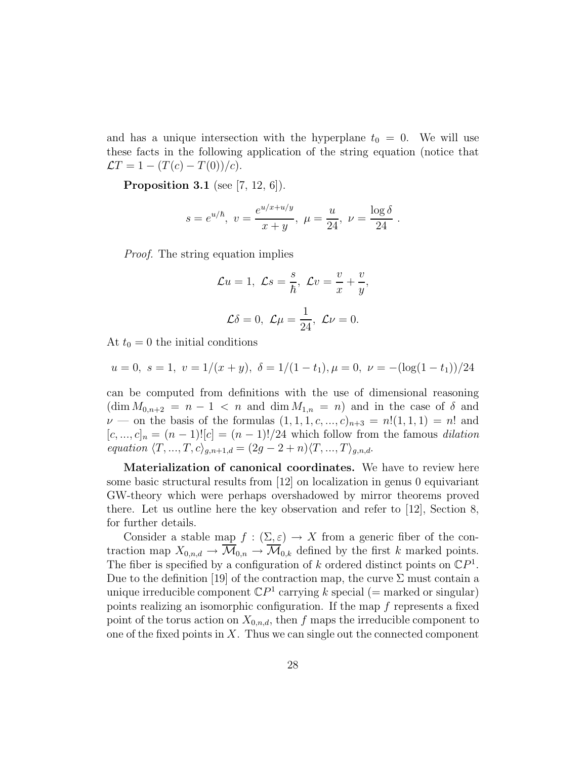and has a unique intersection with the hyperplane $t_0 = 0$. We will use these facts in the following application of the string equation (notice that $\mathcal{L}T = 1 - (T(c) - T(0))/c$).

**Proposition 3.1** (see [7, 12, 6]).

$$s = e^{u/\hbar},\ v = \frac{e^{u/x + u/y}}{x+y},\ \mu = \frac{u}{24},\ \nu = \frac{\log \delta}{24}\ .$$

*Proof.* The string equation implies

$$\mathcal{L}u = 1,\ \mathcal{L}s = \frac{s}{\hbar},\ \mathcal{L}v = \frac{v}{x} + \frac{v}{y},$$

$$\mathcal{L}\delta = 0,\ \mathcal{L}\mu = \frac{1}{24},\ \mathcal{L}\nu = 0.$$

At $t_0 = 0$ the initial conditions

$$u = 0,\ s = 1,\ v = 1/(x+y),\ \delta = 1/(1-t_1), \mu = 0,\ \nu = -(\log(1-t_1))/24$$

can be computed from definitions with the use of dimensional reasoning ($\dim M_{0,n+2} = n - 1 < n$ and $\dim M_{1,n} = n$) and in the case of $\delta$ and $\nu$ — on the basis of the formulas $(1, 1, 1, c, ..., c)_{n+3} = n!(1, 1, 1) = n!$ and $[c, ..., c]_n = (n-1)![c] = (n-1)!/24$ which follow from the famous *dilation equation* $\langle T, ..., T, c\rangle_{g,n+1,d} = (2g - 2 + n)\langle T, ..., T\rangle_{g,n,d}$.

**Materialization of canonical coordinates.** We have to review here some basic structural results from [12] on localization in genus 0 equivariant GW-theory which were perhaps overshadowed by mirror theorems proved there. Let us outline here the key observation and refer to [12], Section 8, for further details.

Consider a stable map $f : (\Sigma, \varepsilon) \to X$ from a generic fiber of the contraction map $X_{0,n,d} \to \overline{\mathcal{M}}_{0,n} \to \overline{\mathcal{M}}_{0,k}$ defined by the first $k$ marked points. The fiber is specified by a configuration of $k$ ordered distinct points on $\mathbb{C}P^1$. Due to the definition [19] of the contraction map, the curve $\Sigma$ must contain a unique irreducible component $\mathbb{C}P^1$ carrying $k$ special (= marked or singular) points realizing an isomorphic configuration. If the map $f$ represents a fixed point of the torus action on $X_{0,n,d}$, then $f$ maps the irreducible component to one of the fixed points in $X$. Thus we can single out the connected component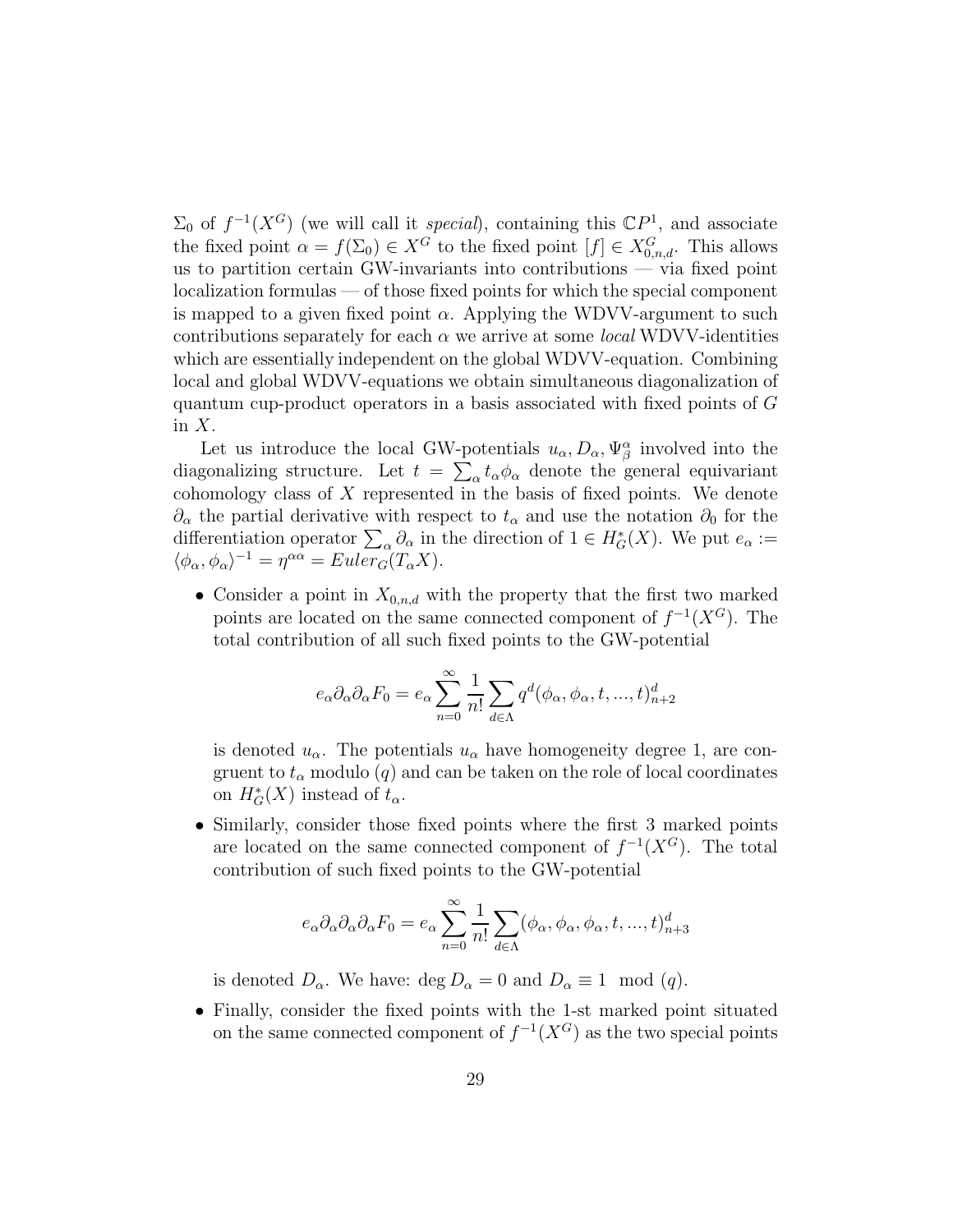$\Sigma_0$ of $f^{-1}(X^G)$ (we will call it *special*), containing this $\mathbb{C}P^1$, and associate the fixed point $\alpha = f(\Sigma_0) \in X^G$ to the fixed point $[f] \in X_{0,n,d}^G$. This allows us to partition certain GW-invariants into contributions — via fixed point localization formulas — of those fixed points for which the special component is mapped to a given fixed point $\alpha$. Applying the WDVV-argument to such contributions separately for each $\alpha$ we arrive at some *local* WDVV-identities which are essentially independent on the global WDVV-equation. Combining local and global WDVV-equations we obtain simultaneous diagonalization of quantum cup-product operators in a basis associated with fixed points of $G$ in $X$.

Let us introduce the local GW-potentials $u_\alpha, D_\alpha, \Psi_\beta^\alpha$ involved into the diagonalizing structure. Let $t = \sum_\alpha t_\alpha \phi_\alpha$ denote the general equivariant cohomology class of $X$ represented in the basis of fixed points. We denote $\partial_\alpha$ the partial derivative with respect to $t_\alpha$ and use the notation $\partial_0$ for the differentiation operator $\sum_\alpha \partial_\alpha$ in the direction of $1 \in H_G^*(X)$. We put $e_\alpha := \langle \phi_\alpha, \phi_\alpha \rangle^{-1} = \eta^{\alpha\alpha} = Euler_G(T_\alpha X)$.

- Consider a point in $X_{0,n,d}$ with the property that the first two marked points are located on the same connected component of $f^{-1}(X^G)$. The total contribution of all such fixed points to the GW-potential

$$e_\alpha \partial_\alpha \partial_\alpha F_0 = e_\alpha \sum_{n=0}^{\infty} \frac{1}{n!} \sum_{d \in \Lambda} q^d (\phi_\alpha, \phi_\alpha, t, ..., t)_{n+2}^d$$

  is denoted $u_\alpha$. The potentials $u_\alpha$ have homogeneity degree 1, are congruent to $t_\alpha$ modulo $(q)$ and can be taken on the role of local coordinates on $H_G^*(X)$ instead of $t_\alpha$.

- Similarly, consider those fixed points where the first 3 marked points are located on the same connected component of $f^{-1}(X^G)$. The total contribution of such fixed points to the GW-potential

$$e_\alpha \partial_\alpha \partial_\alpha \partial_\alpha F_0 = e_\alpha \sum_{n=0}^{\infty} \frac{1}{n!} \sum_{d \in \Lambda} (\phi_\alpha, \phi_\alpha, \phi_\alpha, t, ..., t)_{n+3}^d$$

  is denoted $D_\alpha$. We have: $\deg D_\alpha = 0$ and $D_\alpha \equiv 1 \mod (q)$.

- Finally, consider the fixed points with the 1-st marked point situated on the same connected component of $f^{-1}(X^G)$ as the two special points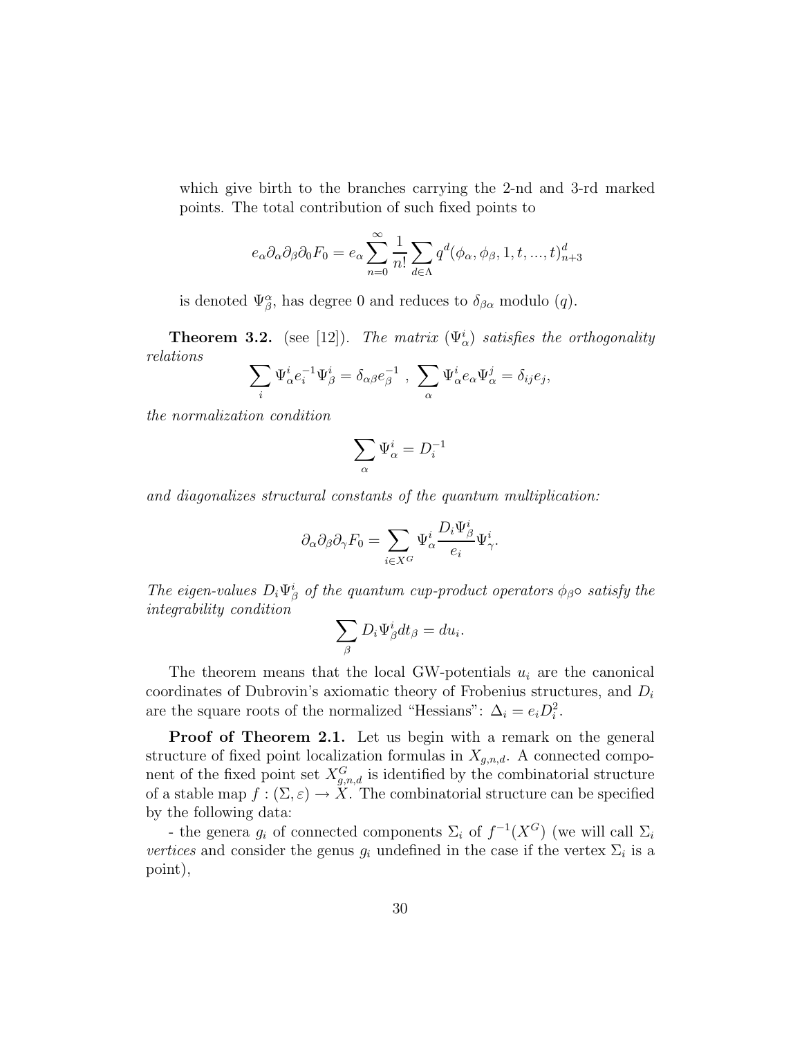which give birth to the branches carrying the 2-nd and 3-rd marked points. The total contribution of such fixed points to

$$e_\alpha \partial_\alpha \partial_\beta \partial_0 F_0 = e_\alpha \sum_{n=0}^{\infty} \frac{1}{n!} \sum_{d\in\Lambda} q^d (\phi_\alpha, \phi_\beta, 1, t, ..., t)^d_{n+3}$$

is denoted $\Psi^\alpha_\beta$, has degree 0 and reduces to $\delta_{\beta\alpha}$ modulo $(q)$.

**Theorem 3.2.** (see [12]). *The matrix* $(\Psi^i_\alpha)$ *satisfies the orthogonality relations*

$$\sum_i \Psi^i_\alpha e_i^{-1} \Psi^i_\beta = \delta_{\alpha\beta} e_\beta^{-1} \ , \ \sum_\alpha \Psi^i_\alpha e_\alpha \Psi^j_\alpha = \delta_{ij} e_j,$$

*the normalization condition*

$$\sum_\alpha \Psi^i_\alpha = D_i^{-1}$$

*and diagonalizes structural constants of the quantum multiplication:*

$$\partial_\alpha \partial_\beta \partial_\gamma F_0 = \sum_{i\in X^G} \Psi^i_\alpha \frac{D_i \Psi^i_\beta}{e_i} \Psi^i_\gamma.$$

*The eigen-values* $D_i \Psi^i_\beta$ *of the quantum cup-product operators* $\phi_\beta \circ$ *satisfy the integrability condition*

$$\sum_\beta D_i \Psi^i_\beta dt_\beta = du_i.$$

The theorem means that the local GW-potentials $u_i$ are the canonical coordinates of Dubrovin's axiomatic theory of Frobenius structures, and $D_i$ are the square roots of the normalized "Hessians": $\Delta_i = e_i D_i^2$.

**Proof of Theorem 2.1.** Let us begin with a remark on the general structure of fixed point localization formulas in $X_{g,n,d}$. A connected component of the fixed point set $X^G_{g,n,d}$ is identified by the combinatorial structure of a stable map $f : (\Sigma, \varepsilon) \to X$. The combinatorial structure can be specified by the following data:

- the genera $g_i$ of connected components $\Sigma_i$ of $f^{-1}(X^G)$ (we will call $\Sigma_i$ *vertices* and consider the genus $g_i$ undefined in the case if the vertex $\Sigma_i$ is a point),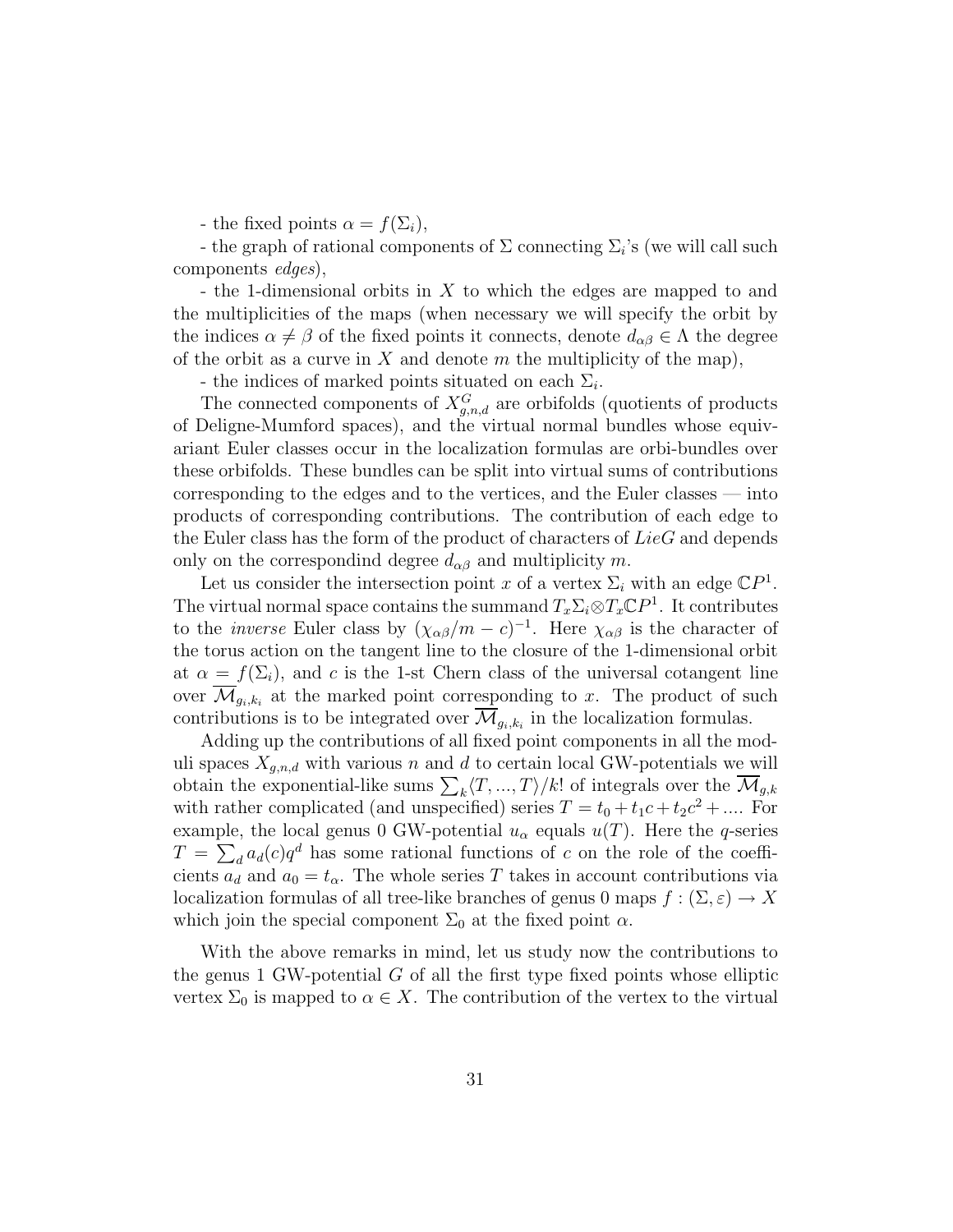- the fixed points $\alpha = f(\Sigma_i)$,

- the graph of rational components of $\Sigma$ connecting $\Sigma_i$'s (we will call such components *edges*),

- the 1-dimensional orbits in $X$ to which the edges are mapped to and the multiplicities of the maps (when necessary we will specify the orbit by the indices $\alpha \neq \beta$ of the fixed points it connects, denote $d_{\alpha\beta} \in \Lambda$ the degree of the orbit as a curve in $X$ and denote $m$ the multiplicity of the map),

- the indices of marked points situated on each $\Sigma_i$.

The connected components of $X^G_{g,n,d}$ are orbifolds (quotients of products of Deligne-Mumford spaces), and the virtual normal bundles whose equivariant Euler classes occur in the localization formulas are orbi-bundles over these orbifolds. These bundles can be split into virtual sums of contributions corresponding to the edges and to the vertices, and the Euler classes — into products of corresponding contributions. The contribution of each edge to the Euler class has the form of the product of characters of $LieG$ and depends only on the correspondind degree $d_{\alpha\beta}$ and multiplicity $m$.

Let us consider the intersection point $x$ of a vertex $\Sigma_i$ with an edge $\mathbb{C}P^1$. The virtual normal space contains the summand $T_x\Sigma_i \otimes T_x\mathbb{C}P^1$. It contributes to the *inverse* Euler class by $(\chi_{\alpha\beta}/m - c)^{-1}$. Here $\chi_{\alpha\beta}$ is the character of the torus action on the tangent line to the closure of the 1-dimensional orbit at $\alpha = f(\Sigma_i)$, and $c$ is the 1-st Chern class of the universal cotangent line over $\overline{\mathcal{M}}_{g_i,k_i}$ at the marked point corresponding to $x$. The product of such contributions is to be integrated over $\overline{\mathcal{M}}_{g_i,k_i}$ in the localization formulas.

Adding up the contributions of all fixed point components in all the moduli spaces $X_{g,n,d}$ with various $n$ and $d$ to certain local GW-potentials we will obtain the exponential-like sums $\sum_k \langle T, ..., T \rangle / k!$ of integrals over the $\overline{\mathcal{M}}_{g,k}$ with rather complicated (and unspecified) series $T = t_0 + t_1 c + t_2 c^2 + ....$ For example, the local genus 0 GW-potential $u_\alpha$ equals $u(T)$. Here the $q$-series $T = \sum_d a_d(c) q^d$ has some rational functions of $c$ on the role of the coefficients $a_d$ and $a_0 = t_\alpha$. The whole series $T$ takes in account contributions via localization formulas of all tree-like branches of genus 0 maps $f : (\Sigma, \varepsilon) \to X$ which join the special component $\Sigma_0$ at the fixed point $\alpha$.

With the above remarks in mind, let us study now the contributions to the genus 1 GW-potential $G$ of all the first type fixed points whose elliptic vertex $\Sigma_0$ is mapped to $\alpha \in X$. The contribution of the vertex to the virtual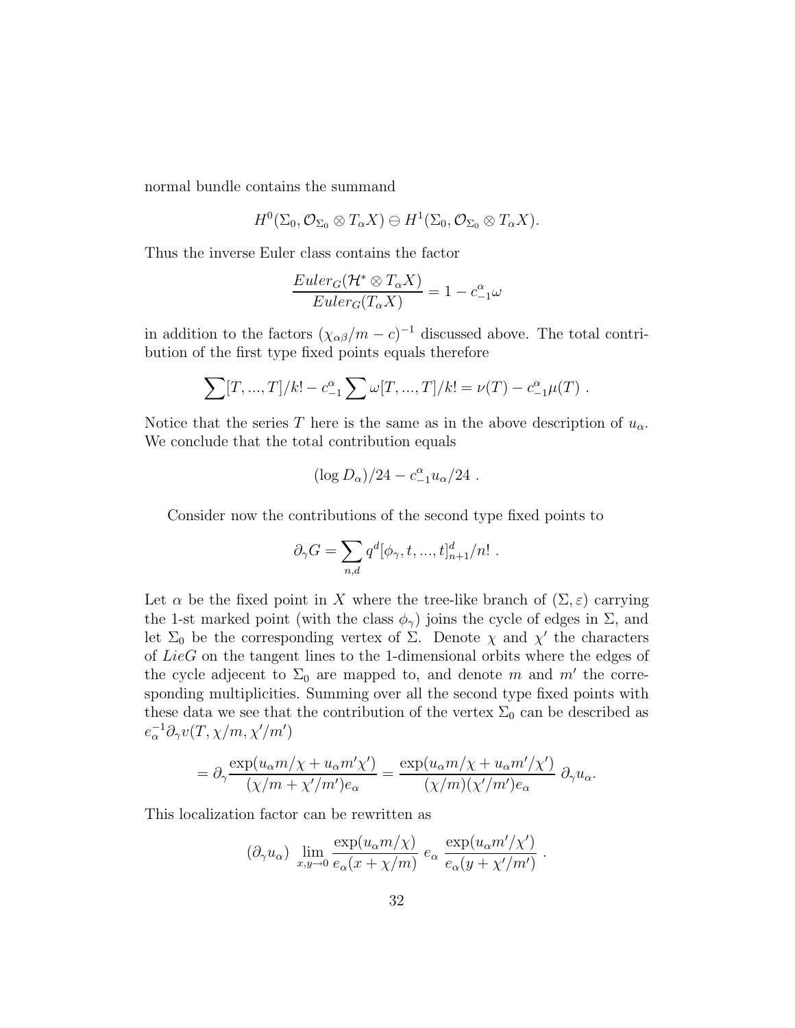normal bundle contains the summand

$$H^0(\Sigma_0, \mathcal{O}_{\Sigma_0} \otimes T_\alpha X) \ominus H^1(\Sigma_0, \mathcal{O}_{\Sigma_0} \otimes T_\alpha X).$$

Thus the inverse Euler class contains the factor

$$\frac{Euler_G(\mathcal{H}^* \otimes T_\alpha X)}{Euler_G(T_\alpha X)} = 1 - c_{-1}^\alpha \omega$$

in addition to the factors $(\chi_{\alpha\beta}/m - c)^{-1}$ discussed above. The total contribution of the first type fixed points equals therefore

$$\sum [T, ..., T]/k! - c_{-1}^\alpha \sum \omega [T, ..., T]/k! = \nu(T) - c_{-1}^\alpha \mu(T) \ .$$

Notice that the series $T$ here is the same as in the above description of $u_\alpha$. We conclude that the total contribution equals

$$(\log D_\alpha)/24 - c_{-1}^\alpha u_\alpha /24 \ .$$

Consider now the contributions of the second type fixed points to

$$\partial_\gamma G = \sum_{n,d} q^d [\phi_\gamma, t, ..., t]_{n+1}^d / n! \ .$$

Let $\alpha$ be the fixed point in $X$ where the tree-like branch of $(\Sigma, \varepsilon)$ carrying the 1-st marked point (with the class $\phi_\gamma$) joins the cycle of edges in $\Sigma$, and let $\Sigma_0$ be the corresponding vertex of $\Sigma$. Denote $\chi$ and $\chi'$ the characters of $LieG$ on the tangent lines to the 1-dimensional orbits where the edges of the cycle adjecent to $\Sigma_0$ are mapped to, and denote $m$ and $m'$ the corresponding multiplicities. Summing over all the second type fixed points with these data we see that the contribution of the vertex $\Sigma_0$ can be described as $e_\alpha^{-1} \partial_\gamma v(T, \chi/m, \chi'/m')$

$$= \partial_\gamma \frac{\exp(u_\alpha m/\chi + u_\alpha m' \chi')}{(\chi/m + \chi'/m') e_\alpha} = \frac{\exp(u_\alpha m/\chi + u_\alpha m'/\chi')}{(\chi/m)(\chi'/m') e_\alpha} \ \partial_\gamma u_\alpha.$$

This localization factor can be rewritten as

$$(\partial_\gamma u_\alpha) \ \lim_{x,y \to 0} \frac{\exp(u_\alpha m/\chi)}{e_\alpha(x + \chi/m)} \ e_\alpha \ \frac{\exp(u_\alpha m'/\chi')}{e_\alpha(y + \chi'/m')} \ .$$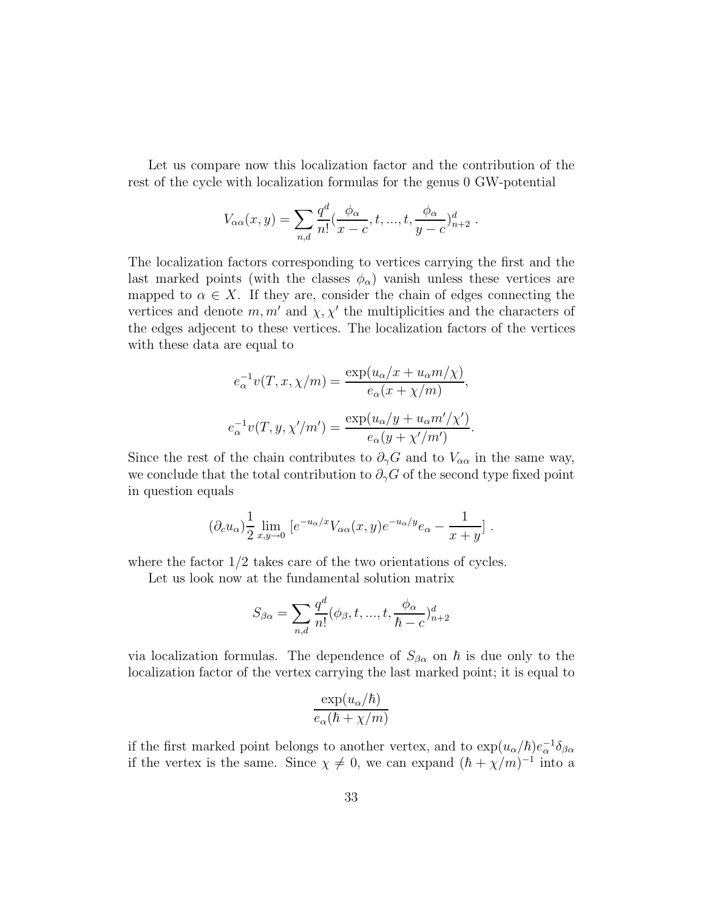Let us compare now this localization factor and the contribution of the rest of the cycle with localization formulas for the genus 0 GW-potential

$$V_{\alpha\alpha}(x,y) = \sum_{n,d} \frac{q^d}{n!}(\frac{\phi_\alpha}{x-c}, t, ..., t, \frac{\phi_\alpha}{y-c})^d_{n+2} \ .$$

The localization factors corresponding to vertices carrying the first and the last marked points (with the classes $\phi_\alpha$) vanish unless these vertices are mapped to $\alpha \in X$. If they are, consider the chain of edges connecting the vertices and denote $m, m'$ and $\chi, \chi'$ the multiplicities and the characters of the edges adjecent to these vertices. The localization factors of the vertices with these data are equal to

$$e_\alpha^{-1} v(T, x, \chi/m) = \frac{\exp(u_\alpha/x + u_\alpha m/\chi)}{e_\alpha(x+\chi/m)},$$

$$e_\alpha^{-1} v(T, y, \chi'/m') = \frac{\exp(u_\alpha/y + u_\alpha m'/\chi')}{e_\alpha(y+\chi'/m')}.$$

Since the rest of the chain contributes to $\partial_\gamma G$ and to $V_{\alpha\alpha}$ in the same way, we conclude that the total contribution to $\partial_\gamma G$ of the second type fixed point in question equals

$$(\partial_c u_\alpha) \frac{1}{2} \lim_{x,y\to 0} \ [e^{-u_\alpha/x} V_{\alpha\alpha}(x,y) e^{-u_\alpha/y} e_\alpha - \frac{1}{x+y}] \ .$$

where the factor $1/2$ takes care of the two orientations of cycles.

Let us look now at the fundamental solution matrix

$$S_{\beta\alpha} = \sum_{n,d} \frac{q^d}{n!}(\phi_\beta, t, ..., t, \frac{\phi_\alpha}{\hbar - c})^d_{n+2}$$

via localization formulas. The dependence of $S_{\beta\alpha}$ on $\hbar$ is due only to the localization factor of the vertex carrying the last marked point; it is equal to

$$\frac{\exp(u_\alpha/\hbar)}{e_\alpha(\hbar+\chi/m)}$$

if the first marked point belongs to another vertex, and to $\exp(u_\alpha/\hbar)e_\alpha^{-1}\delta_{\beta\alpha}$ if the vertex is the same. Since $\chi \neq 0$, we can expand $(\hbar+\chi/m)^{-1}$ into a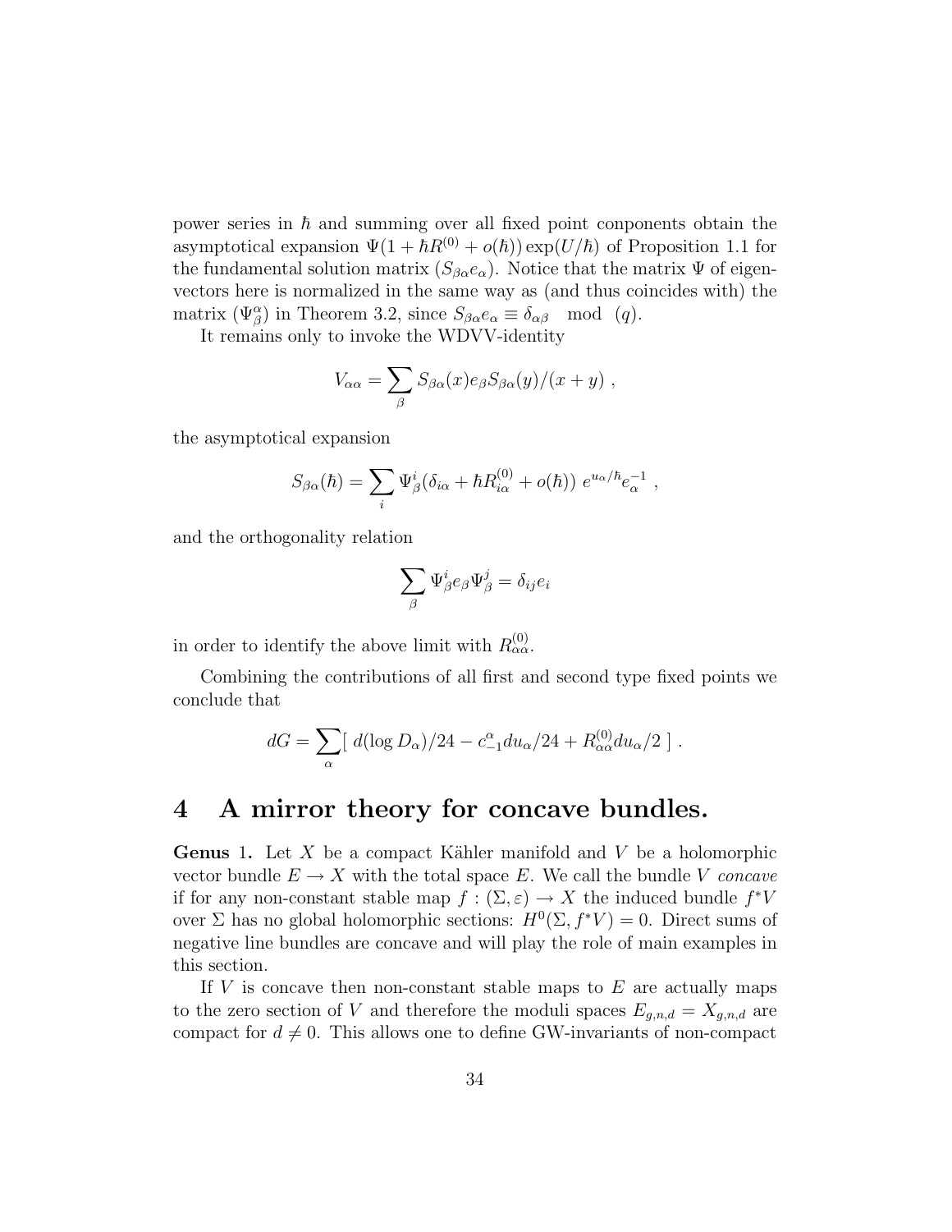power series in $\hbar$ and summing over all fixed point conponents obtain the asymptotical expansion $\Psi(1+\hbar R^{(0)}+o(\hbar))\exp(U/\hbar)$ of Proposition 1.1 for the fundamental solution matrix $(S_{\beta\alpha}e_\alpha)$. Notice that the matrix $\Psi$ of eigenvectors here is normalized in the same way as (and thus coincides with) the matrix $(\Psi_\beta^\alpha)$ in Theorem 3.2, since $S_{\beta\alpha}e_\alpha \equiv \delta_{\alpha\beta} \mod (q)$.

It remains only to invoke the WDVV-identity

$$V_{\alpha\alpha} = \sum_\beta S_{\beta\alpha}(x) e_\beta S_{\beta\alpha}(y)/(x+y) \ ,$$

the asymptotical expansion

$$S_{\beta\alpha}(\hbar) = \sum_i \Psi_\beta^i (\delta_{i\alpha} + \hbar R_{i\alpha}^{(0)} + o(\hbar)) \ e^{u_\alpha/\hbar} e_\alpha^{-1} \ ,$$

and the orthogonality relation

$$\sum_\beta \Psi_\beta^i e_\beta \Psi_\beta^j = \delta_{ij} e_i$$

in order to identify the above limit with $R_{\alpha\alpha}^{(0)}$.

Combining the contributions of all first and second type fixed points we conclude that

$$dG = \sum_\alpha [\ d(\log D_\alpha)/24 - c_{-1}^\alpha du_\alpha/24 + R_{\alpha\alpha}^{(0)} du_\alpha/2\ ] \ .$$

# 4 A mirror theory for concave bundles.

**Genus 1.** Let $X$ be a compact Kähler manifold and $V$ be a holomorphic vector bundle $E \to X$ with the total space $E$. We call the bundle $V$ *concave* if for any non-constant stable map $f : (\Sigma, \varepsilon) \to X$ the induced bundle $f^*V$ over $\Sigma$ has no global holomorphic sections: $H^0(\Sigma, f^*V) = 0$. Direct sums of negative line bundles are concave and will play the role of main examples in this section.

If $V$ is concave then non-constant stable maps to $E$ are actually maps to the zero section of $V$ and therefore the moduli spaces $E_{g,n,d} = X_{g,n,d}$ are compact for $d \neq 0$. This allows one to define GW-invariants of non-compact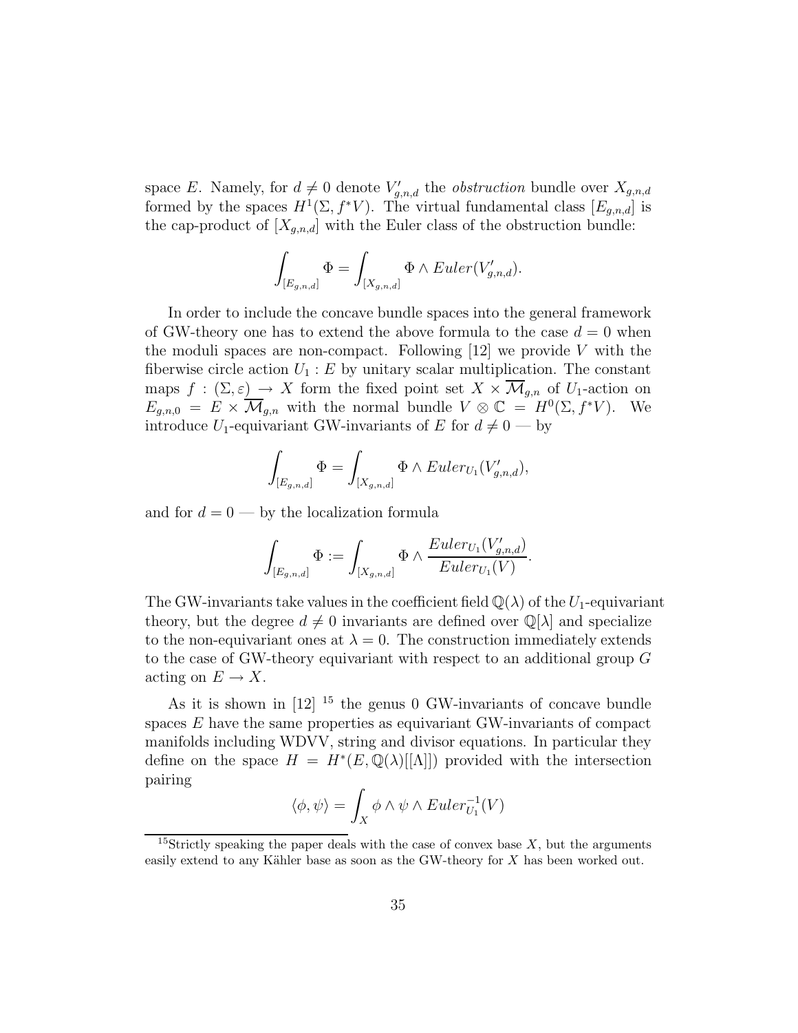space $E$. Namely, for $d \neq 0$ denote $V'_{g,n,d}$ the *obstruction* bundle over $X_{g,n,d}$ formed by the spaces $H^1(\Sigma, f^*V)$. The virtual fundamental class $[E_{g,n,d}]$ is the cap-product of $[X_{g,n,d}]$ with the Euler class of the obstruction bundle:

$$\int_{[E_{g,n,d}]} \Phi = \int_{[X_{g,n,d}]} \Phi \wedge Euler(V'_{g,n,d}).$$

In order to include the concave bundle spaces into the general framework of GW-theory one has to extend the above formula to the case $d = 0$ when the moduli spaces are non-compact. Following [12] we provide $V$ with the fiberwise circle action $U_1 : E$ by unitary scalar multiplication. The constant maps $f : (\Sigma, \varepsilon) \to X$ form the fixed point set $X \times \overline{\mathcal{M}}_{g,n}$ of $U_1$-action on $E_{g,n,0} = E \times \overline{\mathcal{M}}_{g,n}$ with the normal bundle $V \otimes \mathbb{C} = H^0(\Sigma, f^*V)$. We introduce $U_1$-equivariant GW-invariants of $E$ for $d \neq 0$ — by

$$\int_{[E_{g,n,d}]} \Phi = \int_{[X_{g,n,d}]} \Phi \wedge Euler_{U_1}(V'_{g,n,d}),$$

and for $d = 0$ — by the localization formula

$$\int_{[E_{g,n,d}]} \Phi := \int_{[X_{g,n,d}]} \Phi \wedge \frac{Euler_{U_1}(V'_{g,n,d})}{Euler_{U_1}(V)}.$$

The GW-invariants take values in the coefficient field $\mathbb{Q}(\lambda)$ of the $U_1$-equivariant theory, but the degree $d \neq 0$ invariants are defined over $\mathbb{Q}[\lambda]$ and specialize to the non-equivariant ones at $\lambda = 0$. The construction immediately extends to the case of GW-theory equivariant with respect to an additional group $G$ acting on $E \to X$.

As it is shown in [12] [15] the genus 0 GW-invariants of concave bundle spaces $E$ have the same properties as equivariant GW-invariants of compact manifolds including WDVV, string and divisor equations. In particular they define on the space $H = H^*(E, \mathbb{Q}(\lambda)[[\Lambda]])$ provided with the intersection pairing

$$\langle \phi, \psi \rangle = \int_X \phi \wedge \psi \wedge Euler_{U_1}^{-1}(V)$$

[15] Strictly speaking the paper deals with the case of convex base $X$, but the arguments easily extend to any Kähler base as soon as the GW-theory for $X$ has been worked out.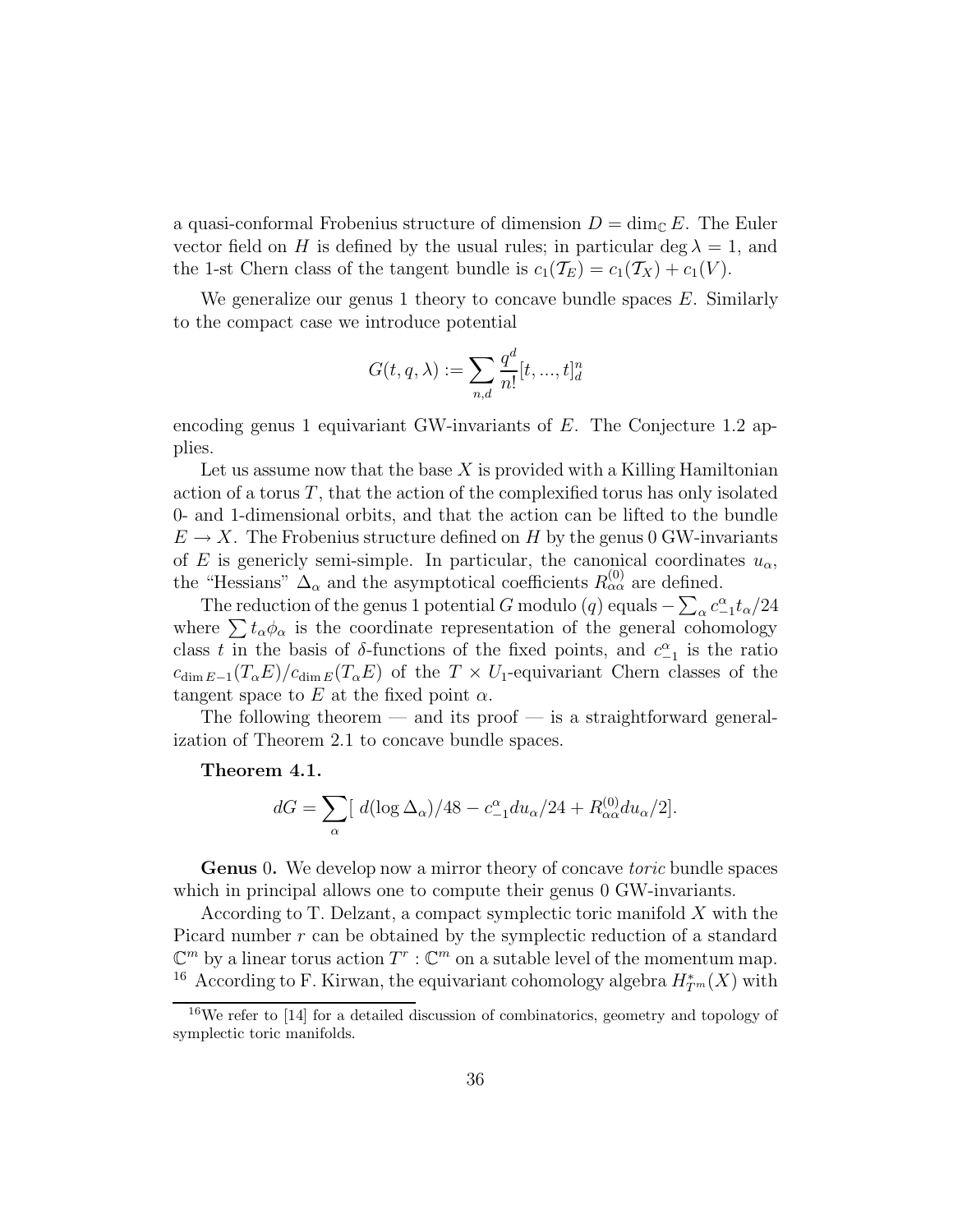a quasi-conformal Frobenius structure of dimension $D = \dim_{\mathbb{C}} E$. The Euler vector field on $H$ is defined by the usual rules; in particular $\deg \lambda = 1$, and the 1-st Chern class of the tangent bundle is $c_1(\mathcal{T}_E) = c_1(\mathcal{T}_X) + c_1(V)$.

We generalize our genus 1 theory to concave bundle spaces $E$. Similarly to the compact case we introduce potential

$$G(t, q, \lambda) := \sum_{n,d} \frac{q^d}{n!} [t, ..., t]_d^n$$

encoding genus 1 equivariant GW-invariants of $E$. The Conjecture 1.2 applies.

Let us assume now that the base $X$ is provided with a Killing Hamiltonian action of a torus $T$, that the action of the complexified torus has only isolated 0- and 1-dimensional orbits, and that the action can be lifted to the bundle $E \to X$. The Frobenius structure defined on $H$ by the genus 0 GW-invariants of $E$ is genericly semi-simple. In particular, the canonical coordinates $u_\alpha$, the "Hessians" $\Delta_\alpha$ and the asymptotical coefficients $R^{(0)}_{\alpha\alpha}$ are defined.

The reduction of the genus 1 potential $G$ modulo $(q)$ equals $-\sum_\alpha c^\alpha_{-1} t_\alpha / 24$ where $\sum t_\alpha \phi_\alpha$ is the coordinate representation of the general cohomology class $t$ in the basis of $\delta$-functions of the fixed points, and $c^\alpha_{-1}$ is the ratio $c_{\dim E - 1}(T_\alpha E)/c_{\dim E}(T_\alpha E)$ of the $T \times U_1$-equivariant Chern classes of the tangent space to $E$ at the fixed point $\alpha$.

The following theorem — and its proof — is a straightforward generalization of Theorem 2.1 to concave bundle spaces.

**Theorem 4.1.**

$$dG = \sum_\alpha [\ d(\log \Delta_\alpha)/48 - c^\alpha_{-1} du_\alpha / 24 + R^{(0)}_{\alpha\alpha} du_\alpha / 2].$$

**Genus 0.** We develop now a mirror theory of concave *toric* bundle spaces which in principal allows one to compute their genus 0 GW-invariants.

According to T. Delzant, a compact symplectic toric manifold $X$ with the Picard number $r$ can be obtained by the symplectic reduction of a standard $\mathbb{C}^m$ by a linear torus action $T^r : \mathbb{C}^m$ on a sutable level of the momentum map. [16] According to F. Kirwan, the equivariant cohomology algebra $H^*_{T^m}(X)$ with

[16] We refer to [14] for a detailed discussion of combinatorics, geometry and topology of symplectic toric manifolds.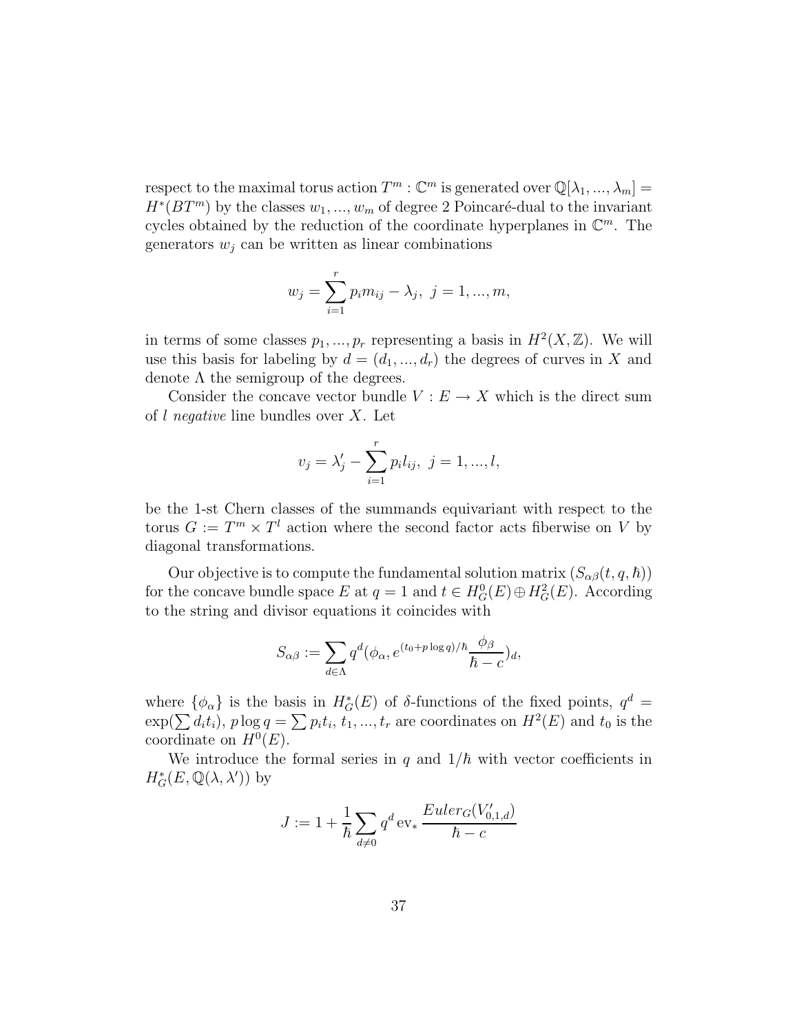respect to the maximal torus action $T^m : \mathbb{C}^m$ is generated over $\mathbb{Q}[\lambda_1, ..., \lambda_m] = H^*(BT^m)$ by the classes $w_1, ..., w_m$ of degree 2 Poincaré-dual to the invariant cycles obtained by the reduction of the coordinate hyperplanes in $\mathbb{C}^m$. The generators $w_j$ can be written as linear combinations

$$w_j = \sum_{i=1}^{r} p_i m_{ij} - \lambda_j, \ j = 1, ..., m,$$

in terms of some classes $p_1, ..., p_r$ representing a basis in $H^2(X, \mathbb{Z})$. We will use this basis for labeling by $d = (d_1, ..., d_r)$ the degrees of curves in $X$ and denote $\Lambda$ the semigroup of the degrees.

Consider the concave vector bundle $V : E \to X$ which is the direct sum of $l$ *negative* line bundles over $X$. Let

$$v_j = \lambda'_j - \sum_{i=1}^{r} p_i l_{ij}, \ j = 1, ..., l,$$

be the 1-st Chern classes of the summands equivariant with respect to the torus $G := T^m \times T^l$ action where the second factor acts fiberwise on $V$ by diagonal transformations.

Our objective is to compute the fundamental solution matrix $(S_{\alpha\beta}(t, q, \hbar))$ for the concave bundle space $E$ at $q = 1$ and $t \in H^0_G(E) \oplus H^2_G(E)$. According to the string and divisor equations it coincides with

$$S_{\alpha\beta} := \sum_{d \in \Lambda} q^d (\phi_\alpha, e^{(t_0 + p \log q)/\hbar} \frac{\phi_\beta}{\hbar - c})_d,$$

where $\{\phi_\alpha\}$ is the basis in $H^*_G(E)$ of $\delta$-functions of the fixed points, $q^d = \exp(\sum d_i t_i)$, $p \log q = \sum p_i t_i$, $t_1, ..., t_r$ are coordinates on $H^2(E)$ and $t_0$ is the coordinate on $H^0(E)$.

We introduce the formal series in $q$ and $1/\hbar$ with vector coefficients in $H^*_G(E, \mathbb{Q}(\lambda, \lambda'))$ by

$$J := 1 + \frac{1}{\hbar} \sum_{d \neq 0} q^d \, \mathrm{ev}_* \, \frac{Euler_G(V'_{0,1,d})}{\hbar - c}$$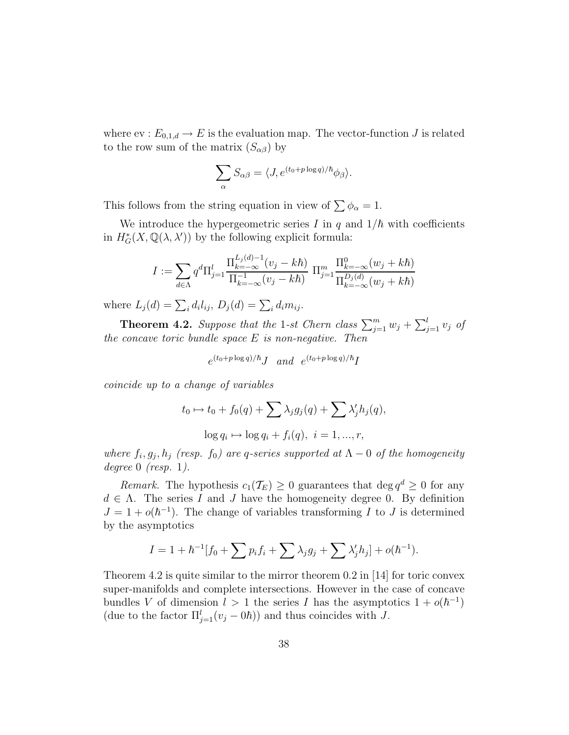where $\mathrm{ev} : E_{0,1,d} \to E$ is the evaluation map. The vector-function $J$ is related to the row sum of the matrix $(S_{\alpha\beta})$ by

$$\sum_{\alpha} S_{\alpha\beta} = \langle J, e^{(t_0 + p \log q)/\hbar} \phi_\beta \rangle.$$

This follows from the string equation in view of $\sum \phi_\alpha = 1$.

We introduce the hypergeometric series $I$ in $q$ and $1/\hbar$ with coefficients in $H^*_G(X, \mathbb{Q}(\lambda, \lambda'))$ by the following explicit formula:

$$I := \sum_{d \in \Lambda} q^d \Pi_{j=1}^l \frac{\Pi_{k=-\infty}^{L_j(d)-1}(v_j - k\hbar)}{\Pi_{k=-\infty}^{-1}(v_j - k\hbar)} \; \Pi_{j=1}^m \frac{\Pi_{k=-\infty}^{0}(w_j + k\hbar)}{\Pi_{k=-\infty}^{D_j(d)}(w_j + k\hbar)}$$

where $L_j(d) = \sum_i d_i l_{ij}$, $D_j(d) = \sum_i d_i m_{ij}$.

**Theorem 4.2.** *Suppose that the* 1*-st Chern class* $\sum_{j=1}^m w_j + \sum_{j=1}^l v_j$ *of the concave toric bundle space* $E$ *is non-negative. Then*

$$e^{(t_0 + p \log q)/\hbar} J \quad \textit{and} \quad e^{(t_0 + p \log q)/\hbar} I$$

*coincide up to a change of variables*

$$t_0 \mapsto t_0 + f_0(q) + \sum \lambda_j g_j(q) + \sum \lambda'_j h_j(q),$$

$$\log q_i \mapsto \log q_i + f_i(q), \; i = 1, ..., r,$$

*where* $f_i, g_j, h_j$ *(resp.* $f_0$*) are* $q$*-series supported at* $\Lambda - 0$ *of the homogeneity degree* 0 *(resp.* 1*).*

*Remark.* The hypothesis $c_1(\mathcal{T}_E) \geq 0$ guarantees that $\deg q^d \geq 0$ for any $d \in \Lambda$. The series $I$ and $J$ have the homogeneity degree 0. By definition $J = 1 + o(\hbar^{-1})$. The change of variables transforming $I$ to $J$ is determined by the asymptotics

$$I = 1 + \hbar^{-1}[f_0 + \sum p_i f_i + \sum \lambda_j g_j + \sum \lambda'_j h_j] + o(\hbar^{-1}).$$

Theorem 4.2 is quite similar to the mirror theorem 0.2 in [14] for toric convex super-manifolds and complete intersections. However in the case of concave bundles $V$ of dimension $l > 1$ the series $I$ has the asymptotics $1 + o(\hbar^{-1})$ (due to the factor $\Pi_{j=1}^l (v_j - 0\hbar)$) and thus coincides with $J$.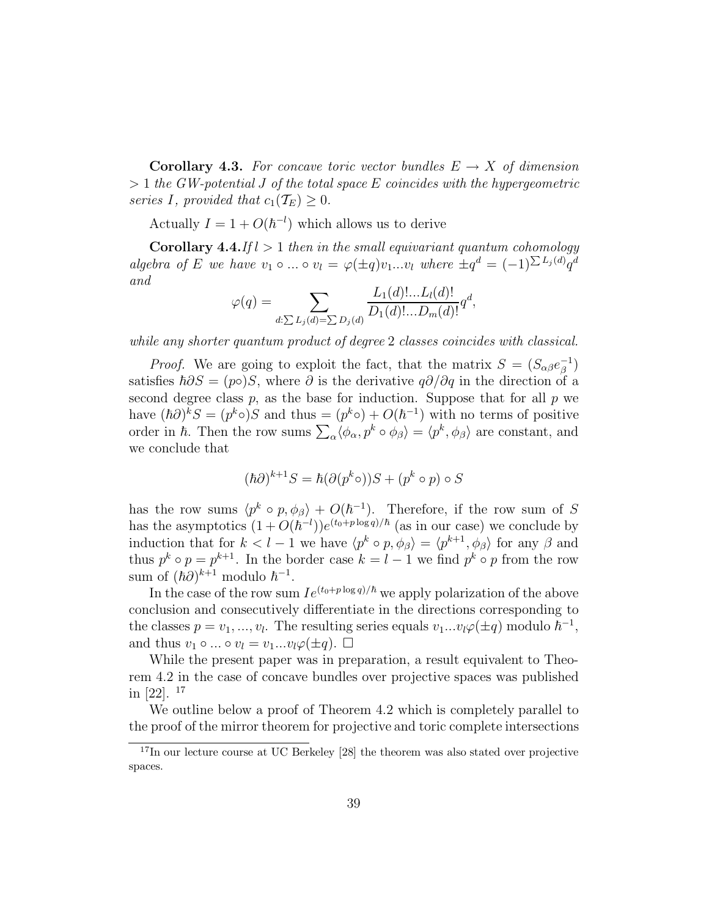**Corollary 4.3.** *For concave toric vector bundles $E \to X$ of dimension $> 1$ the GW-potential $J$ of the total space $E$ coincides with the hypergeometric series $I$, provided that $c_1(\mathcal{T}_E) \geq 0$.*

Actually $I = 1 + O(\hbar^{-l})$ which allows us to derive

**Corollary 4.4.** *If $l > 1$ then in the small equivariant quantum cohomology algebra of $E$ we have $v_1 \circ ... \circ v_l = \varphi(\pm q) v_1 ... v_l$ where $\pm q^d = (-1)^{\sum L_j(d)} q^d$ and*

$$\varphi(q) = \sum_{d: \sum L_j(d) = \sum D_j(d)} \frac{L_1(d)! ... L_l(d)!}{D_1(d)! ... D_m(d)!} q^d,$$

*while any shorter quantum product of degree 2 classes coincides with classical.*

*Proof.* We are going to exploit the fact, that the matrix $S = (S_{\alpha\beta} e_\beta^{-1})$ satisfies $\hbar \partial S = (p \circ) S$, where $\partial$ is the derivative $q \partial / \partial q$ in the direction of a second degree class $p$, as the base for induction. Suppose that for all $p$ we have $(\hbar \partial)^k S = (p^k \circ) S$ and thus $= (p^k \circ) + O(\hbar^{-1})$ with no terms of positive order in $\hbar$. Then the row sums $\sum_\alpha \langle \phi_\alpha, p^k \circ \phi_\beta \rangle = \langle p^k, \phi_\beta \rangle$ are constant, and we conclude that

$$(\hbar \partial)^{k+1} S = \hbar (\partial (p^k \circ)) S + (p^k \circ p) \circ S$$

has the row sums $\langle p^k \circ p, \phi_\beta \rangle + O(\hbar^{-1})$. Therefore, if the row sum of $S$ has the asymptotics $(1 + O(\hbar^{-l})) e^{(t_0 + p \log q)/\hbar}$ (as in our case) we conclude by induction that for $k < l - 1$ we have $\langle p^k \circ p, \phi_\beta \rangle = \langle p^{k+1}, \phi_\beta \rangle$ for any $\beta$ and thus $p^k \circ p = p^{k+1}$. In the border case $k = l - 1$ we find $p^k \circ p$ from the row sum of $(\hbar \partial)^{k+1}$ modulo $\hbar^{-1}$.

In the case of the row sum $I e^{(t_0 + p \log q)/\hbar}$ we apply polarization of the above conclusion and consecutively differentiate in the directions corresponding to the classes $p = v_1, ..., v_l$. The resulting series equals $v_1 ... v_l \varphi(\pm q)$ modulo $\hbar^{-1}$, and thus $v_1 \circ ... \circ v_l = v_1 ... v_l \varphi(\pm q)$. $\square$

While the present paper was in preparation, a result equivalent to Theorem 4.2 in the case of concave bundles over projective spaces was published in [22]. [17]

We outline below a proof of Theorem 4.2 which is completely parallel to the proof of the mirror theorem for projective and toric complete intersections

[17] In our lecture course at UC Berkeley [28] the theorem was also stated over projective spaces.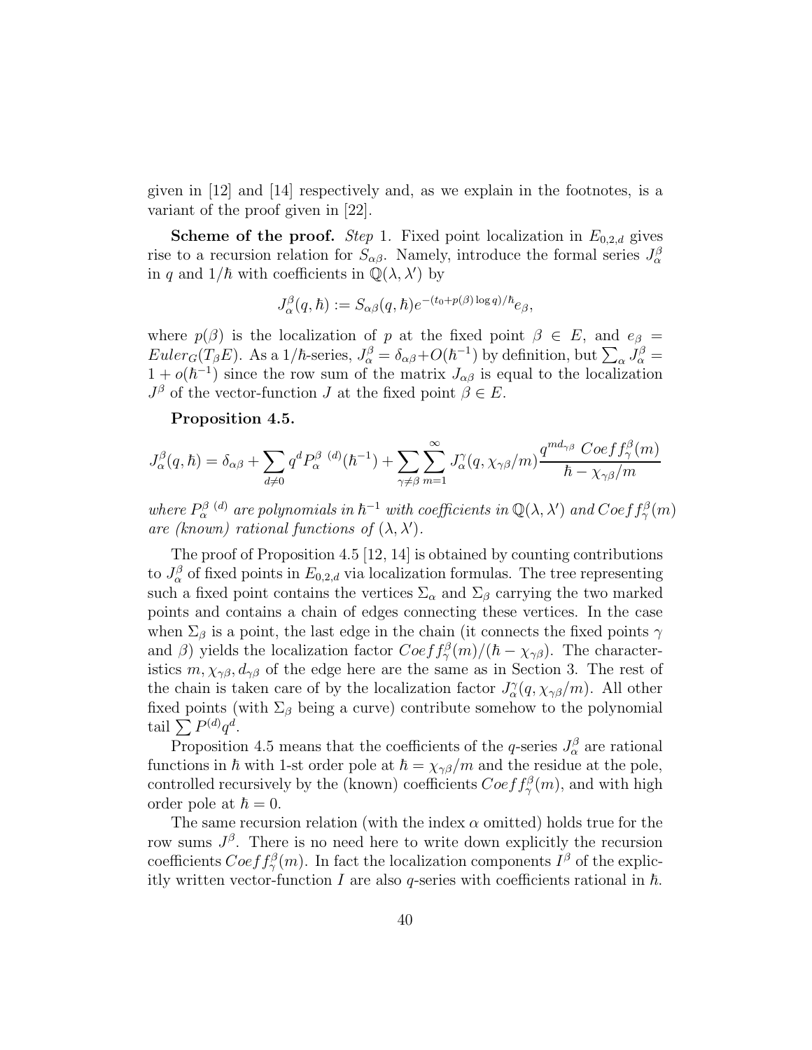given in [12] and [14] respectively and, as we explain in the footnotes, is a variant of the proof given in [22].

**Scheme of the proof.** *Step* 1. Fixed point localization in $E_{0,2,d}$ gives rise to a recursion relation for $S_{\alpha\beta}$. Namely, introduce the formal series $J_\alpha^\beta$ in $q$ and $1/\hbar$ with coefficients in $\mathbb{Q}(\lambda, \lambda')$ by

$$J_\alpha^\beta(q, \hbar) := S_{\alpha\beta}(q, \hbar) e^{-(t_0 + p(\beta)\log q)/\hbar} e_\beta,$$

where $p(\beta)$ is the localization of $p$ at the fixed point $\beta \in E$, and $e_\beta = Euler_G(T_\beta E)$. As a $1/\hbar$-series, $J_\alpha^\beta = \delta_{\alpha\beta} + O(\hbar^{-1})$ by definition, but $\sum_\alpha J_\alpha^\beta = 1 + o(\hbar^{-1})$ since the row sum of the matrix $J_{\alpha\beta}$ is equal to the localization $J^\beta$ of the vector-function $J$ at the fixed point $\beta \in E$.

**Proposition 4.5.**

$$J_\alpha^\beta(q, \hbar) = \delta_{\alpha\beta} + \sum_{d \neq 0} q^d P_\alpha^{\beta\ (d)}(\hbar^{-1}) + \sum_{\gamma \neq \beta} \sum_{m=1}^{\infty} J_\alpha^\gamma(q, \chi_{\gamma\beta}/m) \frac{q^{md_{\gamma\beta}}\ Coeff_\gamma^\beta(m)}{\hbar - \chi_{\gamma\beta}/m}$$

*where $P_\alpha^{\beta\ (d)}$ are polynomials in $\hbar^{-1}$ with coefficients in $\mathbb{Q}(\lambda, \lambda')$ and $Coeff_\gamma^\beta(m)$ are (known) rational functions of $(\lambda, \lambda')$.*

The proof of Proposition 4.5 [12, 14] is obtained by counting contributions to $J_\alpha^\beta$ of fixed points in $E_{0,2,d}$ via localization formulas. The tree representing such a fixed point contains the vertices $\Sigma_\alpha$ and $\Sigma_\beta$ carrying the two marked points and contains a chain of edges connecting these vertices. In the case when $\Sigma_\beta$ is a point, the last edge in the chain (it connects the fixed points $\gamma$ and $\beta$) yields the localization factor $Coeff_\gamma^\beta(m)/(\hbar - \chi_{\gamma\beta})$. The characteristics $m, \chi_{\gamma\beta}, d_{\gamma\beta}$ of the edge here are the same as in Section 3. The rest of the chain is taken care of by the localization factor $J_\alpha^\gamma(q, \chi_{\gamma\beta}/m)$. All other fixed points (with $\Sigma_\beta$ being a curve) contribute somehow to the polynomial tail $\sum P^{(d)} q^d$.

Proposition 4.5 means that the coefficients of the $q$-series $J_\alpha^\beta$ are rational functions in $\hbar$ with 1-st order pole at $\hbar = \chi_{\gamma\beta}/m$ and the residue at the pole, controlled recursively by the (known) coefficients $Coeff_\gamma^\beta(m)$, and with high order pole at $\hbar = 0$.

The same recursion relation (with the index $\alpha$ omitted) holds true for the row sums $J^\beta$. There is no need here to write down explicitly the recursion coefficients $Coeff_\gamma^\beta(m)$. In fact the localization components $I^\beta$ of the explicitly written vector-function $I$ are also $q$-series with coefficients rational in $\hbar$.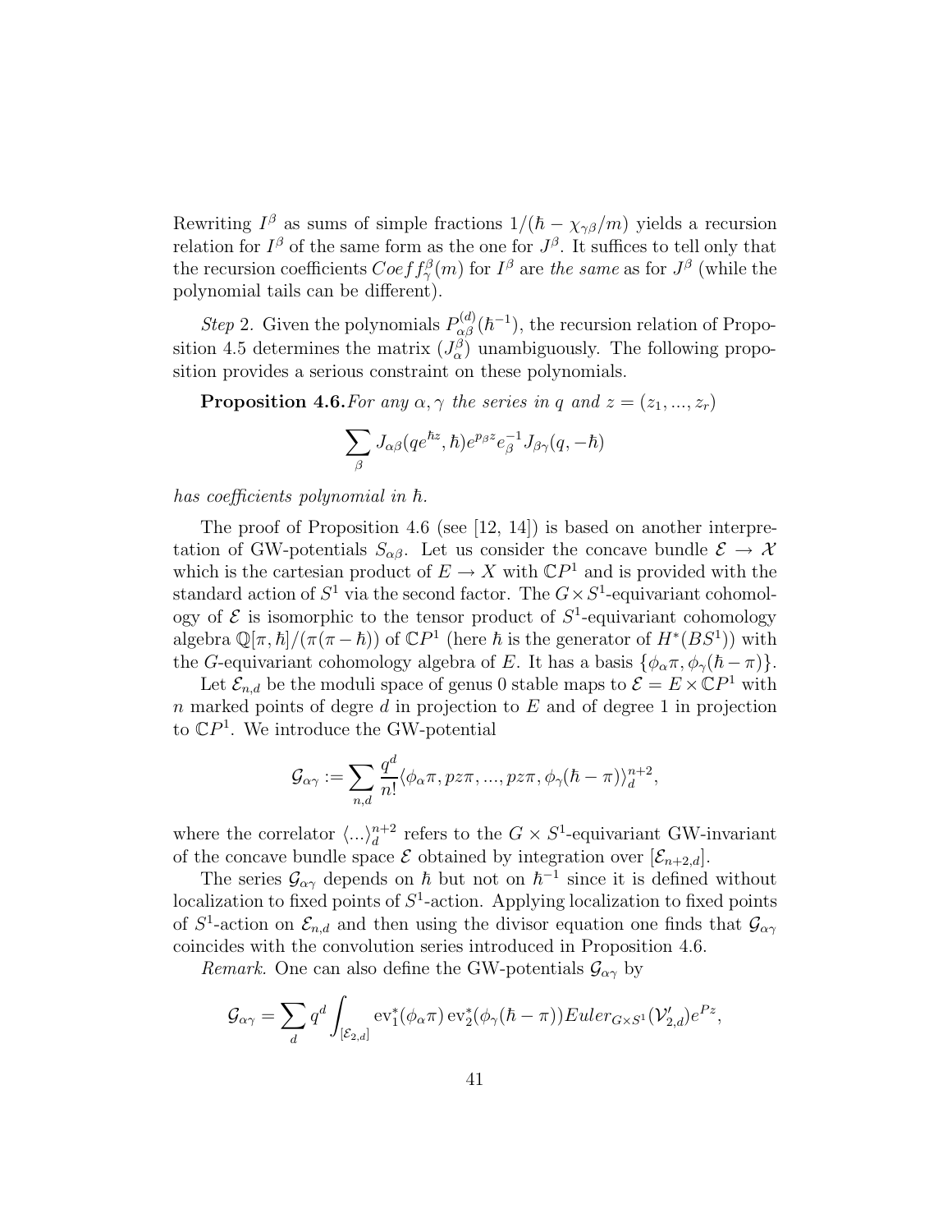Rewriting $I^\beta$ as sums of simple fractions $1/(\hbar - \chi_{\gamma\beta}/m)$ yields a recursion relation for $I^\beta$ of the same form as the one for $J^\beta$. It suffices to tell only that the recursion coefficients $Coeff^\beta_\gamma(m)$ for $I^\beta$ are *the same* as for $J^\beta$ (while the polynomial tails can be different).

*Step* 2. Given the polynomials $P^{(d)}_{\alpha\beta}(\hbar^{-1})$, the recursion relation of Proposition 4.5 determines the matrix $(J^\beta_\alpha)$ unambiguously. The following proposition provides a serious constraint on these polynomials.

**Proposition 4.6.** *For any $\alpha, \gamma$ the series in $q$ and $z = (z_1, ..., z_r)$*

$$\sum_\beta J_{\alpha\beta}(qe^{\hbar z}, \hbar) e^{p_\beta z} e_\beta^{-1} J_{\beta\gamma}(q, -\hbar)$$

*has coefficients polynomial in $\hbar$.*

The proof of Proposition 4.6 (see [12, 14]) is based on another interpretation of GW-potentials $S_{\alpha\beta}$. Let us consider the concave bundle $\mathcal{E} \to \mathcal{X}$ which is the cartesian product of $E \to X$ with $\mathbb{C}P^1$ and is provided with the standard action of $S^1$ via the second factor. The $G \times S^1$-equivariant cohomology of $\mathcal{E}$ is isomorphic to the tensor product of $S^1$-equivariant cohomology algebra $\mathbb{Q}[\pi, \hbar]/(\pi(\pi - \hbar))$ of $\mathbb{C}P^1$ (here $\hbar$ is the generator of $H^*(BS^1)$) with the $G$-equivariant cohomology algebra of $E$. It has a basis $\{\phi_\alpha \pi, \phi_\gamma(\hbar - \pi)\}$.

Let $\mathcal{E}_{n,d}$ be the moduli space of genus 0 stable maps to $\mathcal{E} = E \times \mathbb{C}P^1$ with $n$ marked points of degre $d$ in projection to $E$ and of degree 1 in projection to $\mathbb{C}P^1$. We introduce the GW-potential

$$\mathcal{G}_{\alpha\gamma} := \sum_{n,d} \frac{q^d}{n!} \langle \phi_\alpha \pi, pz\pi, ..., pz\pi, \phi_\gamma(\hbar - \pi)\rangle^{n+2}_d,$$

where the correlator $\langle ... \rangle^{n+2}_d$ refers to the $G \times S^1$-equivariant GW-invariant of the concave bundle space $\mathcal{E}$ obtained by integration over $[\mathcal{E}_{n+2,d}]$.

The series $\mathcal{G}_{\alpha\gamma}$ depends on $\hbar$ but not on $\hbar^{-1}$ since it is defined without localization to fixed points of $S^1$-action. Applying localization to fixed points of $S^1$-action on $\mathcal{E}_{n,d}$ and then using the divisor equation one finds that $\mathcal{G}_{\alpha\gamma}$ coincides with the convolution series introduced in Proposition 4.6.

*Remark.* One can also define the GW-potentials $\mathcal{G}_{\alpha\gamma}$ by

$$\mathcal{G}_{\alpha\gamma} = \sum_d q^d \int_{[\mathcal{E}_{2,d}]} \mathrm{ev}_1^*(\phi_\alpha \pi)\, \mathrm{ev}_2^*(\phi_\gamma(\hbar - \pi)) Euler_{G \times S^1}(\mathcal{V}'_{2,d}) e^{Pz},$$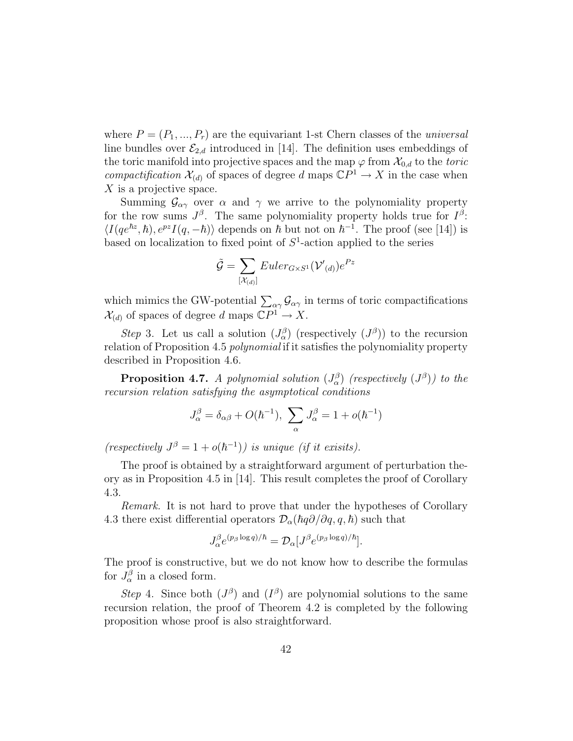where $P = (P_1, ..., P_r)$ are the equivariant 1-st Chern classes of the *universal* line bundles over $\mathcal{E}_{2,d}$ introduced in [14]. The definition uses embeddings of the toric manifold into projective spaces and the map $\varphi$ from $\mathcal{X}_{0,d}$ to the *toric compactification* $\mathcal{X}_{(d)}$ of spaces of degree $d$ maps $\mathbb{C}P^1 \to X$ in the case when $X$ is a projective space.

Summing $\mathcal{G}_{\alpha\gamma}$ over $\alpha$ and $\gamma$ we arrive to the polynomiality property for the row sums $J^\beta$. The same polynomiality property holds true for $I^\beta$: $\langle I(qe^{\hbar z}, \hbar), e^{pz} I(q, -\hbar)\rangle$ depends on $\hbar$ but not on $\hbar^{-1}$. The proof (see [14]) is based on localization to fixed point of $S^1$-action applied to the series

$$\tilde{\mathcal{G}} = \sum_{[\mathcal{X}_{(d)}]} Euler_{G\times S^1}(\mathcal{V}'_{(d)}) e^{Pz}$$

which mimics the GW-potential $\sum_{\alpha\gamma} \mathcal{G}_{\alpha\gamma}$ in terms of toric compactifications $\mathcal{X}_{(d)}$ of spaces of degree $d$ maps $\mathbb{C}P^1 \to X$.

*Step* 3. Let us call a solution $(J^\beta_\alpha)$ (respectively $(J^\beta)$) to the recursion relation of Proposition 4.5 *polynomial* if it satisfies the polynomiality property described in Proposition 4.6.

**Proposition 4.7.** *A polynomial solution $(J^\beta_\alpha)$ (respectively $(J^\beta)$) to the recursion relation satisfying the asymptotical conditions*

$$J^\beta_\alpha = \delta_{\alpha\beta} + O(\hbar^{-1}),\ \sum_\alpha J^\beta_\alpha = 1 + o(\hbar^{-1})$$

*(respectively $J^\beta = 1 + o(\hbar^{-1})$) is unique (if it exisits).*

The proof is obtained by a straightforward argument of perturbation theory as in Proposition 4.5 in [14]. This result completes the proof of Corollary 4.3.

*Remark.* It is not hard to prove that under the hypotheses of Corollary 4.3 there exist differential operators $\mathcal{D}_\alpha(\hbar q\partial/\partial q, q, \hbar)$ such that

$$J^\beta_\alpha e^{(p_\beta \log q)/\hbar} = \mathcal{D}_\alpha[J^\beta e^{(p_\beta \log q)/\hbar}].$$

The proof is constructive, but we do not know how to describe the formulas for $J^\beta_\alpha$ in a closed form.

*Step* 4. Since both $(J^\beta)$ and $(I^\beta)$ are polynomial solutions to the same recursion relation, the proof of Theorem 4.2 is completed by the following proposition whose proof is also straightforward.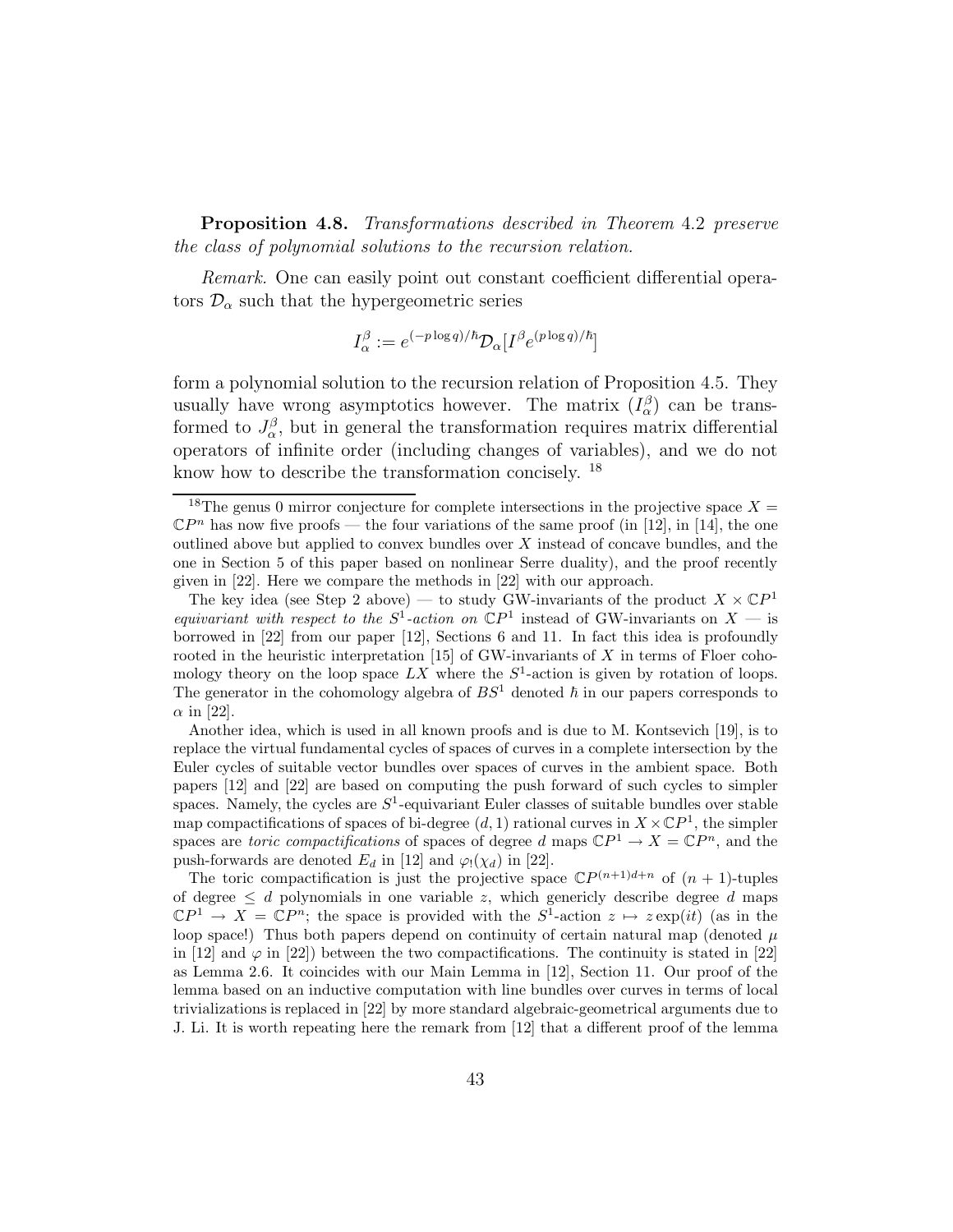**Proposition 4.8.** *Transformations described in Theorem* 4.2 *preserve the class of polynomial solutions to the recursion relation.*

*Remark.* One can easily point out constant coefficient differential operators $\mathcal{D}_\alpha$ such that the hypergeometric series

$$I_\alpha^\beta := e^{(-p\log q)/\hbar}\mathcal{D}_\alpha[I^\beta e^{(p\log q)/\hbar}]$$

form a polynomial solution to the recursion relation of Proposition 4.5. They usually have wrong asymptotics however. The matrix $(I_\alpha^\beta)$ can be transformed to $J_\alpha^\beta$, but in general the transformation requires matrix differential operators of infinite order (including changes of variables), and we do not know how to describe the transformation concisely. [18]

---

[18] The genus 0 mirror conjecture for complete intersections in the projective space $X = \mathbb{C}P^n$ has now five proofs — the four variations of the same proof (in [12], in [14], the one outlined above but applied to convex bundles over $X$ instead of concave bundles, and the one in Section 5 of this paper based on nonlinear Serre duality), and the proof recently given in [22]. Here we compare the methods in [22] with our approach.

The key idea (see Step 2 above) — to study GW-invariants of the product $X \times \mathbb{C}P^1$ *equivariant with respect to the $S^1$-action on $\mathbb{C}P^1$* instead of GW-invariants on $X$ — is borrowed in [22] from our paper [12], Sections 6 and 11. In fact this idea is profoundly rooted in the heuristic interpretation [15] of GW-invariants of $X$ in terms of Floer cohomology theory on the loop space $LX$ where the $S^1$-action is given by rotation of loops. The generator in the cohomology algebra of $BS^1$ denoted $\hbar$ in our papers corresponds to $\alpha$ in [22].

Another idea, which is used in all known proofs and is due to M. Kontsevich [19], is to replace the virtual fundamental cycles of spaces of curves in a complete intersection by the Euler cycles of suitable vector bundles over spaces of curves in the ambient space. Both papers [12] and [22] are based on computing the push forward of such cycles to simpler spaces. Namely, the cycles are $S^1$-equivariant Euler classes of suitable bundles over stable map compactifications of spaces of bi-degree $(d, 1)$ rational curves in $X \times \mathbb{C}P^1$, the simpler spaces are *toric compactifications* of spaces of degree $d$ maps $\mathbb{C}P^1 \to X = \mathbb{C}P^n$, and the push-forwards are denoted $E_d$ in [12] and $\varphi_!(\chi_d)$ in [22].

The toric compactification is just the projective space $\mathbb{C}P^{(n+1)d+n}$ of $(n+1)$-tuples of degree $\leq d$ polynomials in one variable $z$, which genericly describe degree $d$ maps $\mathbb{C}P^1 \to X = \mathbb{C}P^n$; the space is provided with the $S^1$-action $z \mapsto z\exp(it)$ (as in the loop space!) Thus both papers depend on continuity of certain natural map (denoted $\mu$ in [12] and $\varphi$ in [22]) between the two compactifications. The continuity is stated in [22] as Lemma 2.6. It coincides with our Main Lemma in [12], Section 11. Our proof of the lemma based on an inductive computation with line bundles over curves in terms of local trivializations is replaced in [22] by more standard algebraic-geometrical arguments due to J. Li. It is worth repeating here the remark from [12] that a different proof of the lemma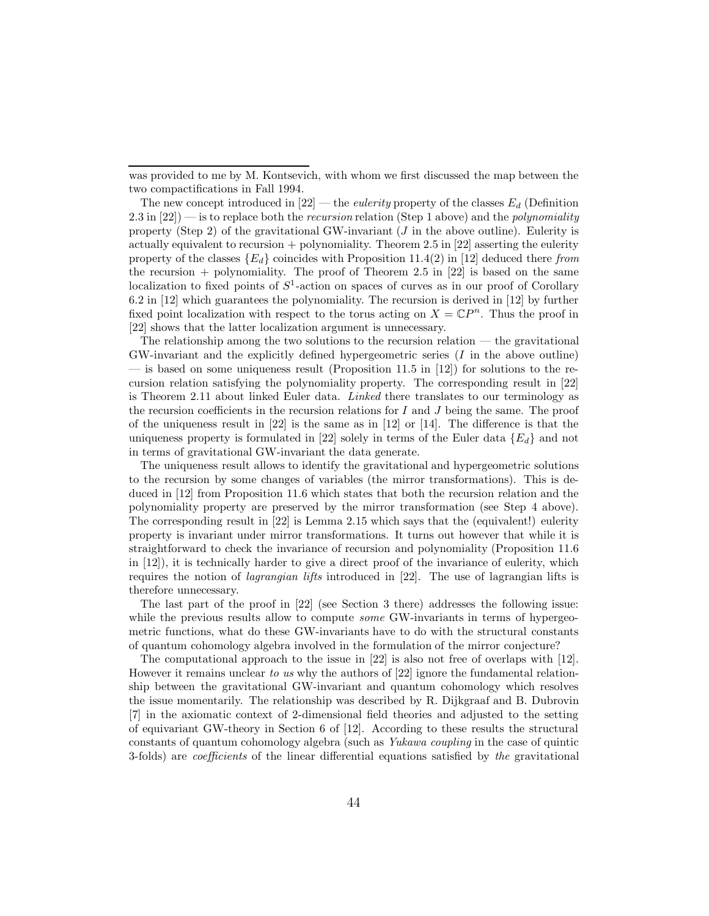was provided to me by M. Kontsevich, with whom we first discussed the map between the two compactifications in Fall 1994.

The new concept introduced in [22] — the *eulerity* property of the classes $E_d$ (Definition 2.3 in [22]) — is to replace both the *recursion* relation (Step 1 above) and the *polynomiality* property (Step 2) of the gravitational GW-invariant ($J$ in the above outline). Eulerity is actually equivalent to recursion + polynomiality. Theorem 2.5 in [22] asserting the eulerity property of the classes $\{E_d\}$ coincides with Proposition 11.4(2) in [12] deduced there *from* the recursion + polynomiality. The proof of Theorem 2.5 in [22] is based on the same localization to fixed points of $S^1$-action on spaces of curves as in our proof of Corollary 6.2 in [12] which guarantees the polynomiality. The recursion is derived in [12] by further fixed point localization with respect to the torus acting on $X = \mathbb{C}P^n$. Thus the proof in [22] shows that the latter localization argument is unnecessary.

The relationship among the two solutions to the recursion relation — the gravitational GW-invariant and the explicitly defined hypergeometric series ($I$ in the above outline) — is based on some uniqueness result (Proposition 11.5 in [12]) for solutions to the recursion relation satisfying the polynomiality property. The corresponding result in [22] is Theorem 2.11 about linked Euler data. *Linked* there translates to our terminology as the recursion coefficients in the recursion relations for $I$ and $J$ being the same. The proof of the uniqueness result in [22] is the same as in [12] or [14]. The difference is that the uniqueness property is formulated in [22] solely in terms of the Euler data $\{E_d\}$ and not in terms of gravitational GW-invariant the data generate.

The uniqueness result allows to identify the gravitational and hypergeometric solutions to the recursion by some changes of variables (the mirror transformations). This is deduced in [12] from Proposition 11.6 which states that both the recursion relation and the polynomiality property are preserved by the mirror transformation (see Step 4 above). The corresponding result in [22] is Lemma 2.15 which says that the (equivalent!) eulerity property is invariant under mirror transformations. It turns out however that while it is straightforward to check the invariance of recursion and polynomiality (Proposition 11.6 in [12]), it is technically harder to give a direct proof of the invariance of eulerity, which requires the notion of *lagrangian lifts* introduced in [22]. The use of lagrangian lifts is therefore unnecessary.

The last part of the proof in [22] (see Section 3 there) addresses the following issue: while the previous results allow to compute *some* GW-invariants in terms of hypergeometric functions, what do these GW-invariants have to do with the structural constants of quantum cohomology algebra involved in the formulation of the mirror conjecture?

The computational approach to the issue in [22] is also not free of overlaps with [12]. However it remains unclear *to us* why the authors of [22] ignore the fundamental relationship between the gravitational GW-invariant and quantum cohomology which resolves the issue momentarily. The relationship was described by R. Dijkgraaf and B. Dubrovin [7] in the axiomatic context of 2-dimensional field theories and adjusted to the setting of equivariant GW-theory in Section 6 of [12]. According to these results the structural constants of quantum cohomology algebra (such as *Yukawa coupling* in the case of quintic 3-folds) are *coefficients* of the linear differential equations satisfied by *the* gravitational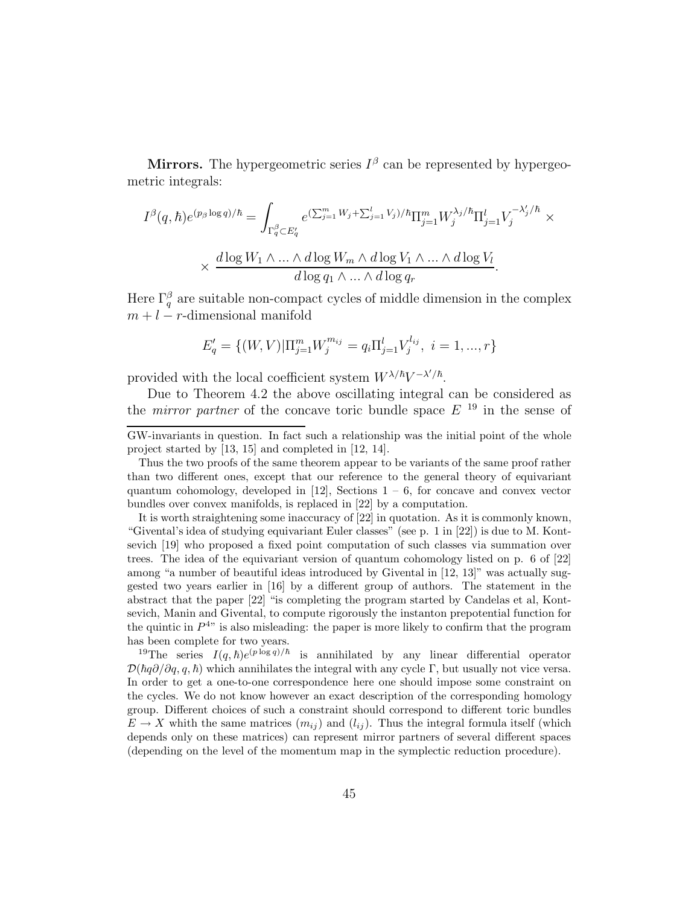**Mirrors.** The hypergeometric series $I^\beta$ can be represented by hypergeometric integrals:

$$I^\beta(q,\hbar)e^{(p_\beta \log q)/\hbar} = \int_{\Gamma_q^\beta \subset E_q'} e^{(\sum_{j=1}^m W_j + \sum_{j=1}^l V_j)/\hbar} \Pi_{j=1}^m W_j^{\lambda_j/\hbar} \Pi_{j=1}^l V_j^{-\lambda_j'/\hbar} \times$$

$$\times \frac{d\log W_1 \wedge ... \wedge d\log W_m \wedge d\log V_1 \wedge ... \wedge d\log V_l}{d\log q_1 \wedge ... \wedge d\log q_r}.$$

Here $\Gamma_q^\beta$ are suitable non-compact cycles of middle dimension in the complex $m+l-r$-dimensional manifold

$$E_q' = \{(W,V) | \Pi_{j=1}^m W_j^{m_{ij}} = q_i \Pi_{j=1}^l V_j^{l_{ij}},\ i=1,...,r\}$$

provided with the local coefficient system $W^{\lambda/\hbar} V^{-\lambda'/\hbar}$.

Due to Theorem 4.2 the above oscillating integral can be considered as the *mirror partner* of the concave toric bundle space $E$ [19] in the sense of

---

GW-invariants in question. In fact such a relationship was the initial point of the whole project started by [13, 15] and completed in [12, 14].

Thus the two proofs of the same theorem appear to be variants of the same proof rather than two different ones, except that our reference to the general theory of equivariant quantum cohomology, developed in [12], Sections 1 – 6, for concave and convex vector bundles over convex manifolds, is replaced in [22] by a computation.

It is worth straightening some inaccuracy of [22] in quotation. As it is commonly known, "Givental's idea of studying equivariant Euler classes" (see p. 1 in [22]) is due to M. Kontsevich [19] who proposed a fixed point computation of such classes via summation over trees. The idea of the equivariant version of quantum cohomology listed on p. 6 of [22] among "a number of beautiful ideas introduced by Givental in [12, 13]" was actually suggested two years earlier in [16] by a different group of authors. The statement in the abstract that the paper [22] "is completing the program started by Candelas et al, Kontsevich, Manin and Givental, to compute rigorously the instanton prepotential function for the quintic in $P^4$" is also misleading: the paper is more likely to confirm that the program has been complete for two years.

[19] The series $I(q,\hbar)e^{(p\log q)/\hbar}$ is annihilated by any linear differential operator $\mathcal{D}(\hbar q\partial/\partial q, q, \hbar)$ which annihilates the integral with any cycle $\Gamma$, but usually not vice versa. In order to get a one-to-one correspondence here one should impose some constraint on the cycles. We do not know however an exact description of the corresponding homology group. Different choices of such a constraint should correspond to different toric bundles $E \to X$ whith the same matrices $(m_{ij})$ and $(l_{ij})$. Thus the integral formula itself (which depends only on these matrices) can represent mirror partners of several different spaces (depending on the level of the momentum map in the symplectic reduction procedure).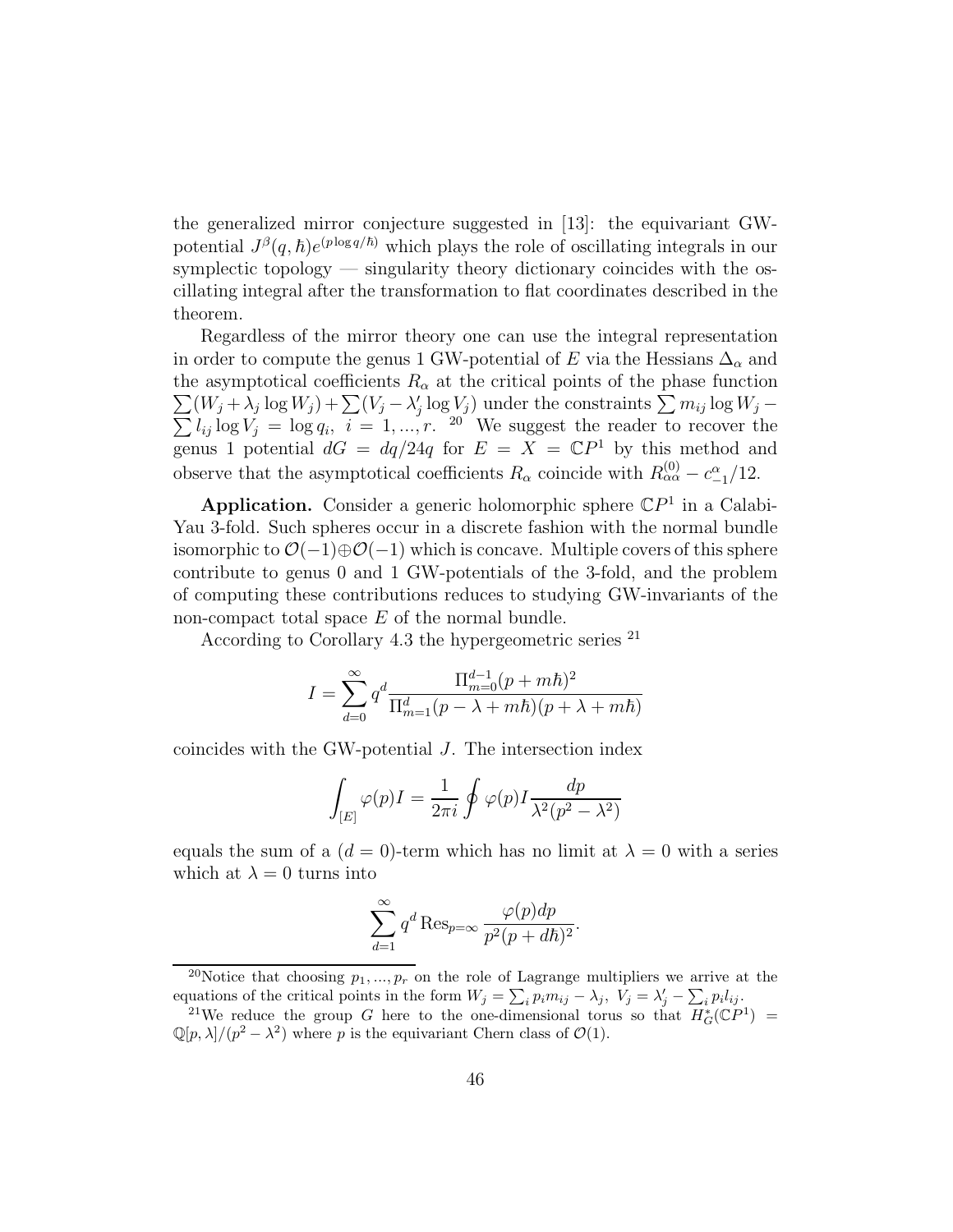the generalized mirror conjecture suggested in [13]: the equivariant GW-potential $J^{\beta}(q,\hbar)e^{(p\log q/\hbar)}$ which plays the role of oscillating integrals in our symplectic topology — singularity theory dictionary coincides with the oscillating integral after the transformation to flat coordinates described in the theorem.

Regardless of the mirror theory one can use the integral representation in order to compute the genus 1 GW-potential of $E$ via the Hessians $\Delta_\alpha$ and the asymptotical coefficients $R_\alpha$ at the critical points of the phase function $\sum(W_j+\lambda_j\log W_j)+\sum(V_j-\lambda'_j\log V_j)$ under the constraints $\sum m_{ij}\log W_j - \sum l_{ij}\log V_j = \log q_i,\ i=1,...,r.$ [20] We suggest the reader to recover the genus 1 potential $dG = dq/24q$ for $E = X = \mathbb{C}P^1$ by this method and observe that the asymptotical coefficients $R_\alpha$ coincide with $R^{(0)}_{\alpha\alpha} - c^{\alpha}_{-1}/12$.

**Application.** Consider a generic holomorphic sphere $\mathbb{C}P^1$ in a Calabi-Yau 3-fold. Such spheres occur in a discrete fashion with the normal bundle isomorphic to $\mathcal{O}(-1)\oplus\mathcal{O}(-1)$ which is concave. Multiple covers of this sphere contribute to genus 0 and 1 GW-potentials of the 3-fold, and the problem of computing these contributions reduces to studying GW-invariants of the non-compact total space $E$ of the normal bundle.

According to Corollary 4.3 the hypergeometric series [21]

$$I = \sum_{d=0}^{\infty} q^d \frac{\Pi_{m=0}^{d-1}(p+m\hbar)^2}{\Pi_{m=1}^{d}(p-\lambda+m\hbar)(p+\lambda+m\hbar)}$$

coincides with the GW-potential $J$. The intersection index

$$\int_{[E]} \varphi(p) I = \frac{1}{2\pi i}\oint \varphi(p) I \frac{dp}{\lambda^2(p^2-\lambda^2)}$$

equals the sum of a ($d=0$)-term which has no limit at $\lambda=0$ with a series which at $\lambda=0$ turns into

$$\sum_{d=1}^{\infty} q^d \operatorname{Res}_{p=\infty} \frac{\varphi(p)dp}{p^2(p+d\hbar)^2}.$$

---

[20] Notice that choosing $p_1,...,p_r$ on the role of Lagrange multipliers we arrive at the equations of the critical points in the form $W_j = \sum_i p_i m_{ij} - \lambda_j,\ V_j = \lambda'_j - \sum_i p_i l_{ij}$.

[21] We reduce the group $G$ here to the one-dimensional torus so that $H^*_G(\mathbb{C}P^1) = \mathbb{Q}[p,\lambda]/(p^2-\lambda^2)$ where $p$ is the equivariant Chern class of $\mathcal{O}(1)$.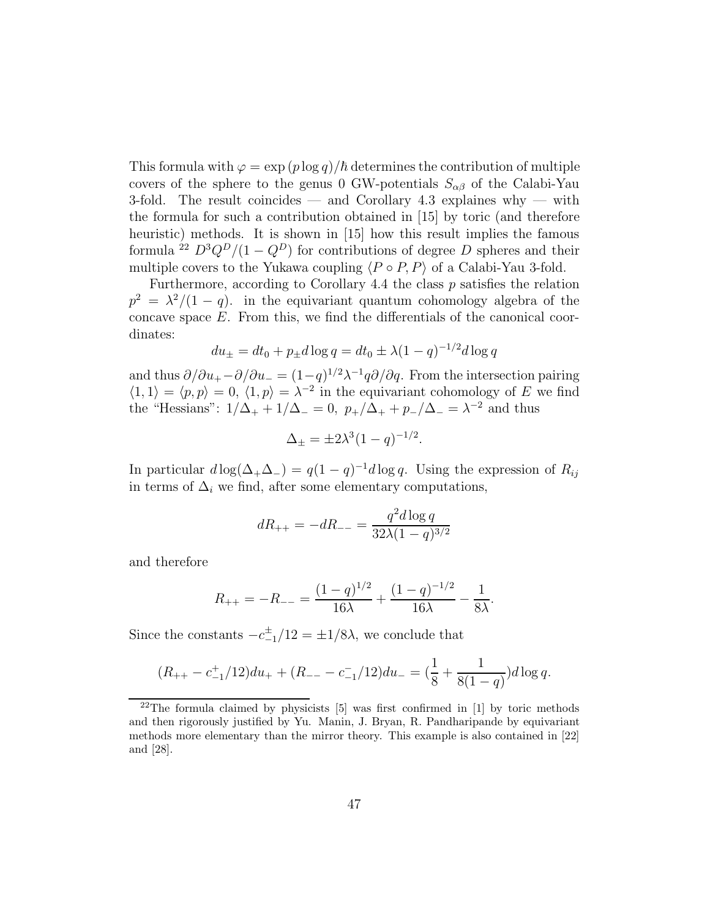This formula with $\varphi = \exp(p \log q)/\hbar$ determines the contribution of multiple covers of the sphere to the genus 0 GW-potentials $S_{\alpha\beta}$ of the Calabi-Yau 3-fold. The result coincides — and Corollary 4.3 explaines why — with the formula for such a contribution obtained in [15] by toric (and therefore heuristic) methods. It is shown in [15] how this result implies the famous formula [22] $D^3 Q^D/(1-Q^D)$ for contributions of degree $D$ spheres and their multiple covers to the Yukawa coupling $\langle P \circ P, P \rangle$ of a Calabi-Yau 3-fold.

Furthermore, according to Corollary 4.4 the class $p$ satisfies the relation $p^2 = \lambda^2/(1-q)$. in the equivariant quantum cohomology algebra of the concave space $E$. From this, we find the differentials of the canonical coordinates:

$$du_\pm = dt_0 + p_\pm d\log q = dt_0 \pm \lambda(1-q)^{-1/2} d\log q$$

and thus $\partial/\partial u_+ - \partial/\partial u_- = (1-q)^{1/2}\lambda^{-1} q\partial/\partial q$. From the intersection pairing $\langle 1, 1\rangle = \langle p, p\rangle = 0$, $\langle 1, p\rangle = \lambda^{-2}$ in the equivariant cohomology of $E$ we find the "Hessians": $1/\Delta_+ + 1/\Delta_- = 0$, $p_+/\Delta_+ + p_-/\Delta_- = \lambda^{-2}$ and thus

$$\Delta_\pm = \pm 2\lambda^3 (1-q)^{-1/2}.$$

In particular $d\log(\Delta_+\Delta_-) = q(1-q)^{-1} d\log q$. Using the expression of $R_{ij}$ in terms of $\Delta_i$ we find, after some elementary computations,

$$dR_{++} = -dR_{--} = \frac{q^2 d\log q}{32\lambda(1-q)^{3/2}}$$

and therefore

$$R_{++} = -R_{--} = \frac{(1-q)^{1/2}}{16\lambda} + \frac{(1-q)^{-1/2}}{16\lambda} - \frac{1}{8\lambda}.$$

Since the constants $-c_{-1}^{\pm}/12 = \pm 1/8\lambda$, we conclude that

$$(R_{++} - c_{-1}^{+}/12) du_+ + (R_{--} - c_{-1}^{-}/12) du_- = (\frac{1}{8} + \frac{1}{8(1-q)}) d\log q.$$

[22] The formula claimed by physicists [5] was first confirmed in [1] by toric methods and then rigorously justified by Yu. Manin, J. Bryan, R. Pandharipande by equivariant methods more elementary than the mirror theory. This example is also contained in [22] and [28].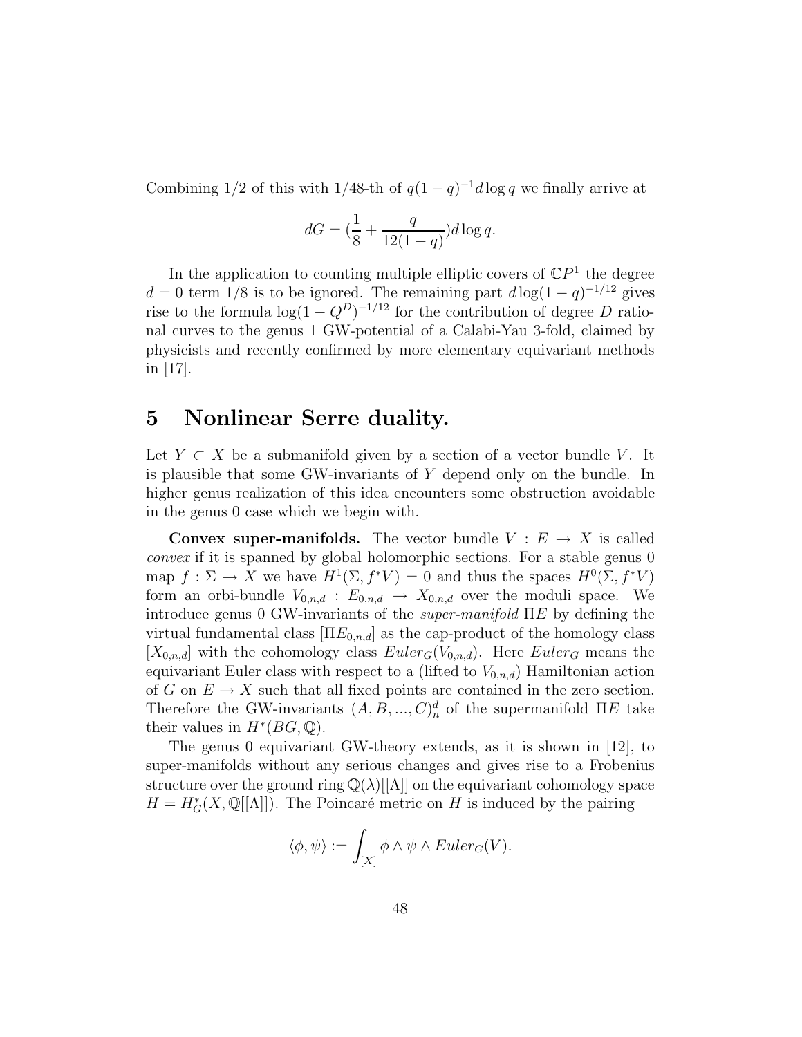Combining 1/2 of this with 1/48-th of $q(1-q)^{-1} d \log q$ we finally arrive at

$$dG = (\frac{1}{8} + \frac{q}{12(1-q)}) d \log q.$$

In the application to counting multiple elliptic covers of $\mathbb{C}P^1$ the degree $d = 0$ term 1/8 is to be ignored. The remaining part $d \log(1-q)^{-1/12}$ gives rise to the formula $\log(1-Q^D)^{-1/12}$ for the contribution of degree $D$ rational curves to the genus 1 GW-potential of a Calabi-Yau 3-fold, claimed by physicists and recently confirmed by more elementary equivariant methods in [17].

# 5 Nonlinear Serre duality.

Let $Y \subset X$ be a submanifold given by a section of a vector bundle $V$. It is plausible that some GW-invariants of $Y$ depend only on the bundle. In higher genus realization of this idea encounters some obstruction avoidable in the genus 0 case which we begin with.

**Convex super-manifolds.** The vector bundle $V : E \to X$ is called *convex* if it is spanned by global holomorphic sections. For a stable genus 0 map $f : \Sigma \to X$ we have $H^1(\Sigma, f^*V) = 0$ and thus the spaces $H^0(\Sigma, f^*V)$ form an orbi-bundle $V_{0,n,d} : E_{0,n,d} \to X_{0,n,d}$ over the moduli space. We introduce genus 0 GW-invariants of the *super-manifold* $\Pi E$ by defining the virtual fundamental class $[\Pi E_{0,n,d}]$ as the cap-product of the homology class $[X_{0,n,d}]$ with the cohomology class $Euler_G(V_{0,n,d})$. Here $Euler_G$ means the equivariant Euler class with respect to a (lifted to $V_{0,n,d}$) Hamiltonian action of $G$ on $E \to X$ such that all fixed points are contained in the zero section. Therefore the GW-invariants $(A, B, ..., C)_n^d$ of the supermanifold $\Pi E$ take their values in $H^*(BG, \mathbb{Q})$.

The genus 0 equivariant GW-theory extends, as it is shown in [12], to super-manifolds without any serious changes and gives rise to a Frobenius structure over the ground ring $\mathbb{Q}(\lambda)[[\Lambda]]$ on the equivariant cohomology space $H = H_G^*(X, \mathbb{Q}[[\Lambda]])$. The Poincaré metric on $H$ is induced by the pairing

$$\langle \phi, \psi \rangle := \int_{[X]} \phi \wedge \psi \wedge Euler_G(V).$$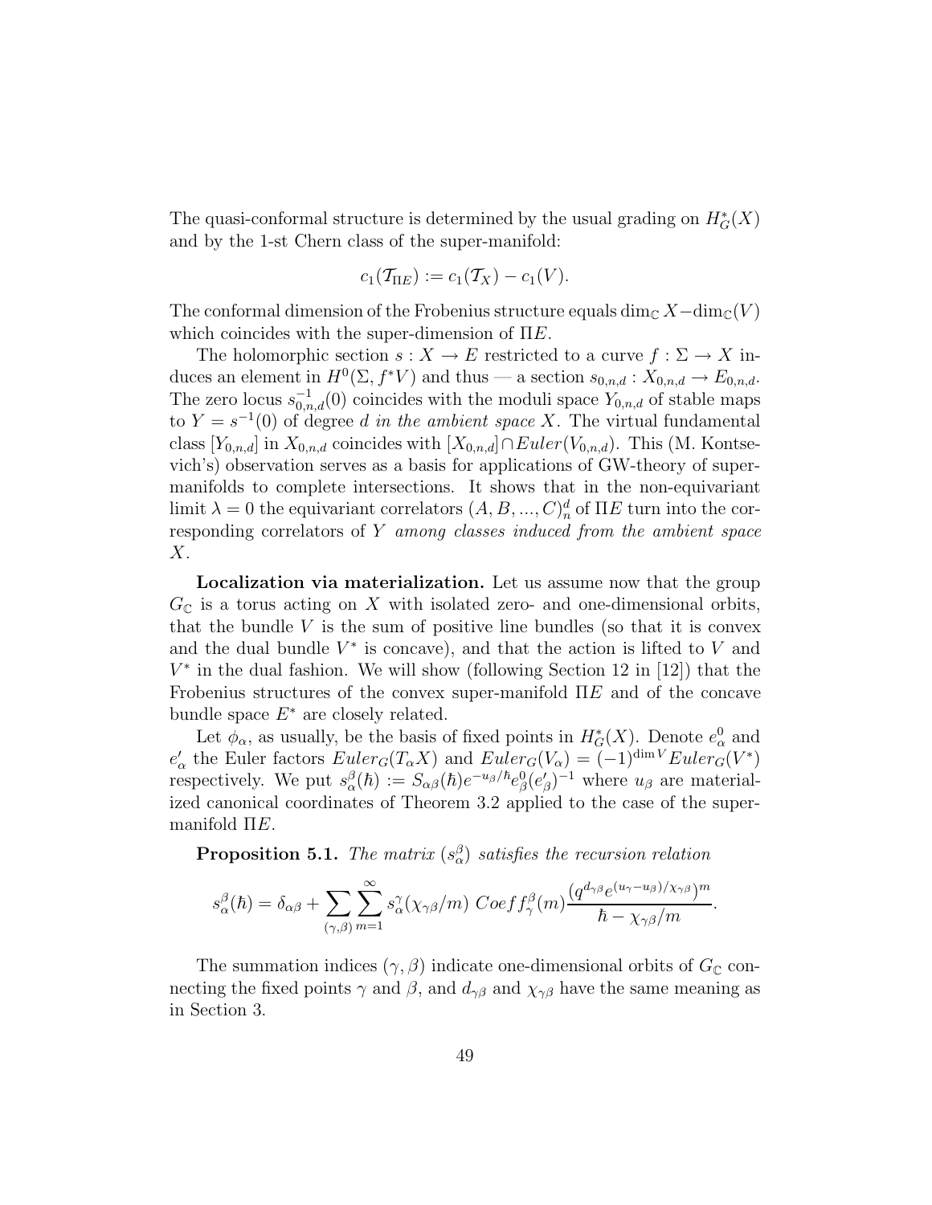The quasi-conformal structure is determined by the usual grading on $H^*_G(X)$ and by the 1-st Chern class of the super-manifold:

$$c_1(\mathcal{T}_{\Pi E}) := c_1(\mathcal{T}_X) - c_1(V).$$

The conformal dimension of the Frobenius structure equals $\dim_{\mathbb{C}} X - \dim_{\mathbb{C}}(V)$ which coincides with the super-dimension of $\Pi E$.

The holomorphic section $s : X \to E$ restricted to a curve $f : \Sigma \to X$ induces an element in $H^0(\Sigma, f^*V)$ and thus — a section $s_{0,n,d} : X_{0,n,d} \to E_{0,n,d}$. The zero locus $s^{-1}_{0,n,d}(0)$ coincides with the moduli space $Y_{0,n,d}$ of stable maps to $Y = s^{-1}(0)$ of degree $d$ *in the ambient space* $X$. The virtual fundamental class $[Y_{0,n,d}]$ in $X_{0,n,d}$ coincides with $[X_{0,n,d}] \cap Euler(V_{0,n,d})$. This (M. Kontsevich's) observation serves as a basis for applications of GW-theory of super-manifolds to complete intersections. It shows that in the non-equivariant limit $\lambda = 0$ the equivariant correlators $(A, B, ..., C)^d_n$ of $\Pi E$ turn into the corresponding correlators of $Y$ *among classes induced from the ambient space* $X$.

**Localization via materialization.** Let us assume now that the group $G_{\mathbb{C}}$ is a torus acting on $X$ with isolated zero- and one-dimensional orbits, that the bundle $V$ is the sum of positive line bundles (so that it is convex and the dual bundle $V^*$ is concave), and that the action is lifted to $V$ and $V^*$ in the dual fashion. We will show (following Section 12 in [12]) that the Frobenius structures of the convex super-manifold $\Pi E$ and of the concave bundle space $E^*$ are closely related.

Let $\phi_\alpha$, as usually, be the basis of fixed points in $H^*_G(X)$. Denote $e^0_\alpha$ and $e'_\alpha$ the Euler factors $Euler_G(T_\alpha X)$ and $Euler_G(V_\alpha) = (-1)^{\dim V} Euler_G(V^*)$ respectively. We put $s^\beta_\alpha(\hbar) := S_{\alpha\beta}(\hbar) e^{-u_\beta/\hbar} e^0_\beta (e'_\beta)^{-1}$ where $u_\beta$ are materialized canonical coordinates of Theorem 3.2 applied to the case of the super-manifold $\Pi E$.

**Proposition 5.1.** *The matrix $(s^\beta_\alpha)$ satisfies the recursion relation*

$$s^\beta_\alpha(\hbar) = \delta_{\alpha\beta} + \sum_{(\gamma,\beta)} \sum_{m=1}^{\infty} s^\gamma_\alpha(\chi_{\gamma\beta}/m)\ Coeff^\beta_\gamma(m) \frac{(q^{d_{\gamma\beta}} e^{(u_\gamma - u_\beta)/\chi_{\gamma\beta}})^m}{\hbar - \chi_{\gamma\beta}/m}.$$

The summation indices $(\gamma, \beta)$ indicate one-dimensional orbits of $G_{\mathbb{C}}$ connecting the fixed points $\gamma$ and $\beta$, and $d_{\gamma\beta}$ and $\chi_{\gamma\beta}$ have the same meaning as in Section 3.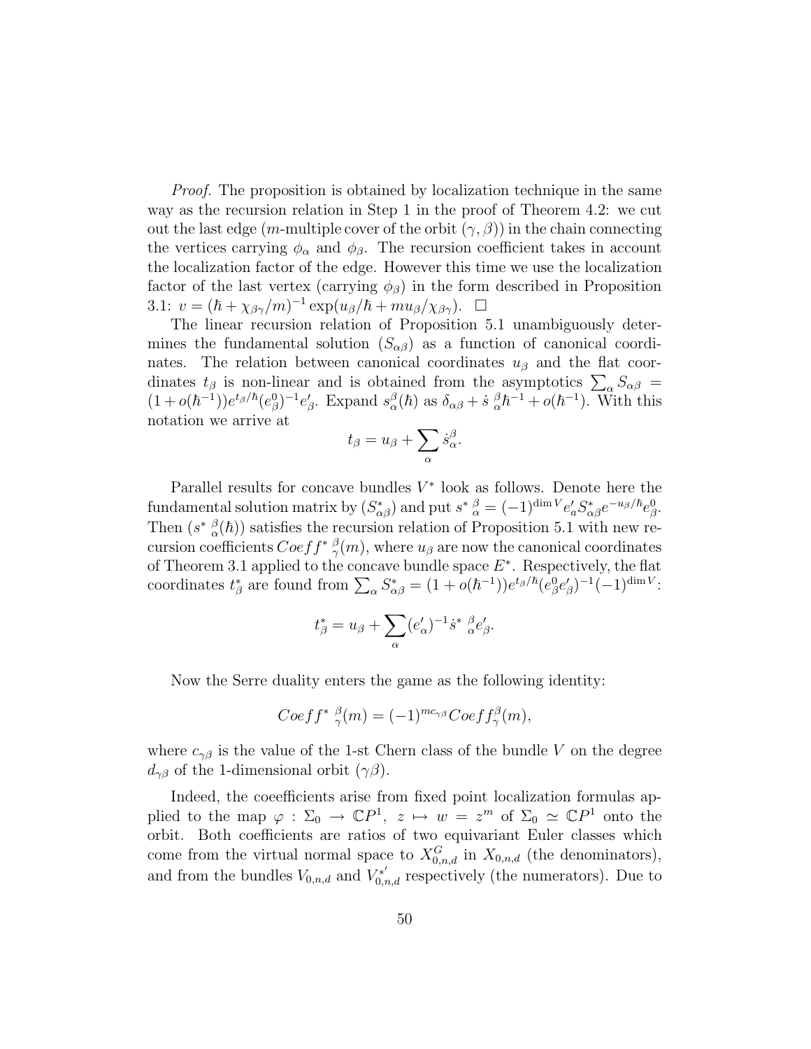*Proof.* The proposition is obtained by localization technique in the same way as the recursion relation in Step 1 in the proof of Theorem 4.2: we cut out the last edge ($m$-multiple cover of the orbit $(\gamma,\beta)$) in the chain connecting the vertices carrying $\phi_\alpha$ and $\phi_\beta$. The recursion coefficient takes in account the localization factor of the edge. However this time we use the localization factor of the last vertex (carrying $\phi_\beta$) in the form described in Proposition 3.1: $v = (\hbar + \chi_{\beta\gamma}/m)^{-1} \exp(u_\beta/\hbar + mu_\beta/\chi_{\beta\gamma})$. $\square$

The linear recursion relation of Proposition 5.1 unambiguously determines the fundamental solution $(S_{\alpha\beta})$ as a function of canonical coordinates. The relation between canonical coordinates $u_\beta$ and the flat coordinates $t_\beta$ is non-linear and is obtained from the asymptotics $\sum_\alpha S_{\alpha\beta} = (1+o(\hbar^{-1}))e^{t_\beta/\hbar}(e^0_\beta)^{-1}e'_\beta$. Expand $s^\beta_\alpha(\hbar)$ as $\delta_{\alpha\beta} + \dot{s}\,{}^\beta_\alpha \hbar^{-1} + o(\hbar^{-1})$. With this notation we arrive at

$$t_\beta = u_\beta + \sum_\alpha \dot{s}^\beta_\alpha.$$

Parallel results for concave bundles $V^*$ look as follows. Denote here the fundamental solution matrix by $(S^*_{\alpha\beta})$ and put $s^*{}^\beta_\alpha = (-1)^{\dim V} e'_a S^*_{\alpha\beta} e^{-u_\beta/\hbar} e^0_\beta$. Then $(s^*{}^\beta_\alpha(\hbar))$ satisfies the recursion relation of Proposition 5.1 with new recursion coefficients $Coeff^*{}^\beta_\gamma(m)$, where $u_\beta$ are now the canonical coordinates of Theorem 3.1 applied to the concave bundle space $E^*$. Respectively, the flat coordinates $t^*_\beta$ are found from $\sum_\alpha S^*_{\alpha\beta} = (1+o(\hbar^{-1}))e^{t_\beta/\hbar}(e^0_\beta e'_\beta)^{-1}(-1)^{\dim V}$:

$$t^*_\beta = u_\beta + \sum_\alpha (e'_\alpha)^{-1} \dot{s}^*{}^\beta_\alpha e'_\beta.$$

Now the Serre duality enters the game as the following identity:

$$Coeff^*{}^\beta_\gamma(m) = (-1)^{mc_{\gamma\beta}} Coeff^\beta_\gamma(m),$$

where $c_{\gamma\beta}$ is the value of the 1-st Chern class of the bundle $V$ on the degree $d_{\gamma\beta}$ of the 1-dimensional orbit $(\gamma\beta)$.

Indeed, the coeefficients arise from fixed point localization formulas applied to the map $\varphi : \Sigma_0 \to \mathbb{C}P^1,\ z \mapsto w = z^m$ of $\Sigma_0 \simeq \mathbb{C}P^1$ onto the orbit. Both coefficients are ratios of two equivariant Euler classes which come from the virtual normal space to $X^G_{0,n,d}$ in $X_{0,n,d}$ (the denominators), and from the bundles $V_{0,n,d}$ and $V^{*'}_{0,n,d}$ respectively (the numerators). Due to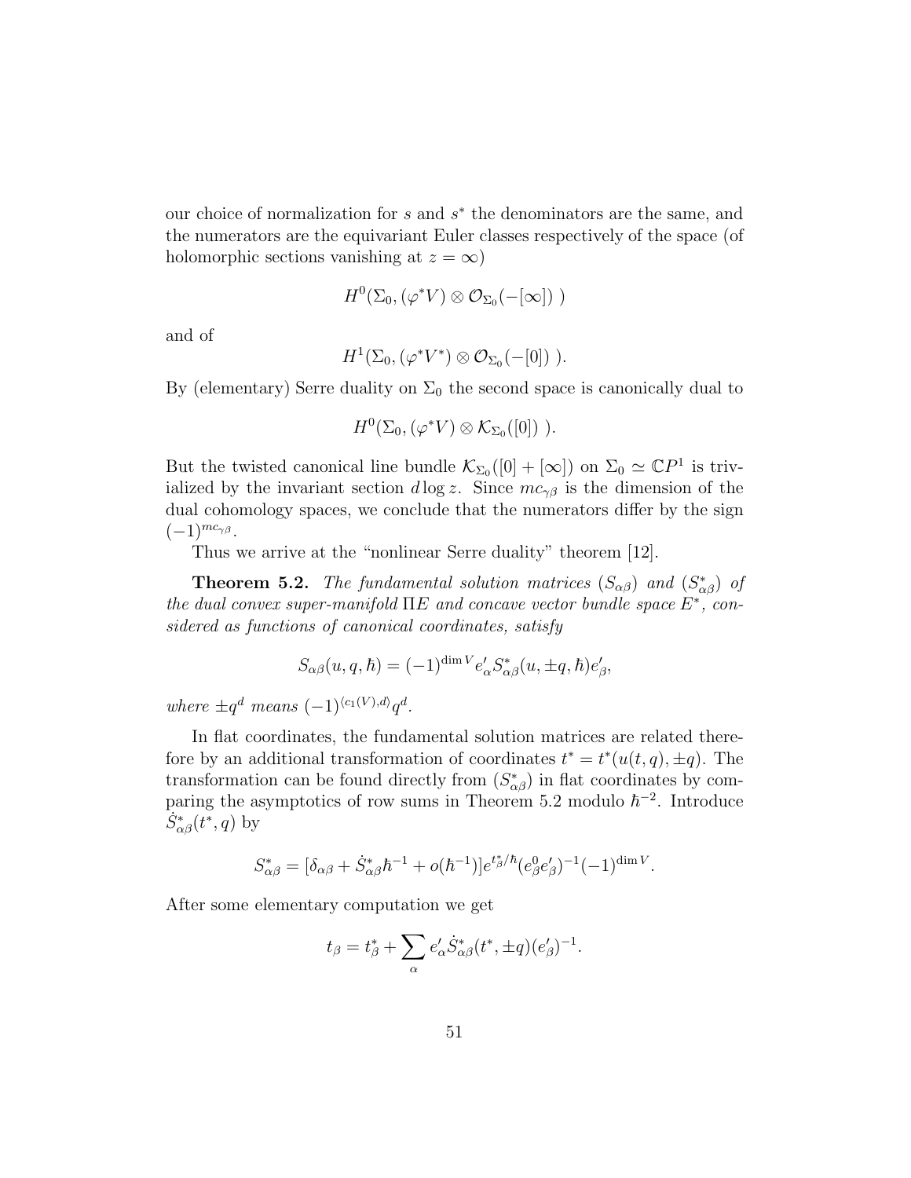our choice of normalization for $s$ and $s^*$ the denominators are the same, and the numerators are the equivariant Euler classes respectively of the space (of holomorphic sections vanishing at $z = \infty$)

$$H^0(\Sigma_0, (\varphi^* V) \otimes \mathcal{O}_{\Sigma_0}(-[\infty])\ )$$

and of

$$H^1(\Sigma_0, (\varphi^* V^*) \otimes \mathcal{O}_{\Sigma_0}(-[0])\ ).$$

By (elementary) Serre duality on $\Sigma_0$ the second space is canonically dual to

$$H^0(\Sigma_0, (\varphi^* V) \otimes \mathcal{K}_{\Sigma_0}([0])\ ).$$

But the twisted canonical line bundle $\mathcal{K}_{\Sigma_0}([0] + [\infty])$ on $\Sigma_0 \simeq \mathbb{C}P^1$ is trivialized by the invariant section $d \log z$. Since $mc_{\gamma\beta}$ is the dimension of the dual cohomology spaces, we conclude that the numerators differ by the sign $(-1)^{mc_{\gamma\beta}}$.

Thus we arrive at the "nonlinear Serre duality" theorem [12].

**Theorem 5.2.** *The fundamental solution matrices $(S_{\alpha\beta})$ and $(S^*_{\alpha\beta})$ of the dual convex super-manifold $\Pi E$ and concave vector bundle space $E^*$, considered as functions of canonical coordinates, satisfy*

$$S_{\alpha\beta}(u, q, \hbar) = (-1)^{\dim V} e'_\alpha S^*_{\alpha\beta}(u, \pm q, \hbar) e'_\beta,$$

*where $\pm q^d$ means $(-1)^{\langle c_1(V), d\rangle} q^d$.*

In flat coordinates, the fundamental solution matrices are related therefore by an additional transformation of coordinates $t^* = t^*(u(t, q), \pm q)$. The transformation can be found directly from $(S^*_{\alpha\beta})$ in flat coordinates by comparing the asymptotics of row sums in Theorem 5.2 modulo $\hbar^{-2}$. Introduce $\dot{S}^*_{\alpha\beta}(t^*, q)$ by

$$S^*_{\alpha\beta} = [\delta_{\alpha\beta} + \dot{S}^*_{\alpha\beta}\hbar^{-1} + o(\hbar^{-1})] e^{t^*_\beta/\hbar} (e^0_\beta e'_\beta)^{-1} (-1)^{\dim V}.$$

After some elementary computation we get

$$t_\beta = t^*_\beta + \sum_\alpha e'_\alpha \dot{S}^*_{\alpha\beta}(t^*, \pm q)(e'_\beta)^{-1}.$$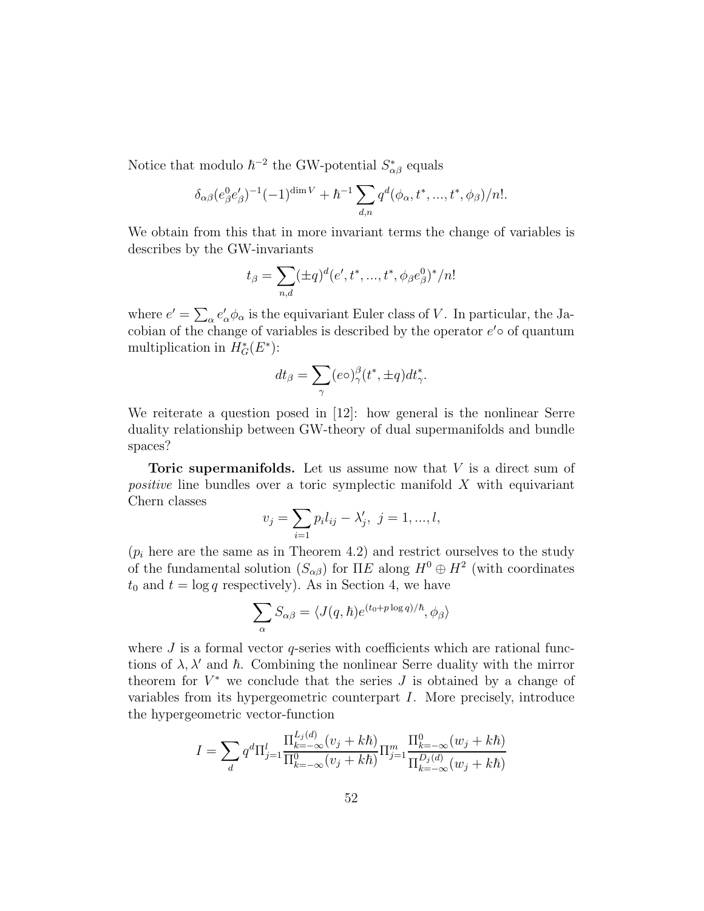Notice that modulo $\hbar^{-2}$ the GW-potential $S^*_{\alpha\beta}$ equals

$$\delta_{\alpha\beta}(e^0_\beta e'_\beta)^{-1}(-1)^{\dim V} + \hbar^{-1}\sum_{d,n} q^d(\phi_\alpha, t^*, ..., t^*, \phi_\beta)/n!.$$

We obtain from this that in more invariant terms the change of variables is describes by the GW-invariants

$$t_\beta = \sum_{n,d} (\pm q)^d (e', t^*, ..., t^*, \phi_\beta e^0_\beta)^*/n!$$

where $e' = \sum_\alpha e'_\alpha \phi_\alpha$ is the equivariant Euler class of $V$. In particular, the Jacobian of the change of variables is described by the operator $e'\circ$ of quantum multiplication in $H^*_G(E^*)$:

$$dt_\beta = \sum_\gamma (e\circ)^\beta_\gamma(t^*, \pm q)dt^*_\gamma.$$

We reiterate a question posed in [12]: how general is the nonlinear Serre duality relationship between GW-theory of dual supermanifolds and bundle spaces?

**Toric supermanifolds.** Let us assume now that $V$ is a direct sum of *positive* line bundles over a toric symplectic manifold $X$ with equivariant Chern classes

$$v_j = \sum_{i=1} p_i l_{ij} - \lambda'_j, \; j = 1, ..., l,$$

($p_i$ here are the same as in Theorem 4.2) and restrict ourselves to the study of the fundamental solution $(S_{\alpha\beta})$ for $\Pi E$ along $H^0 \oplus H^2$ (with coordinates $t_0$ and $t = \log q$ respectively). As in Section 4, we have

$$\sum_\alpha S_{\alpha\beta} = \langle J(q, \hbar) e^{(t_0 + p\log q)/\hbar}, \phi_\beta\rangle$$

where $J$ is a formal vector $q$-series with coefficients which are rational functions of $\lambda, \lambda'$ and $\hbar$. Combining the nonlinear Serre duality with the mirror theorem for $V^*$ we conclude that the series $J$ is obtained by a change of variables from its hypergeometric counterpart $I$. More precisely, introduce the hypergeometric vector-function

$$I = \sum_d q^d \Pi_{j=1}^l \frac{\Pi_{k=-\infty}^{L_j(d)}(v_j + k\hbar)}{\Pi_{k=-\infty}^{0}(v_j + k\hbar)} \Pi_{j=1}^m \frac{\Pi_{k=-\infty}^{0}(w_j + k\hbar)}{\Pi_{k=-\infty}^{D_j(d)}(w_j + k\hbar)}$$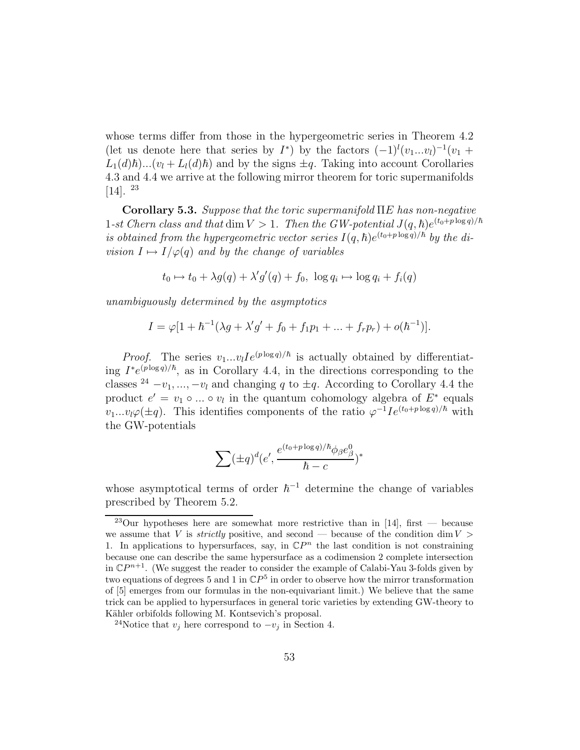whose terms differ from those in the hypergeometric series in Theorem 4.2 (let us denote here that series by $I^*$) by the factors $(-1)^l(v_1...v_l)^{-1}(v_1 + L_1(d)\hbar)...(v_l + L_l(d)\hbar)$ and by the signs $\pm q$. Taking into account Corollaries 4.3 and 4.4 we arrive at the following mirror theorem for toric supermanifolds [14]. [23]

**Corollary 5.3.** *Suppose that the toric supermanifold* $\Pi E$ *has non-negative 1-st Chern class and that* $\dim V > 1$. *Then the GW-potential* $J(q,\hbar)e^{(t_0+p\log q)/\hbar}$ *is obtained from the hypergeometric vector series* $I(q,\hbar)e^{(t_0+p\log q)/\hbar}$ *by the division* $I \mapsto I/\varphi(q)$ *and by the change of variables*

$$t_0 \mapsto t_0 + \lambda g(q) + \lambda' g'(q) + f_0, \ \log q_i \mapsto \log q_i + f_i(q)$$

*unambiguously determined by the asymptotics*

$$I = \varphi[1 + \hbar^{-1}(\lambda g + \lambda' g' + f_0 + f_1 p_1 + ... + f_r p_r) + o(\hbar^{-1})].$$

*Proof.* The series $v_1...v_l I e^{(p\log q)/\hbar}$ is actually obtained by differentiating $I^* e^{(p\log q)/\hbar}$, as in Corollary 4.4, in the directions corresponding to the classes [24] $-v_1, ..., -v_l$ and changing $q$ to $\pm q$. According to Corollary 4.4 the product $e' = v_1 \circ ... \circ v_l$ in the quantum cohomology algebra of $E^*$ equals $v_1...v_l\varphi(\pm q)$. This identifies components of the ratio $\varphi^{-1} I e^{(t_0+p\log q)/\hbar}$ with the GW-potentials

$$\sum (\pm q)^d (e', \frac{e^{(t_0+p\log q)/\hbar}\phi_\beta e^0_\beta}{\hbar - c})^*$$

whose asymptotical terms of order $\hbar^{-1}$ determine the change of variables prescribed by Theorem 5.2.

---

[23] Our hypotheses here are somewhat more restrictive than in [14], first — because we assume that $V$ is *strictly* positive, and second — because of the condition $\dim V > 1$. In applications to hypersurfaces, say, in $\mathbb{C}P^n$ the last condition is not constraining because one can describe the same hypersurface as a codimension 2 complete intersection in $\mathbb{C}P^{n+1}$. (We suggest the reader to consider the example of Calabi-Yau 3-folds given by two equations of degrees 5 and 1 in $\mathbb{C}P^5$ in order to observe how the mirror transformation of [5] emerges from our formulas in the non-equivariant limit.) We believe that the same trick can be applied to hypersurfaces in general toric varieties by extending GW-theory to Kähler orbifolds following M. Kontsevich's proposal.

[24] Notice that $v_j$ here correspond to $-v_j$ in Section 4.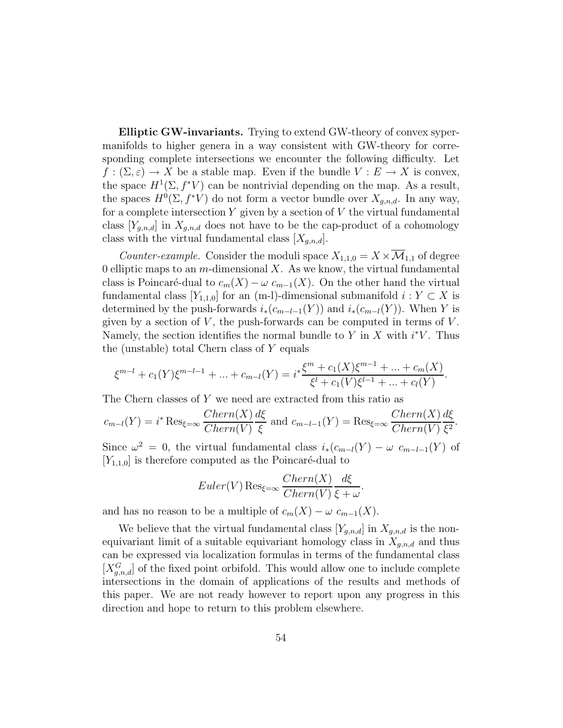**Elliptic GW-invariants.** Trying to extend GW-theory of convex sypermanifolds to higher genera in a way consistent with GW-theory for corresponding complete intersections we encounter the following difficulty. Let $f : (\Sigma, \varepsilon) \to X$ be a stable map. Even if the bundle $V : E \to X$ is convex, the space $H^1(\Sigma, f^*V)$ can be nontrivial depending on the map. As a result, the spaces $H^0(\Sigma, f^*V)$ do not form a vector bundle over $X_{g,n,d}$. In any way, for a complete intersection $Y$ given by a section of $V$ the virtual fundamental class $[Y_{g,n,d}]$ in $X_{g,n,d}$ does not have to be the cap-product of a cohomology class with the virtual fundamental class $[X_{g,n,d}]$.

*Counter-example.* Consider the moduli space $X_{1,1,0} = X \times \overline{\mathcal{M}}_{1,1}$ of degree 0 elliptic maps to an $m$-dimensional $X$. As we know, the virtual fundamental class is Poincaré-dual to $c_m(X) - \omega\ c_{m-1}(X)$. On the other hand the virtual fundamental class $[Y_{1,1,0}]$ for an (m-l)-dimensional submanifold $i : Y \subset X$ is determined by the push-forwards $i_*(c_{m-l-1}(Y))$ and $i_*(c_{m-l}(Y))$. When $Y$ is given by a section of $V$, the push-forwards can be computed in terms of $V$. Namely, the section identifies the normal bundle to $Y$ in $X$ with $i^*V$. Thus the (unstable) total Chern class of $Y$ equals

$$\xi^{m-l} + c_1(Y)\xi^{m-l-1} + ... + c_{m-l}(Y) = i^* \frac{\xi^m + c_1(X)\xi^{m-1} + ... + c_m(X)}{\xi^l + c_1(V)\xi^{l-1} + ... + c_l(Y)}.$$

The Chern classes of $Y$ we need are extracted from this ratio as

$$c_{m-l}(Y) = i^* \operatorname{Res}_{\xi=\infty} \frac{Chern(X)}{Chern(V)} \frac{d\xi}{\xi} \text{ and } c_{m-l-1}(Y) = \operatorname{Res}_{\xi=\infty} \frac{Chern(X)}{Chern(V)} \frac{d\xi}{\xi^2}.$$

Since $\omega^2 = 0$, the virtual fundamental class $i_*(c_{m-l}(Y) - \omega\ c_{m-l-1}(Y)$ of $[Y_{1,1,0}]$ is therefore computed as the Poincaré-dual to

$$Euler(V) \operatorname{Res}_{\xi=\infty} \frac{Chern(X)}{Chern(V)} \frac{d\xi}{\xi + \omega}.$$

and has no reason to be a multiple of $c_m(X) - \omega\ c_{m-1}(X)$.

We believe that the virtual fundamental class $[Y_{g,n,d}]$ in $X_{g,n,d}$ is the non-equivariant limit of a suitable equivariant homology class in $X_{g,n,d}$ and thus can be expressed via localization formulas in terms of the fundamental class $[X^G_{g,n,d}]$ of the fixed point orbifold. This would allow one to include complete intersections in the domain of applications of the results and methods of this paper. We are not ready however to report upon any progress in this direction and hope to return to this problem elsewhere.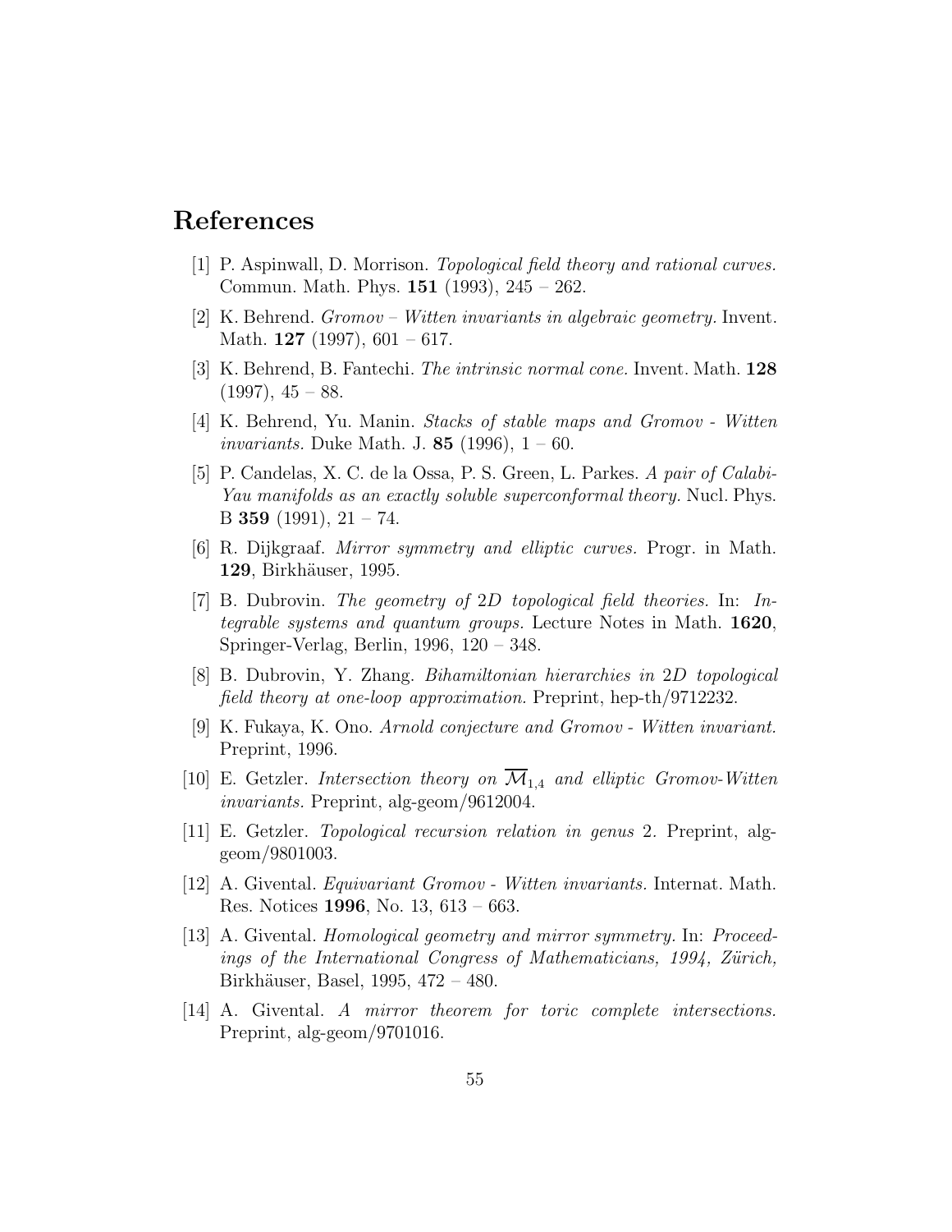# References

[1] P. Aspinwall, D. Morrison. *Topological field theory and rational curves.* Commun. Math. Phys. **151** (1993), 245 – 262.

[2] K. Behrend. *Gromov – Witten invariants in algebraic geometry.* Invent. Math. **127** (1997), 601 – 617.

[3] K. Behrend, B. Fantechi. *The intrinsic normal cone.* Invent. Math. **128** (1997), 45 – 88.

[4] K. Behrend, Yu. Manin. *Stacks of stable maps and Gromov - Witten invariants.* Duke Math. J. **85** (1996), 1 – 60.

[5] P. Candelas, X. C. de la Ossa, P. S. Green, L. Parkes. *A pair of Calabi-Yau manifolds as an exactly soluble superconformal theory.* Nucl. Phys. B **359** (1991), 21 – 74.

[6] R. Dijkgraaf. *Mirror symmetry and elliptic curves.* Progr. in Math. **129**, Birkhäuser, 1995.

[7] B. Dubrovin. *The geometry of 2D topological field theories.* In: *Integrable systems and quantum groups.* Lecture Notes in Math. **1620**, Springer-Verlag, Berlin, 1996, 120 – 348.

[8] B. Dubrovin, Y. Zhang. *Bihamiltonian hierarchies in 2D topological field theory at one-loop approximation.* Preprint, hep-th/9712232.

[9] K. Fukaya, K. Ono. *Arnold conjecture and Gromov - Witten invariant.* Preprint, 1996.

[10] E. Getzler. *Intersection theory on $\overline{\mathcal{M}}_{1,4}$ and elliptic Gromov-Witten invariants.* Preprint, alg-geom/9612004.

[11] E. Getzler. *Topological recursion relation in genus 2.* Preprint, alg-geom/9801003.

[12] A. Givental. *Equivariant Gromov - Witten invariants.* Internat. Math. Res. Notices **1996**, No. 13, 613 – 663.

[13] A. Givental. *Homological geometry and mirror symmetry.* In: *Proceedings of the International Congress of Mathematicians, 1994, Zürich,* Birkhäuser, Basel, 1995, 472 – 480.

[14] A. Givental. *A mirror theorem for toric complete intersections.* Preprint, alg-geom/9701016.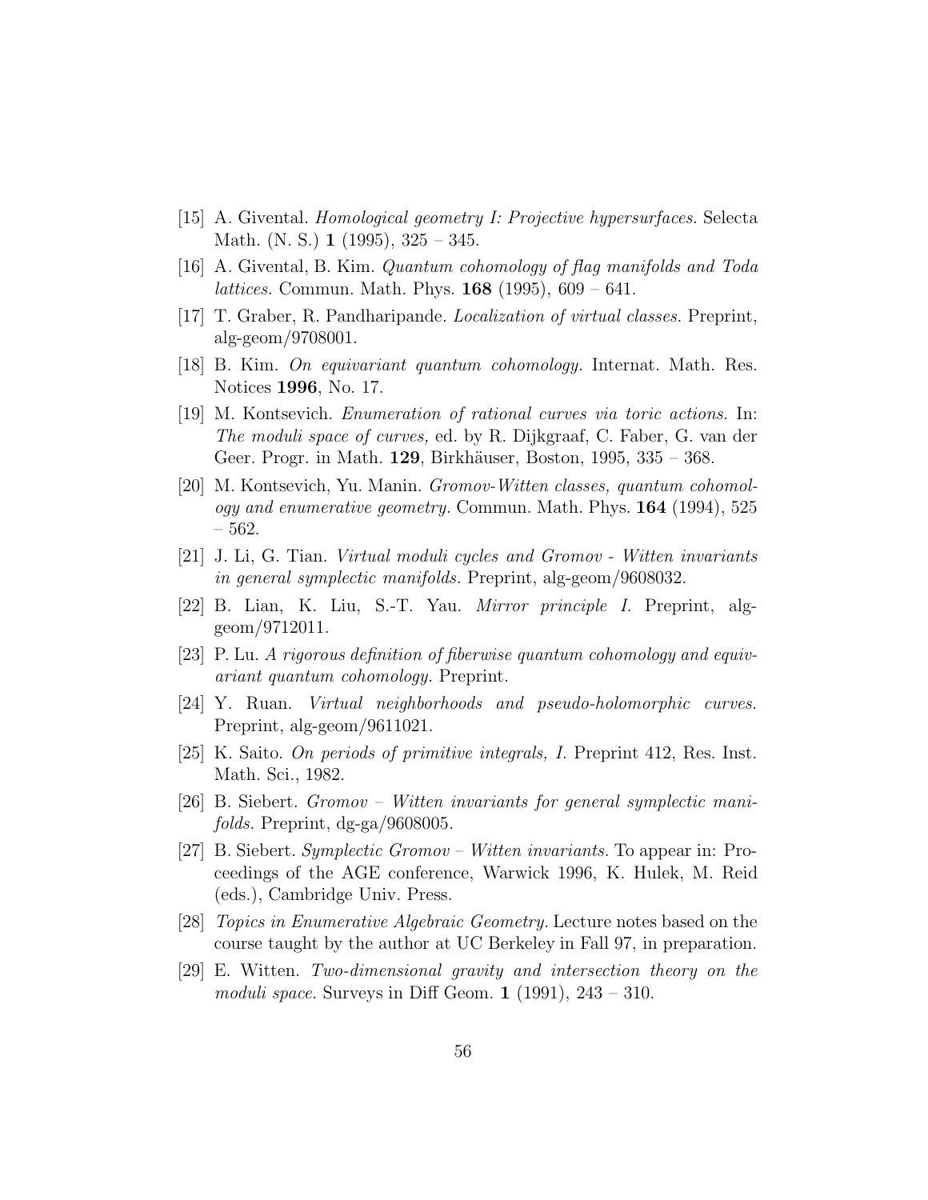[15] A. Givental. *Homological geometry I: Projective hypersurfaces.* Selecta Math. (N. S.) **1** (1995), 325 – 345.

[16] A. Givental, B. Kim. *Quantum cohomology of flag manifolds and Toda lattices.* Commun. Math. Phys. **168** (1995), 609 – 641.

[17] T. Graber, R. Pandharipande. *Localization of virtual classes.* Preprint, alg-geom/9708001.

[18] B. Kim. *On equivariant quantum cohomology.* Internat. Math. Res. Notices **1996**, No. 17.

[19] M. Kontsevich. *Enumeration of rational curves via toric actions.* In: *The moduli space of curves,* ed. by R. Dijkgraaf, C. Faber, G. van der Geer. Progr. in Math. **129**, Birkhäuser, Boston, 1995, 335 – 368.

[20] M. Kontsevich, Yu. Manin. *Gromov-Witten classes, quantum cohomology and enumerative geometry.* Commun. Math. Phys. **164** (1994), 525 – 562.

[21] J. Li, G. Tian. *Virtual moduli cycles and Gromov - Witten invariants in general symplectic manifolds.* Preprint, alg-geom/9608032.

[22] B. Lian, K. Liu, S.-T. Yau. *Mirror principle I.* Preprint, alg-geom/9712011.

[23] P. Lu. *A rigorous definition of fiberwise quantum cohomology and equivariant quantum cohomology.* Preprint.

[24] Y. Ruan. *Virtual neighborhoods and pseudo-holomorphic curves.* Preprint, alg-geom/9611021.

[25] K. Saito. *On periods of primitive integrals, I.* Preprint 412, Res. Inst. Math. Sci., 1982.

[26] B. Siebert. *Gromov – Witten invariants for general symplectic manifolds.* Preprint, dg-ga/9608005.

[27] B. Siebert. *Symplectic Gromov – Witten invariants.* To appear in: Proceedings of the AGE conference, Warwick 1996, K. Hulek, M. Reid (eds.), Cambridge Univ. Press.

[28] *Topics in Enumerative Algebraic Geometry.* Lecture notes based on the course taught by the author at UC Berkeley in Fall 97, in preparation.

[29] E. Witten. *Two-dimensional gravity and intersection theory on the moduli space.* Surveys in Diff Geom. **1** (1991), 243 – 310.